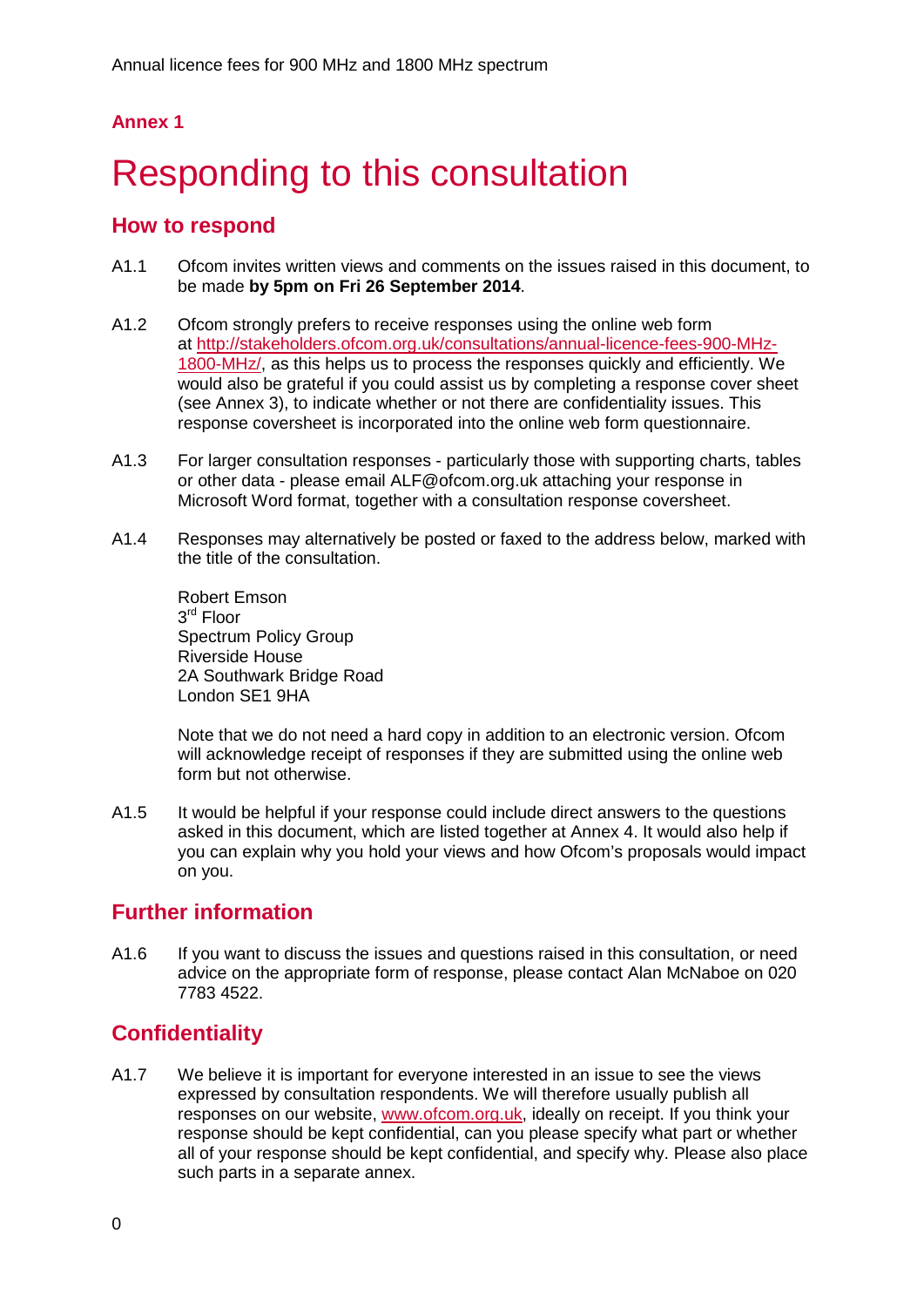## Annex 1

# Responding to this consultation

## How to respond

A1.1 Ofcom invites written views and comments on the issues raised in this document, to be made **by 5pm on Fri 26 September 2014**.

A1.2 Ofcom strongly prefers to receive responses using the online web form at http://stakeholders.ofcom.org.uk/consultations/annual-licence-fees-900-MHz-1800-MHz/, as this helps us to process the responses quickly and efficiently. We would also be grateful if you could assist us by completing a response cover sheet (see Annex 3), to indicate whether or not there are confidentiality issues. This response coversheet is incorporated into the online web form questionnaire.

A1.3 For larger consultation responses - particularly those with supporting charts, tables or other data - please email ALF@ofcom.org.uk attaching your response in Microsoft Word format, together with a consultation response coversheet.

A1.4 Responses may alternatively be posted or faxed to the address below, marked with the title of the consultation.

Robert Emson
3rd Floor
Spectrum Policy Group
Riverside House
2A Southwark Bridge Road
London SE1 9HA

Note that we do not need a hard copy in addition to an electronic version. Ofcom will acknowledge receipt of responses if they are submitted using the online web form but not otherwise.

A1.5 It would be helpful if your response could include direct answers to the questions asked in this document, which are listed together at Annex 4. It would also help if you can explain why you hold your views and how Ofcom's proposals would impact on you.

## Further information

A1.6 If you want to discuss the issues and questions raised in this consultation, or need advice on the appropriate form of response, please contact Alan McNaboe on 020 7783 4522.

## Confidentiality

A1.7 We believe it is important for everyone interested in an issue to see the views expressed by consultation respondents. We will therefore usually publish all responses on our website, www.ofcom.org.uk, ideally on receipt. If you think your response should be kept confidential, can you please specify what part or whether all of your response should be kept confidential, and specify why. Please also place such parts in a separate annex.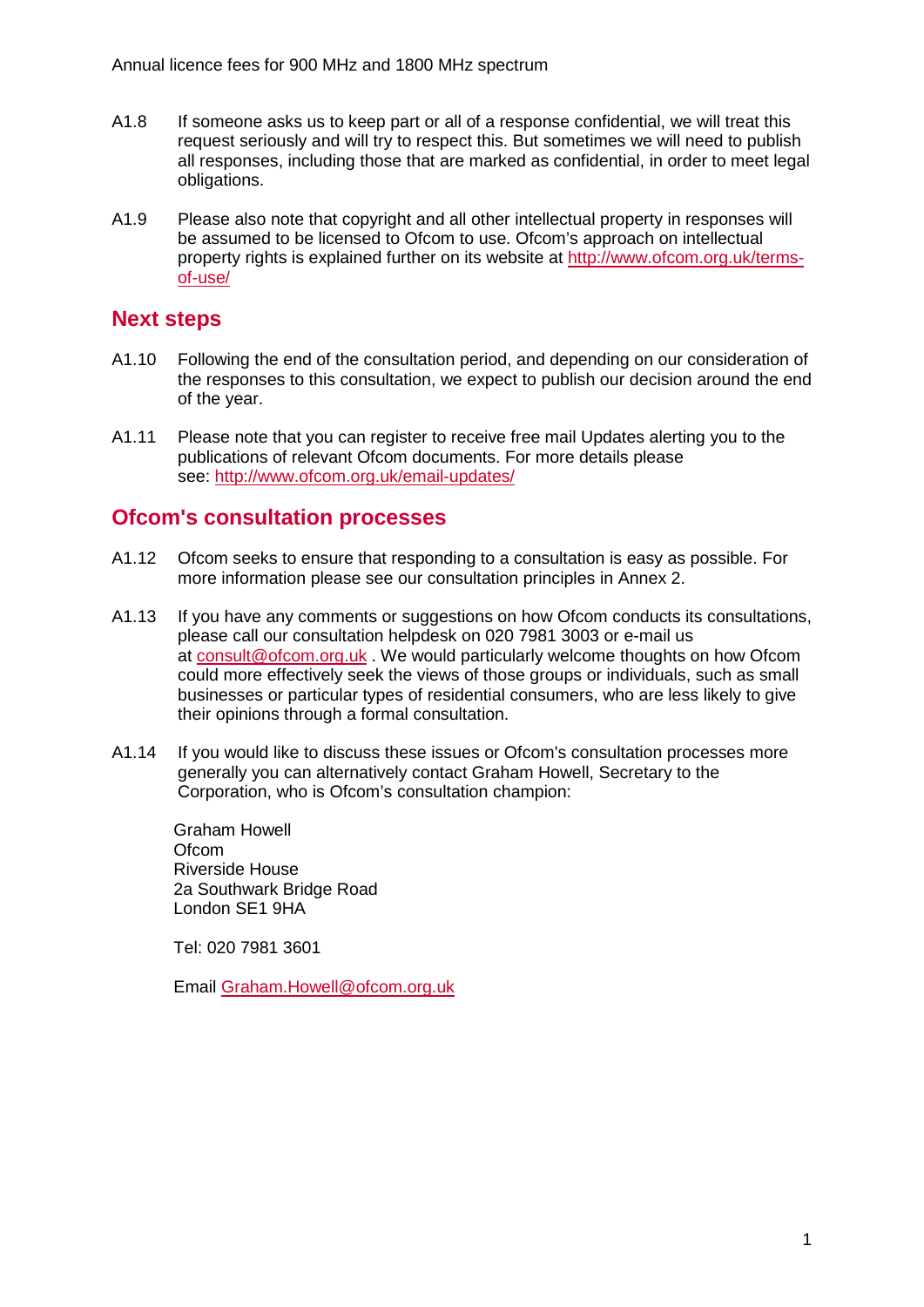A1.8 If someone asks us to keep part or all of a response confidential, we will treat this request seriously and will try to respect this. But sometimes we will need to publish all responses, including those that are marked as confidential, in order to meet legal obligations.

A1.9 Please also note that copyright and all other intellectual property in responses will be assumed to be licensed to Ofcom to use. Ofcom's approach on intellectual property rights is explained further on its website at http://www.ofcom.org.uk/terms-of-use/

## Next steps

A1.10 Following the end of the consultation period, and depending on our consideration of the responses to this consultation, we expect to publish our decision around the end of the year.

A1.11 Please note that you can register to receive free mail Updates alerting you to the publications of relevant Ofcom documents. For more details please see: http://www.ofcom.org.uk/email-updates/

## Ofcom's consultation processes

A1.12 Ofcom seeks to ensure that responding to a consultation is easy as possible. For more information please see our consultation principles in Annex 2.

A1.13 If you have any comments or suggestions on how Ofcom conducts its consultations, please call our consultation helpdesk on 020 7981 3003 or e-mail us at consult@ofcom.org.uk . We would particularly welcome thoughts on how Ofcom could more effectively seek the views of those groups or individuals, such as small businesses or particular types of residential consumers, who are less likely to give their opinions through a formal consultation.

A1.14 If you would like to discuss these issues or Ofcom's consultation processes more generally you can alternatively contact Graham Howell, Secretary to the Corporation, who is Ofcom's consultation champion:

Graham Howell
Ofcom
Riverside House
2a Southwark Bridge Road
London SE1 9HA

Tel: 020 7981 3601

Email Graham.Howell@ofcom.org.uk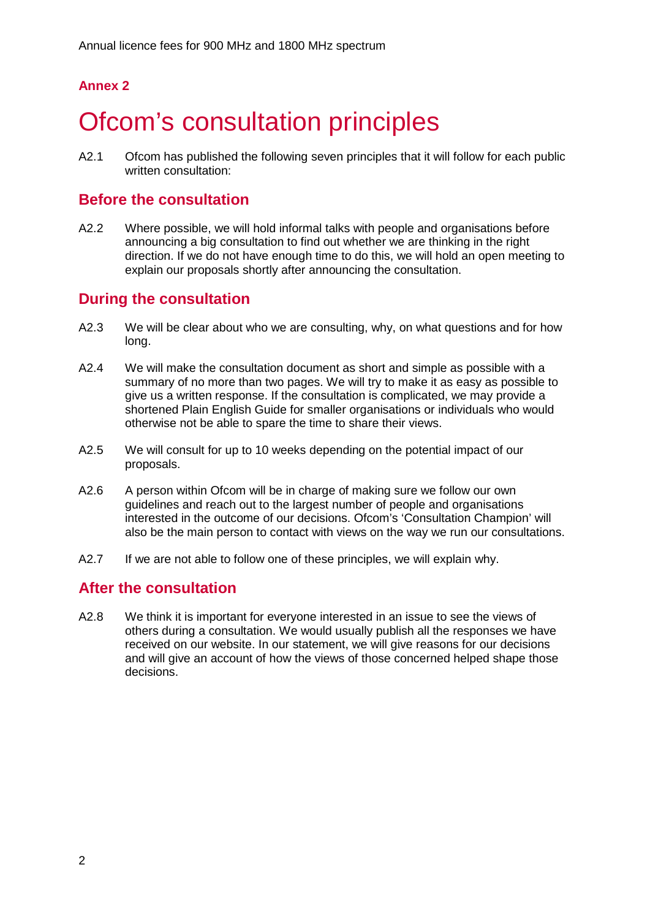## Annex 2

# Ofcom's consultation principles

A2.1 Ofcom has published the following seven principles that it will follow for each public written consultation:

## Before the consultation

A2.2 Where possible, we will hold informal talks with people and organisations before announcing a big consultation to find out whether we are thinking in the right direction. If we do not have enough time to do this, we will hold an open meeting to explain our proposals shortly after announcing the consultation.

## During the consultation

A2.3 We will be clear about who we are consulting, why, on what questions and for how long.

A2.4 We will make the consultation document as short and simple as possible with a summary of no more than two pages. We will try to make it as easy as possible to give us a written response. If the consultation is complicated, we may provide a shortened Plain English Guide for smaller organisations or individuals who would otherwise not be able to spare the time to share their views.

A2.5 We will consult for up to 10 weeks depending on the potential impact of our proposals.

A2.6 A person within Ofcom will be in charge of making sure we follow our own guidelines and reach out to the largest number of people and organisations interested in the outcome of our decisions. Ofcom's 'Consultation Champion' will also be the main person to contact with views on the way we run our consultations.

A2.7 If we are not able to follow one of these principles, we will explain why.

## After the consultation

A2.8 We think it is important for everyone interested in an issue to see the views of others during a consultation. We would usually publish all the responses we have received on our website. In our statement, we will give reasons for our decisions and will give an account of how the views of those concerned helped shape those decisions.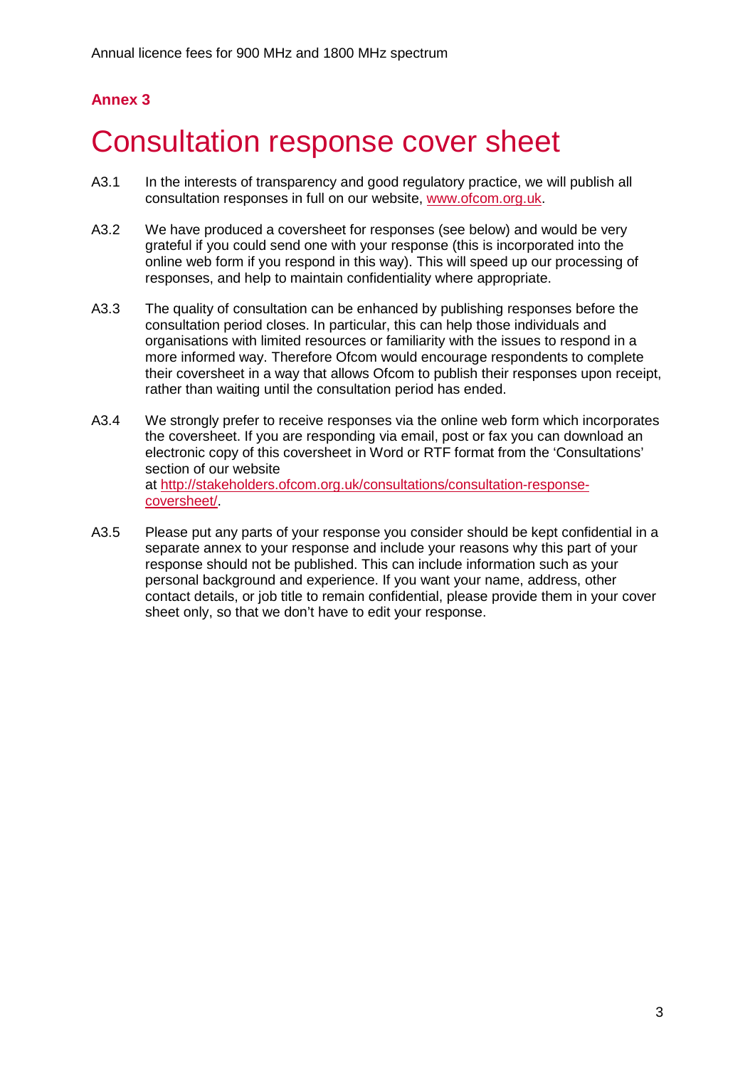## Annex 3

# Consultation response cover sheet

A3.1 In the interests of transparency and good regulatory practice, we will publish all consultation responses in full on our website, [www.ofcom.org.uk](http://www.ofcom.org.uk).

A3.2 We have produced a coversheet for responses (see below) and would be very grateful if you could send one with your response (this is incorporated into the online web form if you respond in this way). This will speed up our processing of responses, and help to maintain confidentiality where appropriate.

A3.3 The quality of consultation can be enhanced by publishing responses before the consultation period closes. In particular, this can help those individuals and organisations with limited resources or familiarity with the issues to respond in a more informed way. Therefore Ofcom would encourage respondents to complete their coversheet in a way that allows Ofcom to publish their responses upon receipt, rather than waiting until the consultation period has ended.

A3.4 We strongly prefer to receive responses via the online web form which incorporates the coversheet. If you are responding via email, post or fax you can download an electronic copy of this coversheet in Word or RTF format from the 'Consultations' section of our website at [http://stakeholders.ofcom.org.uk/consultations/consultation-response-coversheet/](http://stakeholders.ofcom.org.uk/consultations/consultation-response-coversheet/).

A3.5 Please put any parts of your response you consider should be kept confidential in a separate annex to your response and include your reasons why this part of your response should not be published. This can include information such as your personal background and experience. If you want your name, address, other contact details, or job title to remain confidential, please provide them in your cover sheet only, so that we don't have to edit your response.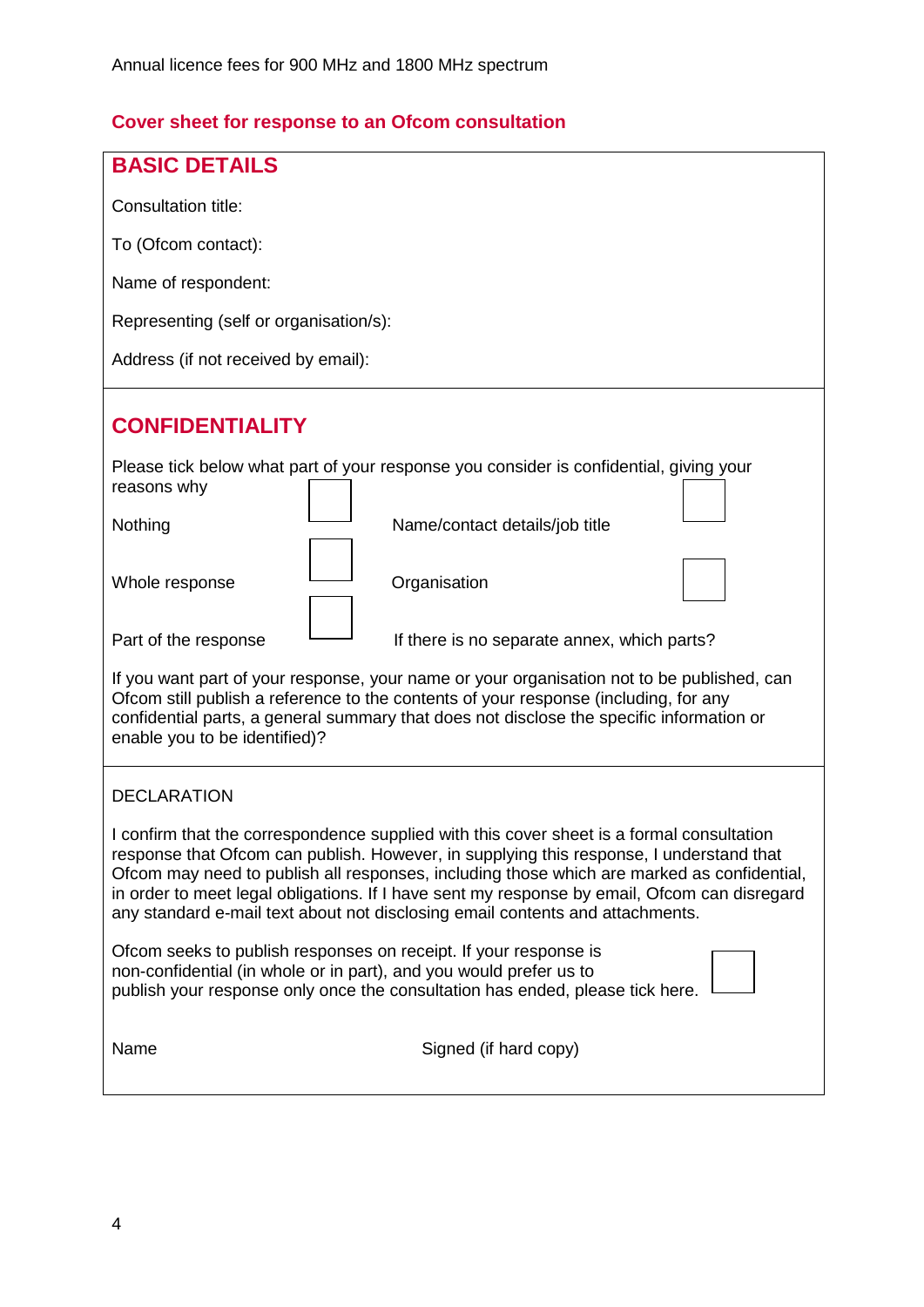## Cover sheet for response to an Ofcom consultation

### BASIC DETAILS

Consultation title:

To (Ofcom contact):

Name of respondent:

Representing (self or organisation/s):

Address (if not received by email):

### CONFIDENTIALITY

Please tick below what part of your response you consider is confidential, giving your reasons why

| | | | |
|---|---|---|---|
| Nothing | ☐ | Name/contact details/job title | ☐ |
| Whole response | ☐ | Organisation | ☐ |
| Part of the response | ☐ | If there is no separate annex, which parts? | |

If you want part of your response, your name or your organisation not to be published, can Ofcom still publish a reference to the contents of your response (including, for any confidential parts, a general summary that does not disclose the specific information or enable you to be identified)?

DECLARATION

I confirm that the correspondence supplied with this cover sheet is a formal consultation response that Ofcom can publish. However, in supplying this response, I understand that Ofcom may need to publish all responses, including those which are marked as confidential, in order to meet legal obligations. If I have sent my response by email, Ofcom can disregard any standard e-mail text about not disclosing email contents and attachments.

Ofcom seeks to publish responses on receipt. If your response is non-confidential (in whole or in part), and you would prefer us to publish your response only once the consultation has ended, please tick here. ☐

Name

Signed (if hard copy)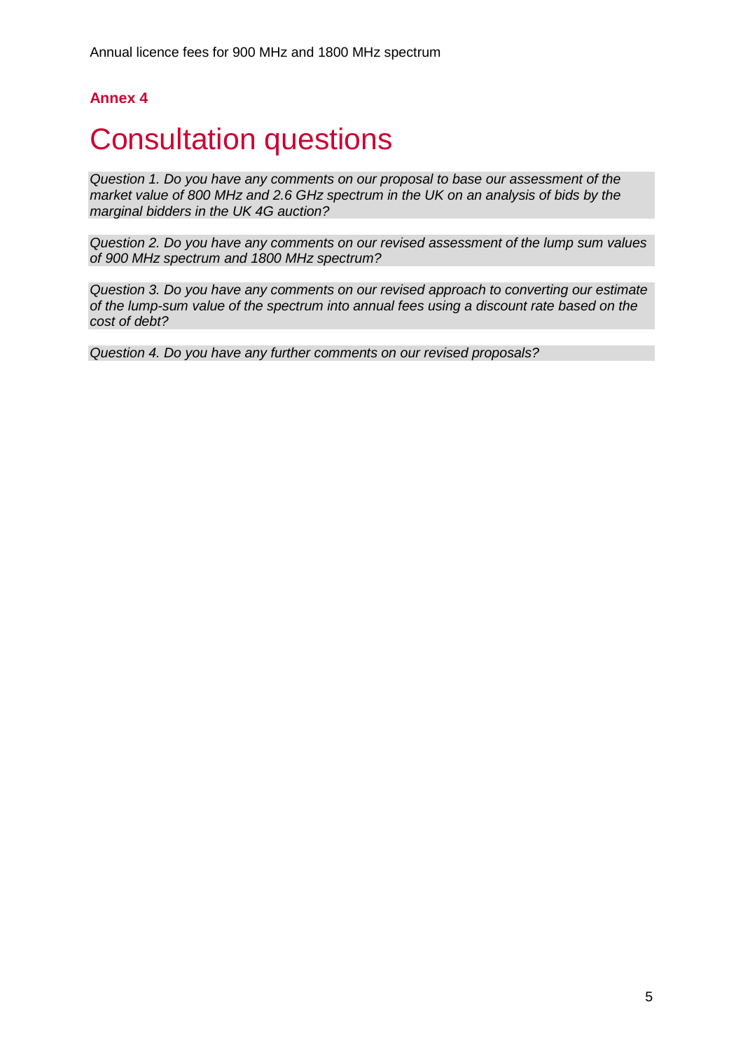**Annex 4**

# Consultation questions

*Question 1. Do you have any comments on our proposal to base our assessment of the market value of 800 MHz and 2.6 GHz spectrum in the UK on an analysis of bids by the marginal bidders in the UK 4G auction?*

*Question 2. Do you have any comments on our revised assessment of the lump sum values of 900 MHz spectrum and 1800 MHz spectrum?*

*Question 3. Do you have any comments on our revised approach to converting our estimate of the lump-sum value of the spectrum into annual fees using a discount rate based on the cost of debt?*

*Question 4. Do you have any further comments on our revised proposals?*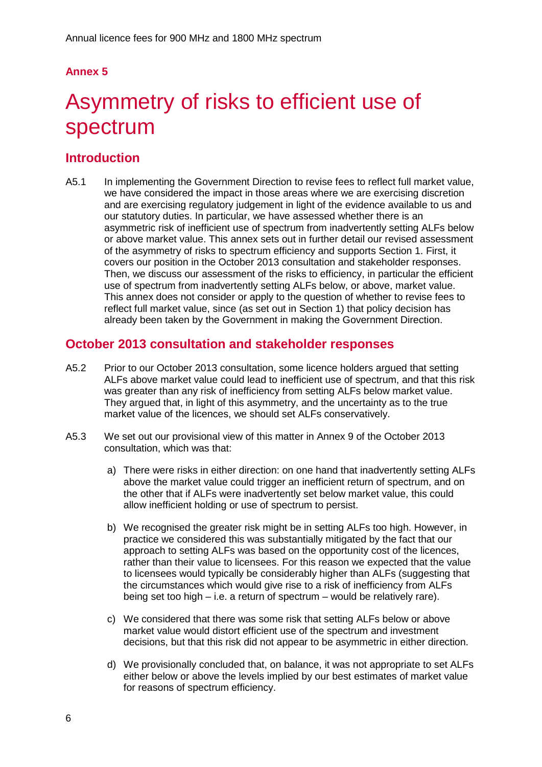Annex 5

# Asymmetry of risks to efficient use of spectrum

## Introduction

A5.1 In implementing the Government Direction to revise fees to reflect full market value, we have considered the impact in those areas where we are exercising discretion and are exercising regulatory judgement in light of the evidence available to us and our statutory duties. In particular, we have assessed whether there is an asymmetric risk of inefficient use of spectrum from inadvertently setting ALFs below or above market value. This annex sets out in further detail our revised assessment of the asymmetry of risks to spectrum efficiency and supports Section 1. First, it covers our position in the October 2013 consultation and stakeholder responses. Then, we discuss our assessment of the risks to efficiency, in particular the efficient use of spectrum from inadvertently setting ALFs below, or above, market value. This annex does not consider or apply to the question of whether to revise fees to reflect full market value, since (as set out in Section 1) that policy decision has already been taken by the Government in making the Government Direction.

## October 2013 consultation and stakeholder responses

A5.2 Prior to our October 2013 consultation, some licence holders argued that setting ALFs above market value could lead to inefficient use of spectrum, and that this risk was greater than any risk of inefficiency from setting ALFs below market value. They argued that, in light of this asymmetry, and the uncertainty as to the true market value of the licences, we should set ALFs conservatively.

A5.3 We set out our provisional view of this matter in Annex 9 of the October 2013 consultation, which was that:

a) There were risks in either direction: on one hand that inadvertently setting ALFs above the market value could trigger an inefficient return of spectrum, and on the other that if ALFs were inadvertently set below market value, this could allow inefficient holding or use of spectrum to persist.

b) We recognised the greater risk might be in setting ALFs too high. However, in practice we considered this was substantially mitigated by the fact that our approach to setting ALFs was based on the opportunity cost of the licences, rather than their value to licensees. For this reason we expected that the value to licensees would typically be considerably higher than ALFs (suggesting that the circumstances which would give rise to a risk of inefficiency from ALFs being set too high – i.e. a return of spectrum – would be relatively rare).

c) We considered that there was some risk that setting ALFs below or above market value would distort efficient use of the spectrum and investment decisions, but that this risk did not appear to be asymmetric in either direction.

d) We provisionally concluded that, on balance, it was not appropriate to set ALFs either below or above the levels implied by our best estimates of market value for reasons of spectrum efficiency.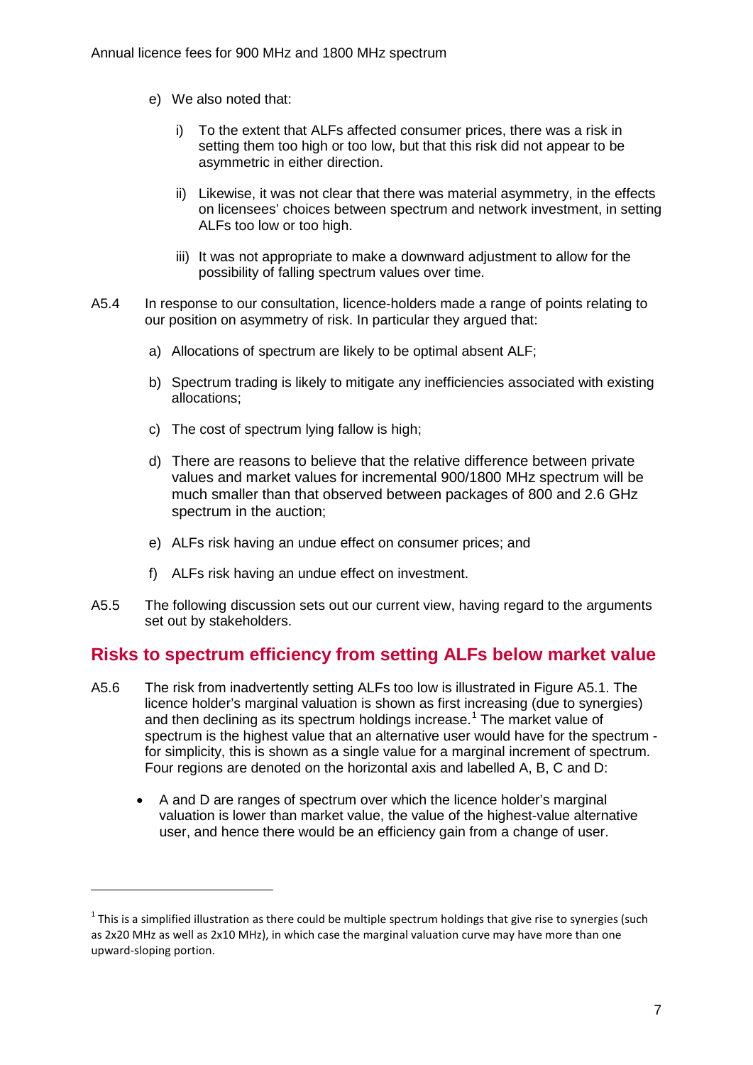e) We also noted that:

   i) To the extent that ALFs affected consumer prices, there was a risk in setting them too high or too low, but that this risk did not appear to be asymmetric in either direction.

   ii) Likewise, it was not clear that there was material asymmetry, in the effects on licensees' choices between spectrum and network investment, in setting ALFs too low or too high.

   iii) It was not appropriate to make a downward adjustment to allow for the possibility of falling spectrum values over time.

A5.4 In response to our consultation, licence-holders made a range of points relating to our position on asymmetry of risk. In particular they argued that:

a) Allocations of spectrum are likely to be optimal absent ALF;

b) Spectrum trading is likely to mitigate any inefficiencies associated with existing allocations;

c) The cost of spectrum lying fallow is high;

d) There are reasons to believe that the relative difference between private values and market values for incremental 900/1800 MHz spectrum will be much smaller than that observed between packages of 800 and 2.6 GHz spectrum in the auction;

e) ALFs risk having an undue effect on consumer prices; and

f) ALFs risk having an undue effect on investment.

A5.5 The following discussion sets out our current view, having regard to the arguments set out by stakeholders.

## Risks to spectrum efficiency from setting ALFs below market value

A5.6 The risk from inadvertently setting ALFs too low is illustrated in Figure A5.1. The licence holder's marginal valuation is shown as first increasing (due to synergies) and then declining as its spectrum holdings increase.[1] The market value of spectrum is the highest value that an alternative user would have for the spectrum - for simplicity, this is shown as a single value for a marginal increment of spectrum. Four regions are denoted on the horizontal axis and labelled A, B, C and D:

- A and D are ranges of spectrum over which the licence holder's marginal valuation is lower than market value, the value of the highest-value alternative user, and hence there would be an efficiency gain from a change of user.

---

[1] This is a simplified illustration as there could be multiple spectrum holdings that give rise to synergies (such as 2x20 MHz as well as 2x10 MHz), in which case the marginal valuation curve may have more than one upward-sloping portion.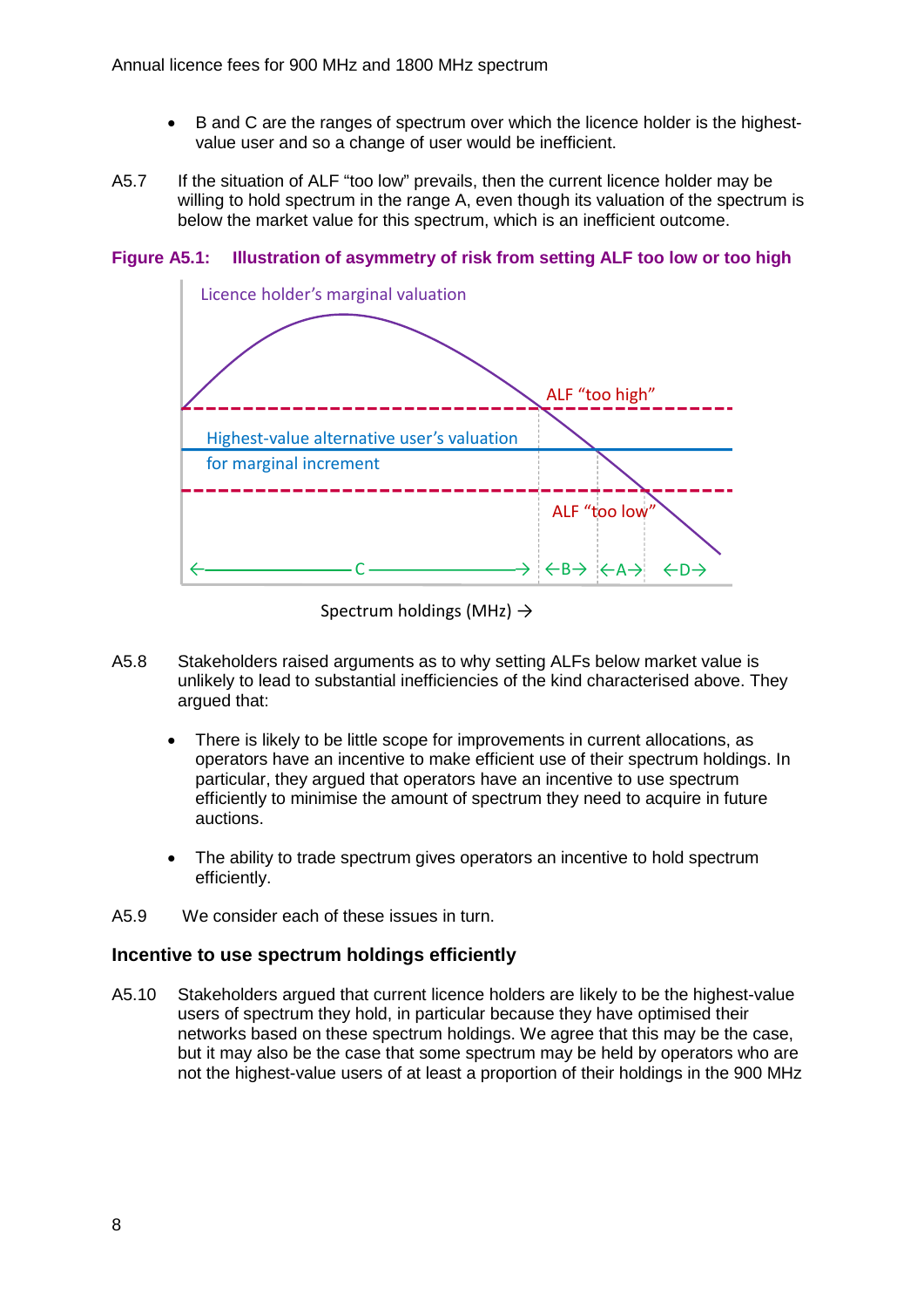- B and C are the ranges of spectrum over which the licence holder is the highest-value user and so a change of user would be inefficient.

A5.7 If the situation of ALF "too low" prevails, then the current licence holder may be willing to hold spectrum in the range A, even though its valuation of the spectrum is below the market value for this spectrum, which is an inefficient outcome.

**Figure A5.1: Illustration of asymmetry of risk from setting ALF too low or too high**

A5.8 Stakeholders raised arguments as to why setting ALFs below market value is unlikely to lead to substantial inefficiencies of the kind characterised above. They argued that:

- There is likely to be little scope for improvements in current allocations, as operators have an incentive to make efficient use of their spectrum holdings. In particular, they argued that operators have an incentive to use spectrum efficiently to minimise the amount of spectrum they need to acquire in future auctions.

- The ability to trade spectrum gives operators an incentive to hold spectrum efficiently.

A5.9 We consider each of these issues in turn.

### Incentive to use spectrum holdings efficiently

A5.10 Stakeholders argued that current licence holders are likely to be the highest-value users of spectrum they hold, in particular because they have optimised their networks based on these spectrum holdings. We agree that this may be the case, but it may also be the case that some spectrum may be held by operators who are not the highest-value users of at least a proportion of their holdings in the 900 MHz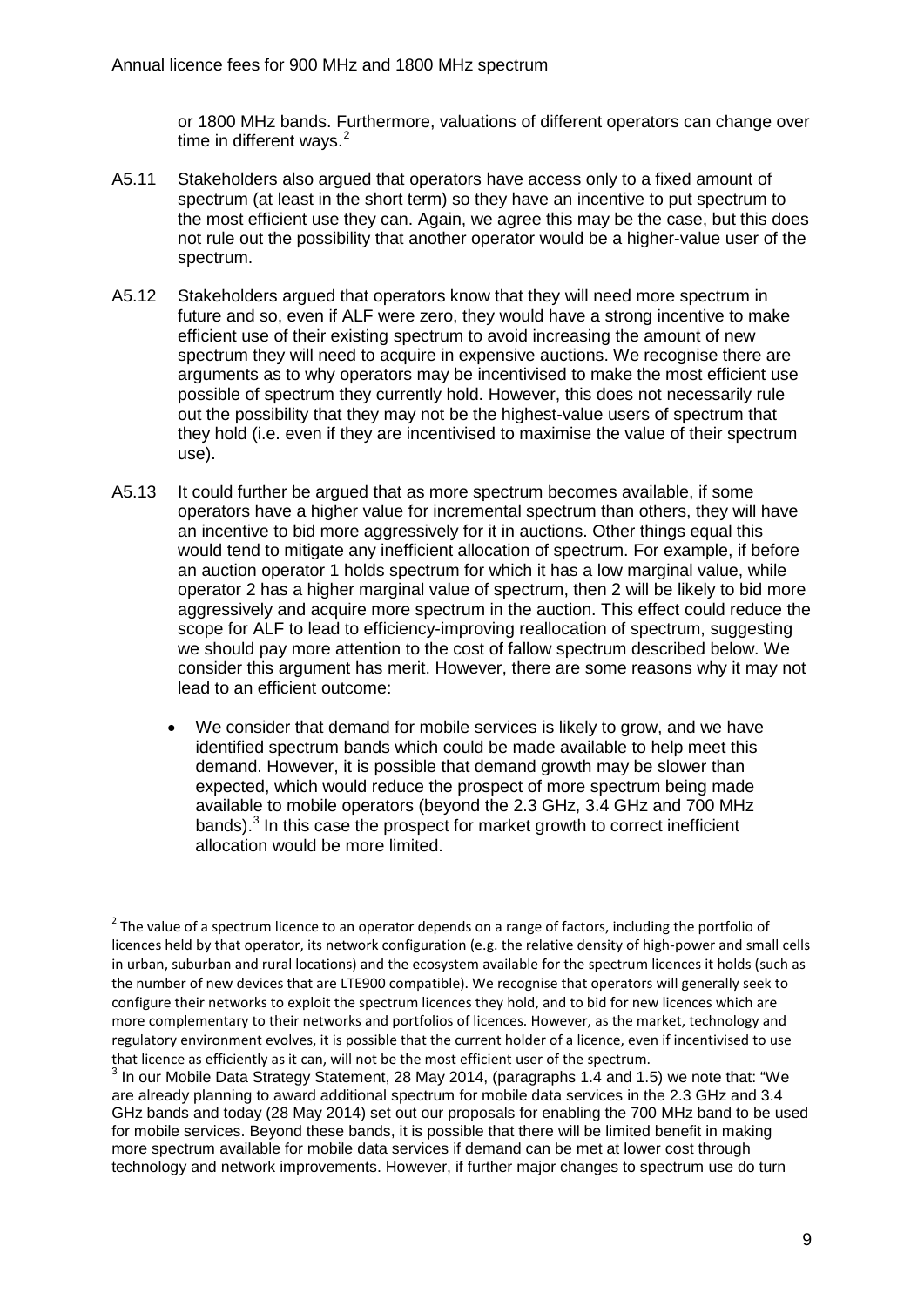or 1800 MHz bands. Furthermore, valuations of different operators can change over time in different ways.[2]

A5.11 Stakeholders also argued that operators have access only to a fixed amount of spectrum (at least in the short term) so they have an incentive to put spectrum to the most efficient use they can. Again, we agree this may be the case, but this does not rule out the possibility that another operator would be a higher-value user of the spectrum.

A5.12 Stakeholders argued that operators know that they will need more spectrum in future and so, even if ALF were zero, they would have a strong incentive to make efficient use of their existing spectrum to avoid increasing the amount of new spectrum they will need to acquire in expensive auctions. We recognise there are arguments as to why operators may be incentivised to make the most efficient use possible of spectrum they currently hold. However, this does not necessarily rule out the possibility that they may not be the highest-value users of spectrum that they hold (i.e. even if they are incentivised to maximise the value of their spectrum use).

A5.13 It could further be argued that as more spectrum becomes available, if some operators have a higher value for incremental spectrum than others, they will have an incentive to bid more aggressively for it in auctions. Other things equal this would tend to mitigate any inefficient allocation of spectrum. For example, if before an auction operator 1 holds spectrum for which it has a low marginal value, while operator 2 has a higher marginal value of spectrum, then 2 will be likely to bid more aggressively and acquire more spectrum in the auction. This effect could reduce the scope for ALF to lead to efficiency-improving reallocation of spectrum, suggesting we should pay more attention to the cost of fallow spectrum described below. We consider this argument has merit. However, there are some reasons why it may not lead to an efficient outcome:

- We consider that demand for mobile services is likely to grow, and we have identified spectrum bands which could be made available to help meet this demand. However, it is possible that demand growth may be slower than expected, which would reduce the prospect of more spectrum being made available to mobile operators (beyond the 2.3 GHz, 3.4 GHz and 700 MHz bands).[3] In this case the prospect for market growth to correct inefficient allocation would be more limited.

---

[2] The value of a spectrum licence to an operator depends on a range of factors, including the portfolio of licences held by that operator, its network configuration (e.g. the relative density of high-power and small cells in urban, suburban and rural locations) and the ecosystem available for the spectrum licences it holds (such as the number of new devices that are LTE900 compatible). We recognise that operators will generally seek to configure their networks to exploit the spectrum licences they hold, and to bid for new licences which are more complementary to their networks and portfolios of licences. However, as the market, technology and regulatory environment evolves, it is possible that the current holder of a licence, even if incentivised to use that licence as efficiently as it can, will not be the most efficient user of the spectrum.

[3] In our Mobile Data Strategy Statement, 28 May 2014, (paragraphs 1.4 and 1.5) we note that: "We are already planning to award additional spectrum for mobile data services in the 2.3 GHz and 3.4 GHz bands and today (28 May 2014) set out our proposals for enabling the 700 MHz band to be used for mobile services. Beyond these bands, it is possible that there will be limited benefit in making more spectrum available for mobile data services if demand can be met at lower cost through technology and network improvements. However, if further major changes to spectrum use do turn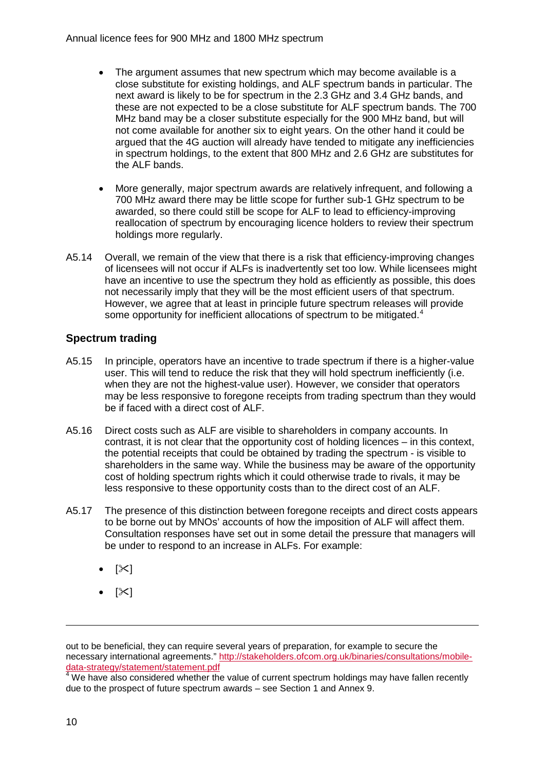- The argument assumes that new spectrum which may become available is a close substitute for existing holdings, and ALF spectrum bands in particular. The next award is likely to be for spectrum in the 2.3 GHz and 3.4 GHz bands, and these are not expected to be a close substitute for ALF spectrum bands. The 700 MHz band may be a closer substitute especially for the 900 MHz band, but will not come available for another six to eight years. On the other hand it could be argued that the 4G auction will already have tended to mitigate any inefficiencies in spectrum holdings, to the extent that 800 MHz and 2.6 GHz are substitutes for the ALF bands.

- More generally, major spectrum awards are relatively infrequent, and following a 700 MHz award there may be little scope for further sub-1 GHz spectrum to be awarded, so there could still be scope for ALF to lead to efficiency-improving reallocation of spectrum by encouraging licence holders to review their spectrum holdings more regularly.

A5.14 Overall, we remain of the view that there is a risk that efficiency-improving changes of licensees will not occur if ALFs is inadvertently set too low. While licensees might have an incentive to use the spectrum they hold as efficiently as possible, this does not necessarily imply that they will be the most efficient users of that spectrum. However, we agree that at least in principle future spectrum releases will provide some opportunity for inefficient allocations of spectrum to be mitigated.[4]

### Spectrum trading

A5.15 In principle, operators have an incentive to trade spectrum if there is a higher-value user. This will tend to reduce the risk that they will hold spectrum inefficiently (i.e. when they are not the highest-value user). However, we consider that operators may be less responsive to foregone receipts from trading spectrum than they would be if faced with a direct cost of ALF.

A5.16 Direct costs such as ALF are visible to shareholders in company accounts. In contrast, it is not clear that the opportunity cost of holding licences – in this context, the potential receipts that could be obtained by trading the spectrum - is visible to shareholders in the same way. While the business may be aware of the opportunity cost of holding spectrum rights which it could otherwise trade to rivals, it may be less responsive to these opportunity costs than to the direct cost of an ALF.

A5.17 The presence of this distinction between foregone receipts and direct costs appears to be borne out by MNOs' accounts of how the imposition of ALF will affect them. Consultation responses have set out in some detail the pressure that managers will be under to respond to an increase in ALFs. For example:

- [✂]
- [✂]

---

out to be beneficial, they can require several years of preparation, for example to secure the necessary international agreements." http://stakeholders.ofcom.org.uk/binaries/consultations/mobile-data-strategy/statement/statement.pdf

[4] We have also considered whether the value of current spectrum holdings may have fallen recently due to the prospect of future spectrum awards – see Section 1 and Annex 9.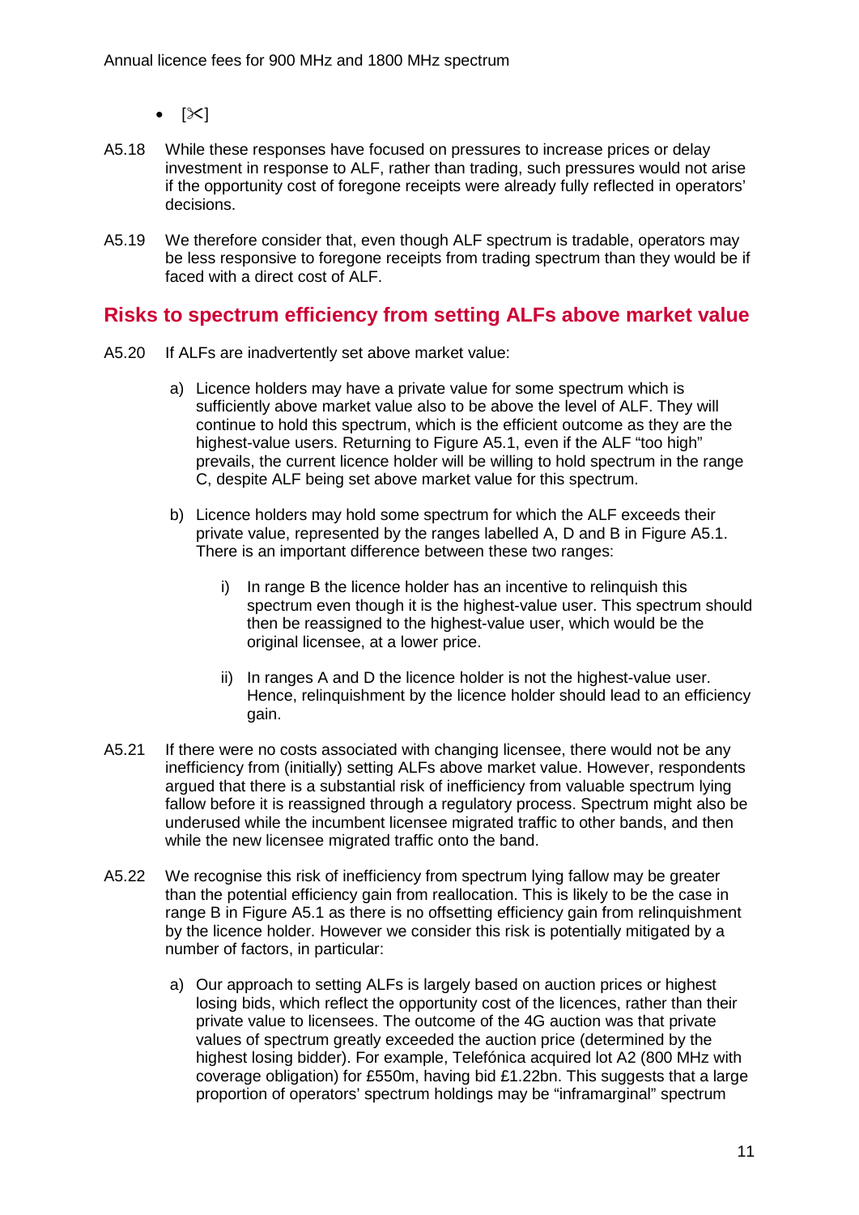- [✂]

A5.18 While these responses have focused on pressures to increase prices or delay investment in response to ALF, rather than trading, such pressures would not arise if the opportunity cost of foregone receipts were already fully reflected in operators' decisions.

A5.19 We therefore consider that, even though ALF spectrum is tradable, operators may be less responsive to foregone receipts from trading spectrum than they would be if faced with a direct cost of ALF.

## Risks to spectrum efficiency from setting ALFs above market value

A5.20 If ALFs are inadvertently set above market value:

a) Licence holders may have a private value for some spectrum which is sufficiently above market value also to be above the level of ALF. They will continue to hold this spectrum, which is the efficient outcome as they are the highest-value users. Returning to Figure A5.1, even if the ALF "too high" prevails, the current licence holder will be willing to hold spectrum in the range C, despite ALF being set above market value for this spectrum.

b) Licence holders may hold some spectrum for which the ALF exceeds their private value, represented by the ranges labelled A, D and B in Figure A5.1. There is an important difference between these two ranges:

   i) In range B the licence holder has an incentive to relinquish this spectrum even though it is the highest-value user. This spectrum should then be reassigned to the highest-value user, which would be the original licensee, at a lower price.

   ii) In ranges A and D the licence holder is not the highest-value user. Hence, relinquishment by the licence holder should lead to an efficiency gain.

A5.21 If there were no costs associated with changing licensee, there would not be any inefficiency from (initially) setting ALFs above market value. However, respondents argued that there is a substantial risk of inefficiency from valuable spectrum lying fallow before it is reassigned through a regulatory process. Spectrum might also be underused while the incumbent licensee migrated traffic to other bands, and then while the new licensee migrated traffic onto the band.

A5.22 We recognise this risk of inefficiency from spectrum lying fallow may be greater than the potential efficiency gain from reallocation. This is likely to be the case in range B in Figure A5.1 as there is no offsetting efficiency gain from relinquishment by the licence holder. However we consider this risk is potentially mitigated by a number of factors, in particular:

a) Our approach to setting ALFs is largely based on auction prices or highest losing bids, which reflect the opportunity cost of the licences, rather than their private value to licensees. The outcome of the 4G auction was that private values of spectrum greatly exceeded the auction price (determined by the highest losing bidder). For example, Telefónica acquired lot A2 (800 MHz with coverage obligation) for £550m, having bid £1.22bn. This suggests that a large proportion of operators' spectrum holdings may be "inframarginal" spectrum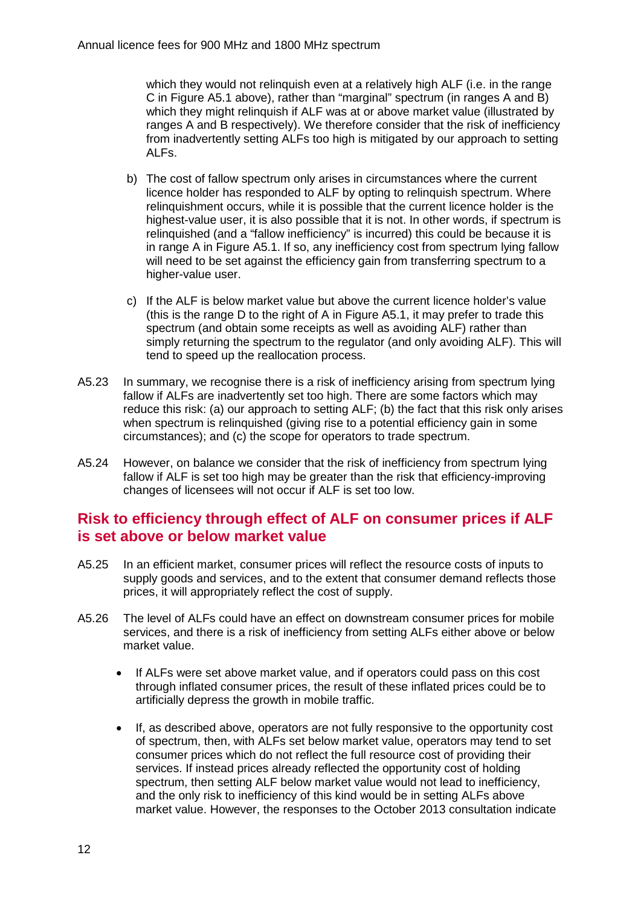which they would not relinquish even at a relatively high ALF (i.e. in the range C in Figure A5.1 above), rather than "marginal" spectrum (in ranges A and B) which they might relinquish if ALF was at or above market value (illustrated by ranges A and B respectively). We therefore consider that the risk of inefficiency from inadvertently setting ALFs too high is mitigated by our approach to setting ALFs.

b) The cost of fallow spectrum only arises in circumstances where the current licence holder has responded to ALF by opting to relinquish spectrum. Where relinquishment occurs, while it is possible that the current licence holder is the highest-value user, it is also possible that it is not. In other words, if spectrum is relinquished (and a "fallow inefficiency" is incurred) this could be because it is in range A in Figure A5.1. If so, any inefficiency cost from spectrum lying fallow will need to be set against the efficiency gain from transferring spectrum to a higher-value user.

c) If the ALF is below market value but above the current licence holder's value (this is the range D to the right of A in Figure A5.1, it may prefer to trade this spectrum (and obtain some receipts as well as avoiding ALF) rather than simply returning the spectrum to the regulator (and only avoiding ALF). This will tend to speed up the reallocation process.

A5.23 In summary, we recognise there is a risk of inefficiency arising from spectrum lying fallow if ALFs are inadvertently set too high. There are some factors which may reduce this risk: (a) our approach to setting ALF; (b) the fact that this risk only arises when spectrum is relinquished (giving rise to a potential efficiency gain in some circumstances); and (c) the scope for operators to trade spectrum.

A5.24 However, on balance we consider that the risk of inefficiency from spectrum lying fallow if ALF is set too high may be greater than the risk that efficiency-improving changes of licensees will not occur if ALF is set too low.

## Risk to efficiency through effect of ALF on consumer prices if ALF is set above or below market value

A5.25 In an efficient market, consumer prices will reflect the resource costs of inputs to supply goods and services, and to the extent that consumer demand reflects those prices, it will appropriately reflect the cost of supply.

A5.26 The level of ALFs could have an effect on downstream consumer prices for mobile services, and there is a risk of inefficiency from setting ALFs either above or below market value.

- If ALFs were set above market value, and if operators could pass on this cost through inflated consumer prices, the result of these inflated prices could be to artificially depress the growth in mobile traffic.
- If, as described above, operators are not fully responsive to the opportunity cost of spectrum, then, with ALFs set below market value, operators may tend to set consumer prices which do not reflect the full resource cost of providing their services. If instead prices already reflected the opportunity cost of holding spectrum, then setting ALF below market value would not lead to inefficiency, and the only risk to inefficiency of this kind would be in setting ALFs above market value. However, the responses to the October 2013 consultation indicate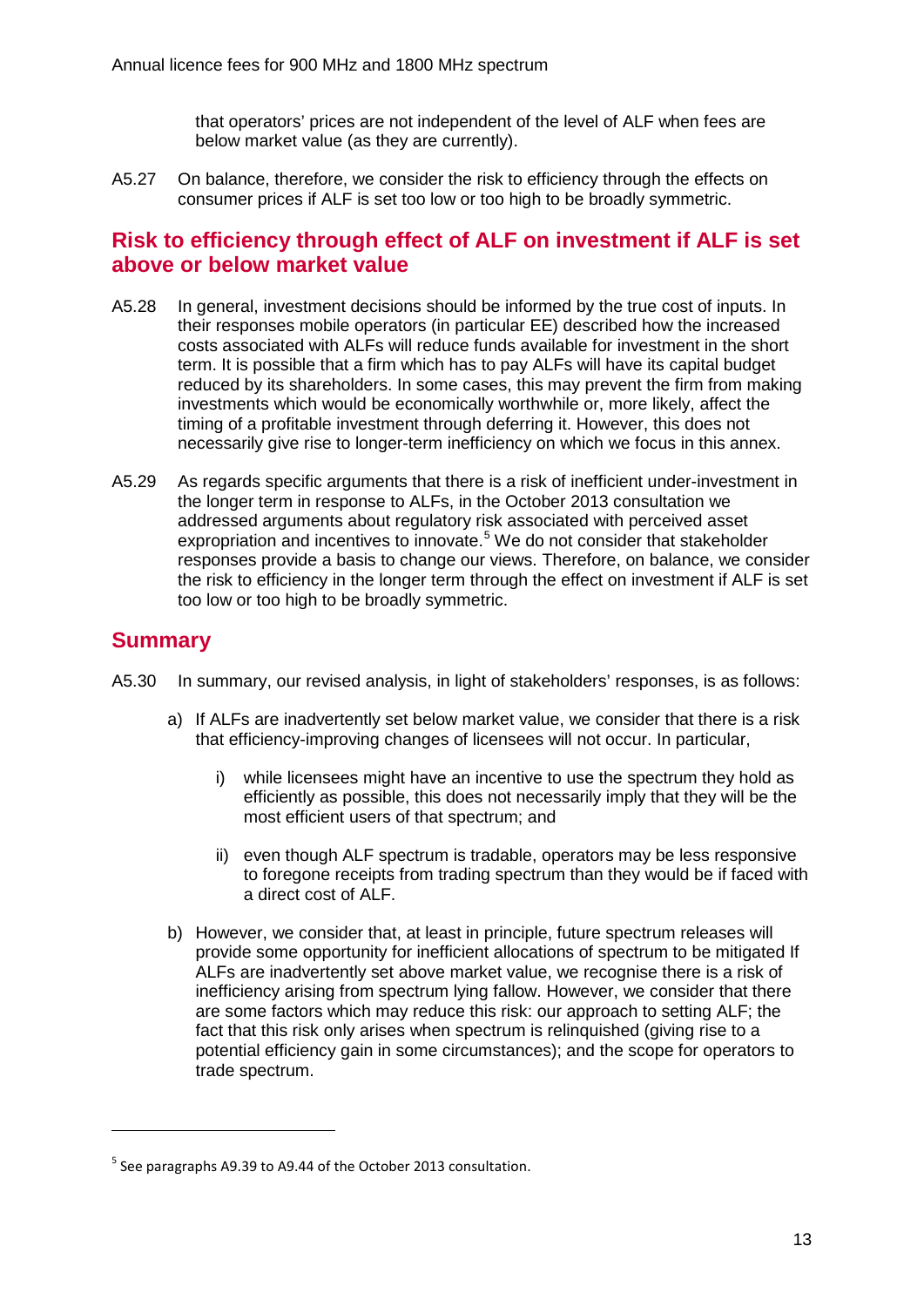that operators' prices are not independent of the level of ALF when fees are below market value (as they are currently).

A5.27 On balance, therefore, we consider the risk to efficiency through the effects on consumer prices if ALF is set too low or too high to be broadly symmetric.

## Risk to efficiency through effect of ALF on investment if ALF is set above or below market value

A5.28 In general, investment decisions should be informed by the true cost of inputs. In their responses mobile operators (in particular EE) described how the increased costs associated with ALFs will reduce funds available for investment in the short term. It is possible that a firm which has to pay ALFs will have its capital budget reduced by its shareholders. In some cases, this may prevent the firm from making investments which would be economically worthwhile or, more likely, affect the timing of a profitable investment through deferring it. However, this does not necessarily give rise to longer-term inefficiency on which we focus in this annex.

A5.29 As regards specific arguments that there is a risk of inefficient under-investment in the longer term in response to ALFs, in the October 2013 consultation we addressed arguments about regulatory risk associated with perceived asset expropriation and incentives to innovate.[5] We do not consider that stakeholder responses provide a basis to change our views. Therefore, on balance, we consider the risk to efficiency in the longer term through the effect on investment if ALF is set too low or too high to be broadly symmetric.

## Summary

A5.30 In summary, our revised analysis, in light of stakeholders' responses, is as follows:

a) If ALFs are inadvertently set below market value, we consider that there is a risk that efficiency-improving changes of licensees will not occur. In particular,

   i) while licensees might have an incentive to use the spectrum they hold as efficiently as possible, this does not necessarily imply that they will be the most efficient users of that spectrum; and

   ii) even though ALF spectrum is tradable, operators may be less responsive to foregone receipts from trading spectrum than they would be if faced with a direct cost of ALF.

b) However, we consider that, at least in principle, future spectrum releases will provide some opportunity for inefficient allocations of spectrum to be mitigated If ALFs are inadvertently set above market value, we recognise there is a risk of inefficiency arising from spectrum lying fallow. However, we consider that there are some factors which may reduce this risk: our approach to setting ALF; the fact that this risk only arises when spectrum is relinquished (giving rise to a potential efficiency gain in some circumstances); and the scope for operators to trade spectrum.

[5] See paragraphs A9.39 to A9.44 of the October 2013 consultation.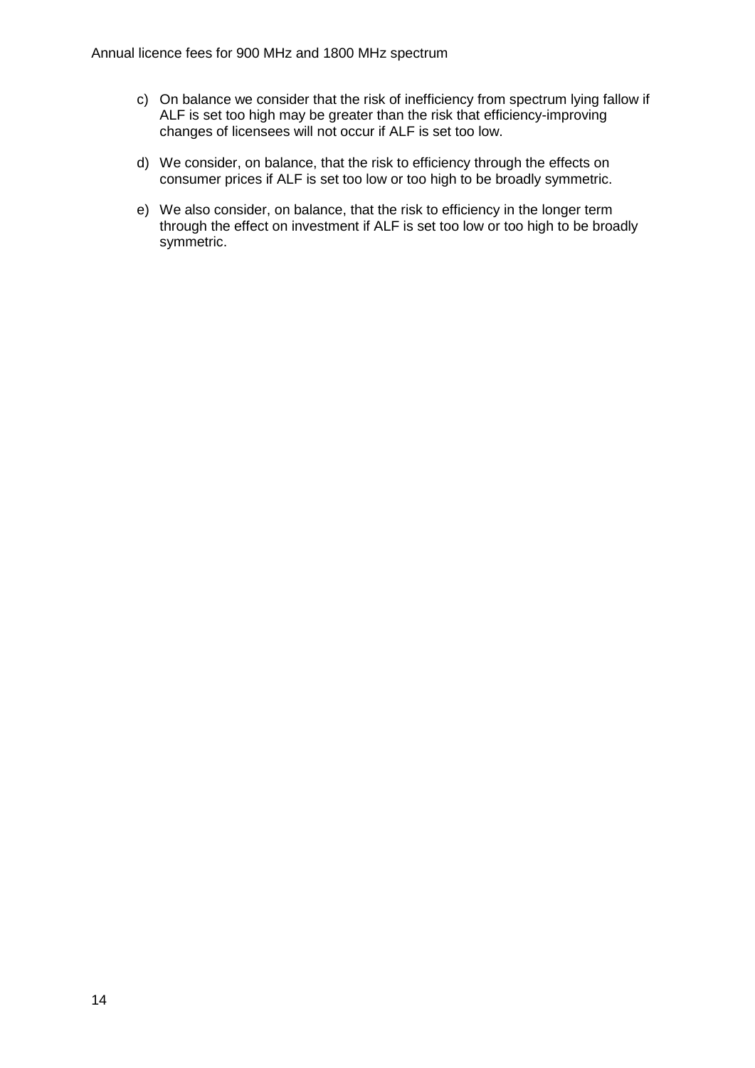c) On balance we consider that the risk of inefficiency from spectrum lying fallow if ALF is set too high may be greater than the risk that efficiency-improving changes of licensees will not occur if ALF is set too low.

d) We consider, on balance, that the risk to efficiency through the effects on consumer prices if ALF is set too low or too high to be broadly symmetric.

e) We also consider, on balance, that the risk to efficiency in the longer term through the effect on investment if ALF is set too low or too high to be broadly symmetric.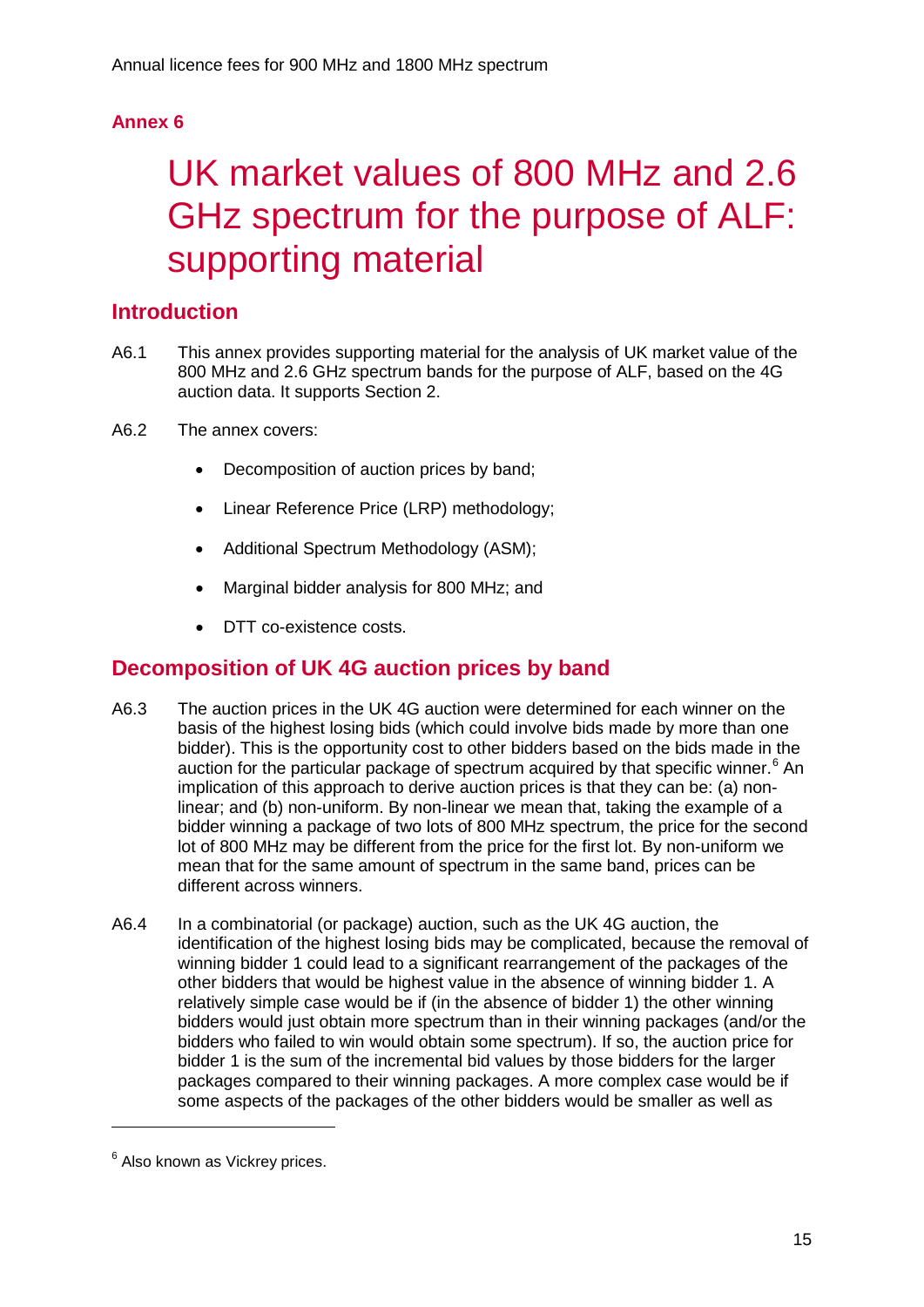## Annex 6

# UK market values of 800 MHz and 2.6 GHz spectrum for the purpose of ALF: supporting material

## Introduction

A6.1 This annex provides supporting material for the analysis of UK market value of the 800 MHz and 2.6 GHz spectrum bands for the purpose of ALF, based on the 4G auction data. It supports Section 2.

A6.2 The annex covers:

- Decomposition of auction prices by band;
- Linear Reference Price (LRP) methodology;
- Additional Spectrum Methodology (ASM);
- Marginal bidder analysis for 800 MHz; and
- DTT co-existence costs.

## Decomposition of UK 4G auction prices by band

A6.3 The auction prices in the UK 4G auction were determined for each winner on the basis of the highest losing bids (which could involve bids made by more than one bidder). This is the opportunity cost to other bidders based on the bids made in the auction for the particular package of spectrum acquired by that specific winner.[6] An implication of this approach to derive auction prices is that they can be: (a) non-linear; and (b) non-uniform. By non-linear we mean that, taking the example of a bidder winning a package of two lots of 800 MHz spectrum, the price for the second lot of 800 MHz may be different from the price for the first lot. By non-uniform we mean that for the same amount of spectrum in the same band, prices can be different across winners.

A6.4 In a combinatorial (or package) auction, such as the UK 4G auction, the identification of the highest losing bids may be complicated, because the removal of winning bidder 1 could lead to a significant rearrangement of the packages of the other bidders that would be highest value in the absence of winning bidder 1. A relatively simple case would be if (in the absence of bidder 1) the other winning bidders would just obtain more spectrum than in their winning packages (and/or the bidders who failed to win would obtain some spectrum). If so, the auction price for bidder 1 is the sum of the incremental bid values by those bidders for the larger packages compared to their winning packages. A more complex case would be if some aspects of the packages of the other bidders would be smaller as well as

[6] Also known as Vickrey prices.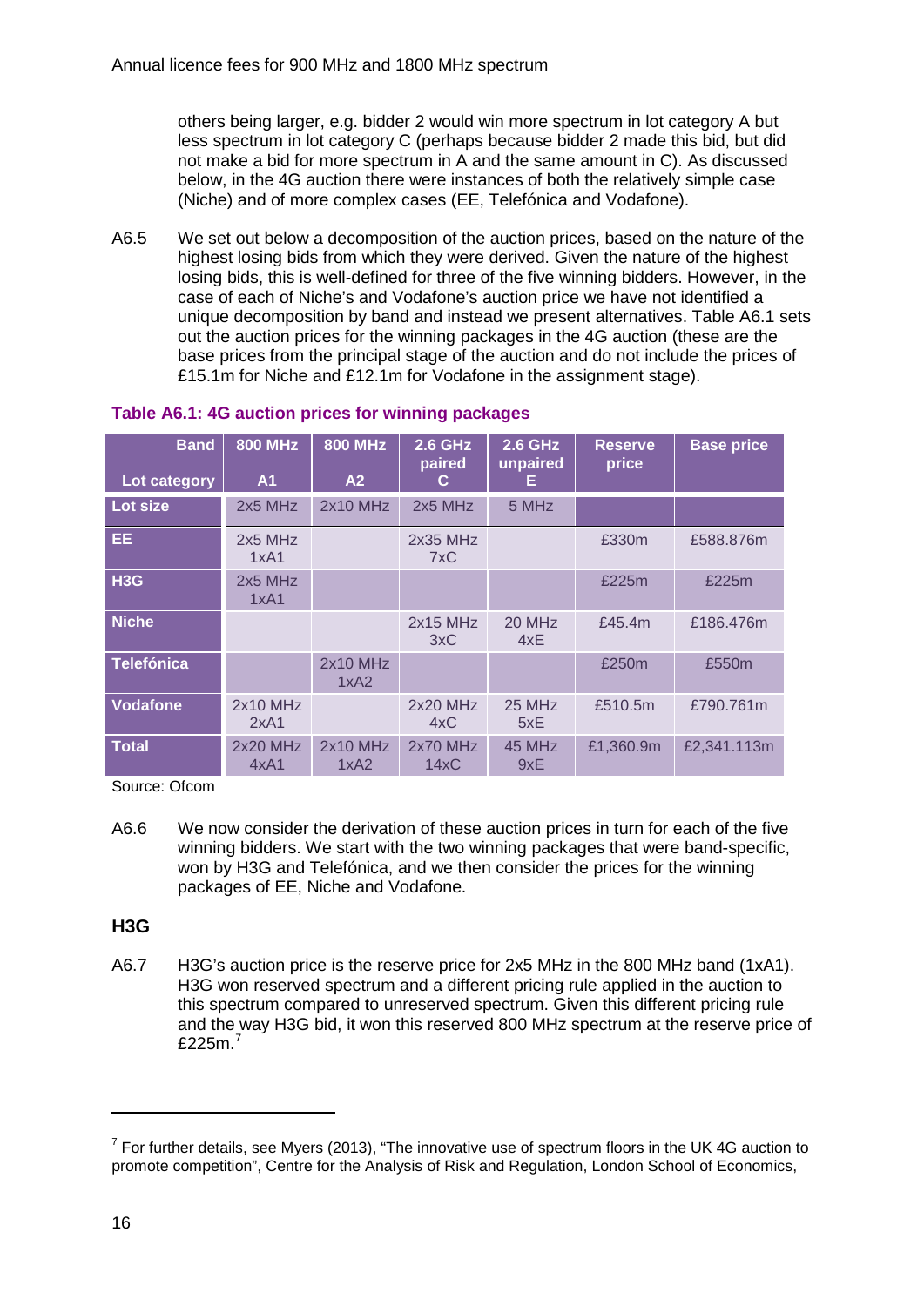others being larger, e.g. bidder 2 would win more spectrum in lot category A but less spectrum in lot category C (perhaps because bidder 2 made this bid, but did not make a bid for more spectrum in A and the same amount in C). As discussed below, in the 4G auction there were instances of both the relatively simple case (Niche) and of more complex cases (EE, Telefónica and Vodafone).

A6.5 We set out below a decomposition of the auction prices, based on the nature of the highest losing bids from which they were derived. Given the nature of the highest losing bids, this is well-defined for three of the five winning bidders. However, in the case of each of Niche's and Vodafone's auction price we have not identified a unique decomposition by band and instead we present alternatives. Table A6.1 sets out the auction prices for the winning packages in the 4G auction (these are the base prices from the principal stage of the auction and do not include the prices of £15.1m for Niche and £12.1m for Vodafone in the assignment stage).

**Table A6.1: 4G auction prices for winning packages**

| Band / Lot category | 800 MHz A1 | 800 MHz A2 | 2.6 GHz paired C | 2.6 GHz unpaired E | Reserve price | Base price |
|---|---|---|---|---|---|---|
| Lot size | 2x5 MHz | 2x10 MHz | 2x5 MHz | 5 MHz | | |
| EE | 2x5 MHz 1xA1 | | 2x35 MHz 7xC | | £330m | £588.876m |
| H3G | 2x5 MHz 1xA1 | | | | £225m | £225m |
| Niche | | | 2x15 MHz 3xC | 20 MHz 4xE | £45.4m | £186.476m |
| Telefónica | | 2x10 MHz 1xA2 | | | £250m | £550m |
| Vodafone | 2x10 MHz 2xA1 | | 2x20 MHz 4xC | 25 MHz 5xE | £510.5m | £790.761m |
| Total | 2x20 MHz 4xA1 | 2x10 MHz 1xA2 | 2x70 MHz 14xC | 45 MHz 9xE | £1,360.9m | £2,341.113m |

Source: Ofcom

A6.6 We now consider the derivation of these auction prices in turn for each of the five winning bidders. We start with the two winning packages that were band-specific, won by H3G and Telefónica, and we then consider the prices for the winning packages of EE, Niche and Vodafone.

### H3G

A6.7 H3G's auction price is the reserve price for 2x5 MHz in the 800 MHz band (1xA1). H3G won reserved spectrum and a different pricing rule applied in the auction to this spectrum compared to unreserved spectrum. Given this different pricing rule and the way H3G bid, it won this reserved 800 MHz spectrum at the reserve price of £225m.[7]

[7] For further details, see Myers (2013), "The innovative use of spectrum floors in the UK 4G auction to promote competition", Centre for the Analysis of Risk and Regulation, London School of Economics,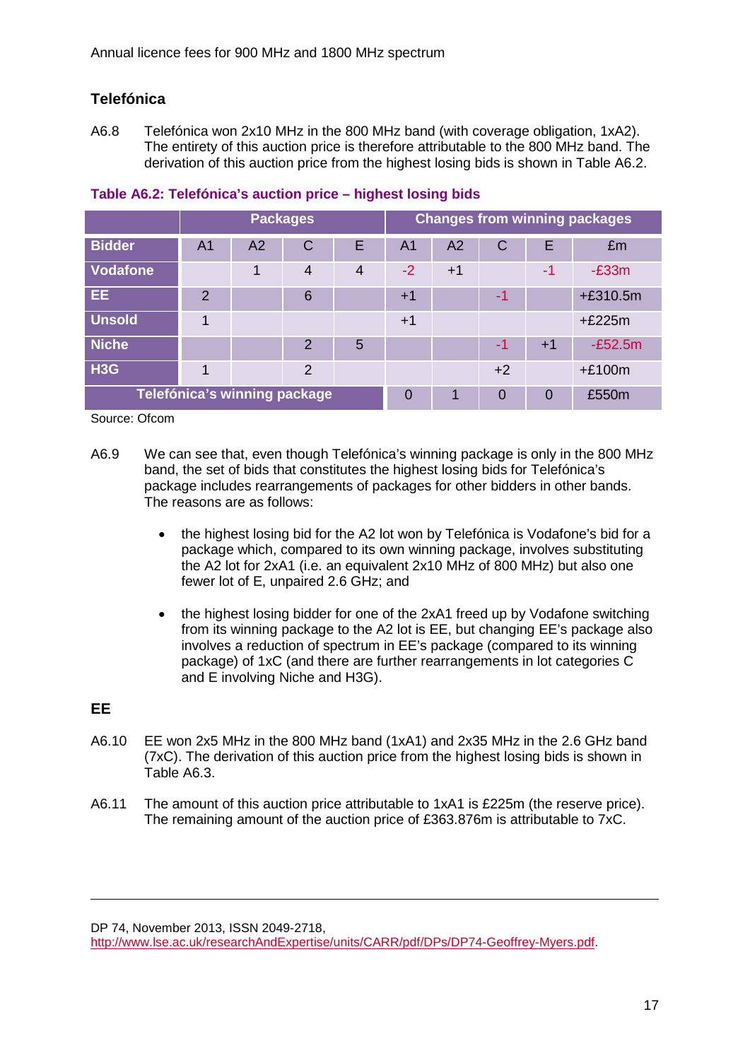## Telefónica

A6.8 Telefónica won 2x10 MHz in the 800 MHz band (with coverage obligation, 1xA2). The entirety of this auction price is therefore attributable to the 800 MHz band. The derivation of this auction price from the highest losing bids is shown in Table A6.2.

**Table A6.2: Telefónica's auction price – highest losing bids**

| | Packages | | | | Changes from winning packages | | | | |
|---|---|---|---|---|---|---|---|---|---|
| **Bidder** | A1 | A2 | C | E | A1 | A2 | C | E | £m |
| **Vodafone** | | 1 | 4 | 4 | -2 | +1 | | -1 | -£33m |
| **EE** | 2 | | 6 | | +1 | | -1 | | +£310.5m |
| **Unsold** | 1 | | | | +1 | | | | +£225m |
| **Niche** | | | 2 | 5 | | | -1 | +1 | -£52.5m |
| **H3G** | 1 | | 2 | | | | +2 | | +£100m |
| **Telefónica's winning package** | | | | | 0 | 1 | 0 | 0 | £550m |

Source: Ofcom

A6.9 We can see that, even though Telefónica's winning package is only in the 800 MHz band, the set of bids that constitutes the highest losing bids for Telefónica's package includes rearrangements of packages for other bidders in other bands. The reasons are as follows:

- the highest losing bid for the A2 lot won by Telefónica is Vodafone's bid for a package which, compared to its own winning package, involves substituting the A2 lot for 2xA1 (i.e. an equivalent 2x10 MHz of 800 MHz) but also one fewer lot of E, unpaired 2.6 GHz; and
- the highest losing bidder for one of the 2xA1 freed up by Vodafone switching from its winning package to the A2 lot is EE, but changing EE's package also involves a reduction of spectrum in EE's package (compared to its winning package) of 1xC (and there are further rearrangements in lot categories C and E involving Niche and H3G).

## EE

A6.10 EE won 2x5 MHz in the 800 MHz band (1xA1) and 2x35 MHz in the 2.6 GHz band (7xC). The derivation of this auction price from the highest losing bids is shown in Table A6.3.

A6.11 The amount of this auction price attributable to 1xA1 is £225m (the reserve price). The remaining amount of the auction price of £363.876m is attributable to 7xC.

---

DP 74, November 2013, ISSN 2049-2718, http://www.lse.ac.uk/researchAndExpertise/units/CARR/pdf/DPs/DP74-Geoffrey-Myers.pdf.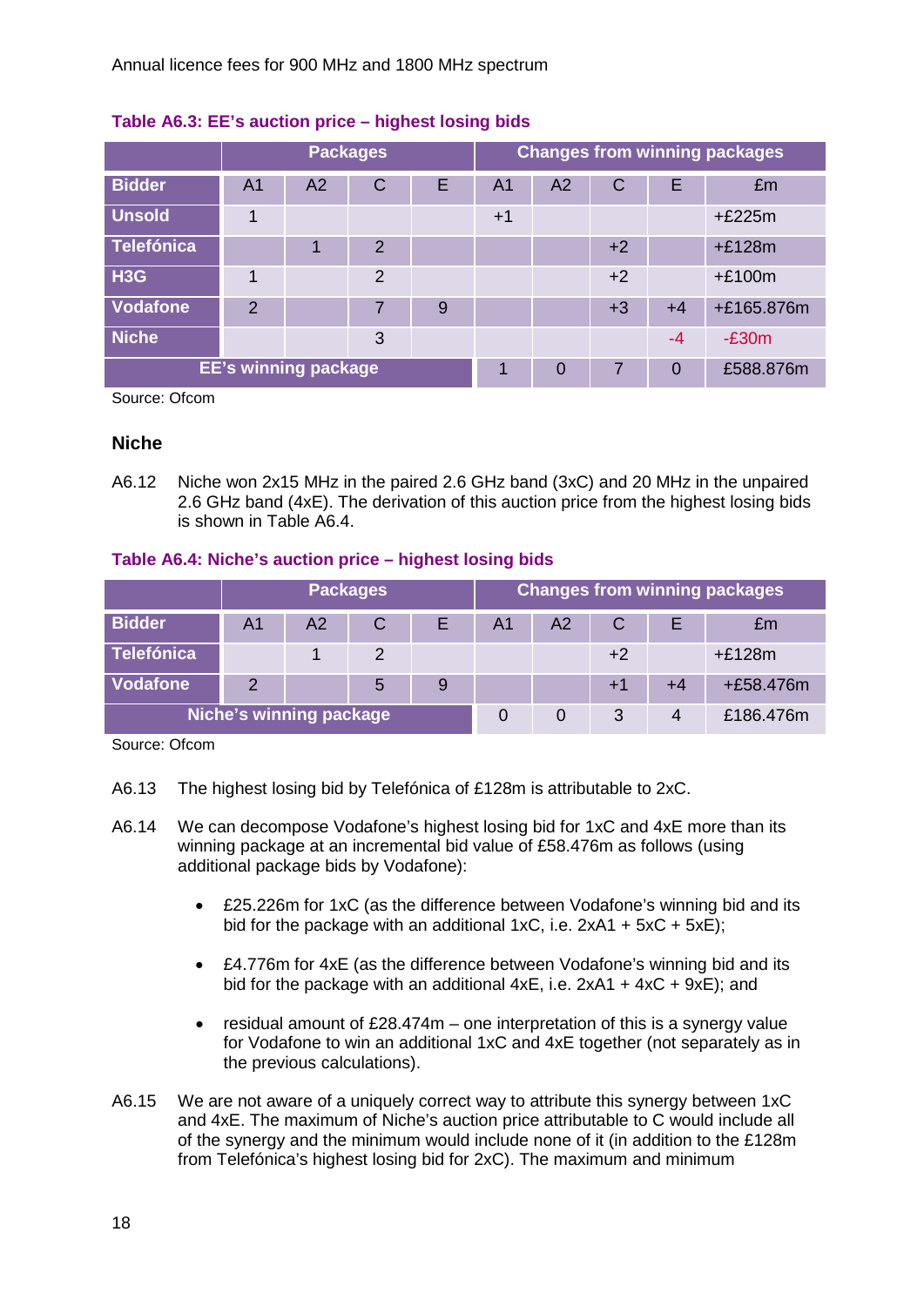**Table A6.3: EE's auction price – highest losing bids**

| | Packages | | | | Changes from winning packages | | | | |
|---|---|---|---|---|---|---|---|---|---|
| Bidder | A1 | A2 | C | E | A1 | A2 | C | E | £m |
| Unsold | 1 | | | | +1 | | | | +£225m |
| Telefónica | | 1 | 2 | | | | +2 | | +£128m |
| H3G | 1 | | 2 | | | | +2 | | +£100m |
| Vodafone | 2 | | 7 | 9 | | | +3 | +4 | +£165.876m |
| Niche | | | 3 | | | | | -4 | -£30m |
| EE's winning package | | | | | 1 | 0 | 7 | 0 | £588.876m |

Source: Ofcom

### Niche

A6.12 Niche won 2x15 MHz in the paired 2.6 GHz band (3xC) and 20 MHz in the unpaired 2.6 GHz band (4xE). The derivation of this auction price from the highest losing bids is shown in Table A6.4.

**Table A6.4: Niche's auction price – highest losing bids**

| | Packages | | | | Changes from winning packages | | | | |
|---|---|---|---|---|---|---|---|---|---|
| Bidder | A1 | A2 | C | E | A1 | A2 | C | E | £m |
| Telefónica | | 1 | 2 | | | | +2 | | +£128m |
| Vodafone | 2 | | 5 | 9 | | | +1 | +4 | +£58.476m |
| Niche's winning package | | | | | 0 | 0 | 3 | 4 | £186.476m |

Source: Ofcom

A6.13 The highest losing bid by Telefónica of £128m is attributable to 2xC.

A6.14 We can decompose Vodafone's highest losing bid for 1xC and 4xE more than its winning package at an incremental bid value of £58.476m as follows (using additional package bids by Vodafone):

- £25.226m for 1xC (as the difference between Vodafone's winning bid and its bid for the package with an additional 1xC, i.e. 2xA1 + 5xC + 5xE);
- £4.776m for 4xE (as the difference between Vodafone's winning bid and its bid for the package with an additional 4xE, i.e. 2xA1 + 4xC + 9xE); and
- residual amount of £28.474m – one interpretation of this is a synergy value for Vodafone to win an additional 1xC and 4xE together (not separately as in the previous calculations).

A6.15 We are not aware of a uniquely correct way to attribute this synergy between 1xC and 4xE. The maximum of Niche's auction price attributable to C would include all of the synergy and the minimum would include none of it (in addition to the £128m from Telefónica's highest losing bid for 2xC). The maximum and minimum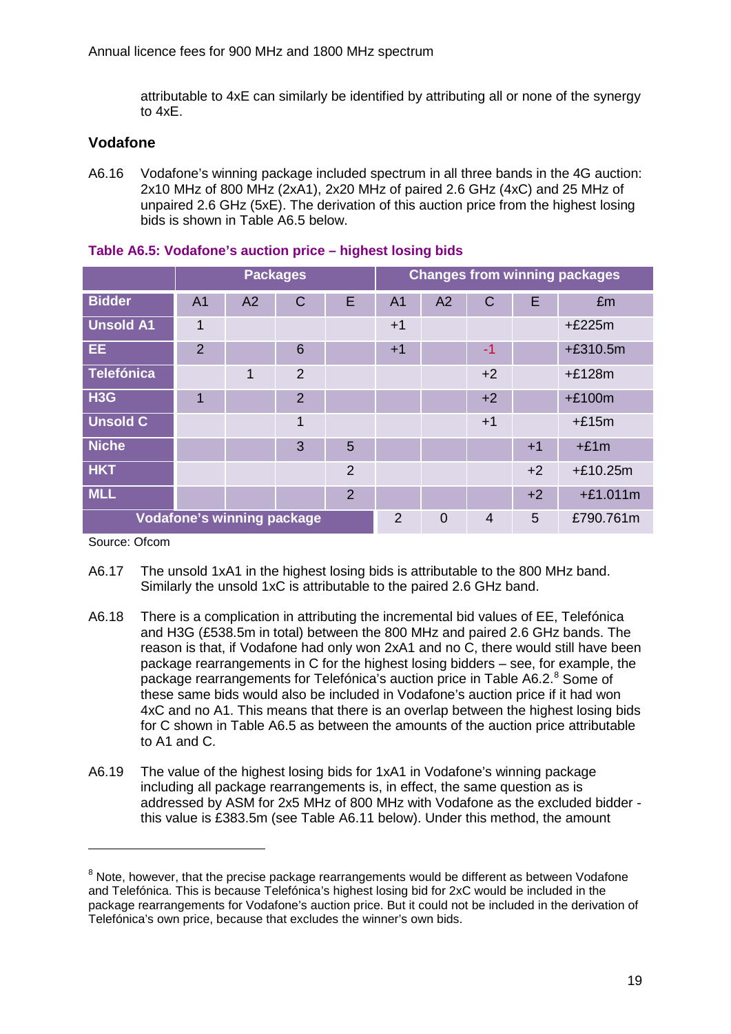attributable to 4xE can similarly be identified by attributing all or none of the synergy to 4xE.

### Vodafone

A6.16 Vodafone's winning package included spectrum in all three bands in the 4G auction: 2x10 MHz of 800 MHz (2xA1), 2x20 MHz of paired 2.6 GHz (4xC) and 25 MHz of unpaired 2.6 GHz (5xE). The derivation of this auction price from the highest losing bids is shown in Table A6.5 below.

**Table A6.5: Vodafone's auction price – highest losing bids**

| | Packages | | | | Changes from winning packages | | | | |
|---|---|---|---|---|---|---|---|---|---|
| **Bidder** | A1 | A2 | C | E | A1 | A2 | C | E | £m |
| **Unsold A1** | 1 | | | | +1 | | | | +£225m |
| **EE** | 2 | | 6 | | +1 | | -1 | | +£310.5m |
| **Telefónica** | | 1 | 2 | | | | +2 | | +£128m |
| **H3G** | 1 | | 2 | | | | +2 | | +£100m |
| **Unsold C** | | | 1 | | | | +1 | | +£15m |
| **Niche** | | | 3 | 5 | | | | +1 | +£1m |
| **HKT** | | | | 2 | | | | +2 | +£10.25m |
| **MLL** | | | | 2 | | | | +2 | +£1.011m |
| **Vodafone's winning package** | | | | | 2 | 0 | 4 | 5 | £790.761m |

Source: Ofcom

A6.17 The unsold 1xA1 in the highest losing bids is attributable to the 800 MHz band. Similarly the unsold 1xC is attributable to the paired 2.6 GHz band.

A6.18 There is a complication in attributing the incremental bid values of EE, Telefónica and H3G (£538.5m in total) between the 800 MHz and paired 2.6 GHz bands. The reason is that, if Vodafone had only won 2xA1 and no C, there would still have been package rearrangements in C for the highest losing bidders – see, for example, the package rearrangements for Telefónica's auction price in Table A6.2.[8] Some of these same bids would also be included in Vodafone's auction price if it had won 4xC and no A1. This means that there is an overlap between the highest losing bids for C shown in Table A6.5 as between the amounts of the auction price attributable to A1 and C.

A6.19 The value of the highest losing bids for 1xA1 in Vodafone's winning package including all package rearrangements is, in effect, the same question as is addressed by ASM for 2x5 MHz of 800 MHz with Vodafone as the excluded bidder - this value is £383.5m (see Table A6.11 below). Under this method, the amount

[8] Note, however, that the precise package rearrangements would be different as between Vodafone and Telefónica. This is because Telefónica's highest losing bid for 2xC would be included in the package rearrangements for Vodafone's auction price. But it could not be included in the derivation of Telefónica's own price, because that excludes the winner's own bids.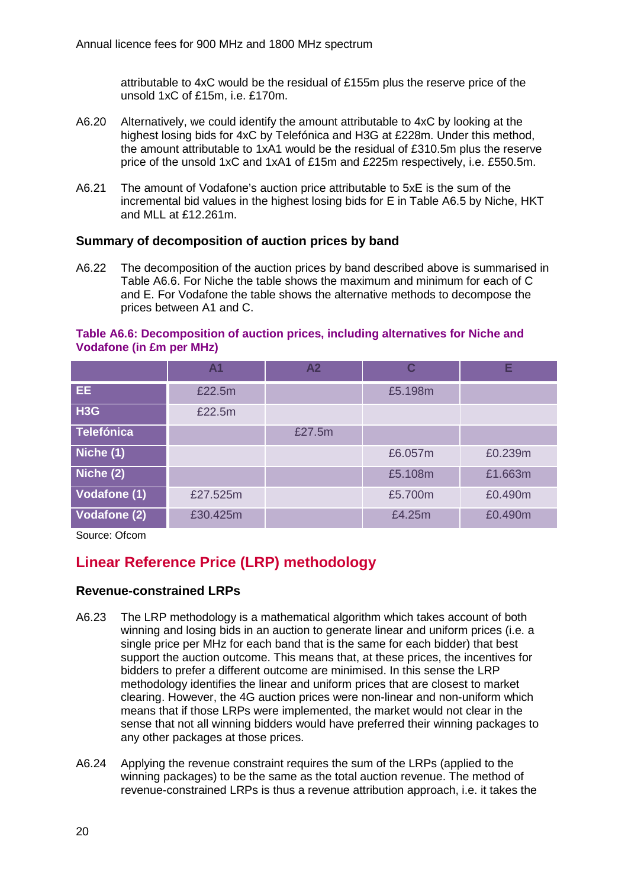attributable to 4xC would be the residual of £155m plus the reserve price of the unsold 1xC of £15m, i.e. £170m.

A6.20 Alternatively, we could identify the amount attributable to 4xC by looking at the highest losing bids for 4xC by Telefónica and H3G at £228m. Under this method, the amount attributable to 1xA1 would be the residual of £310.5m plus the reserve price of the unsold 1xC and 1xA1 of £15m and £225m respectively, i.e. £550.5m.

A6.21 The amount of Vodafone's auction price attributable to 5xE is the sum of the incremental bid values in the highest losing bids for E in Table A6.5 by Niche, HKT and MLL at £12.261m.

### Summary of decomposition of auction prices by band

A6.22 The decomposition of the auction prices by band described above is summarised in Table A6.6. For Niche the table shows the maximum and minimum for each of C and E. For Vodafone the table shows the alternative methods to decompose the prices between A1 and C.

**Table A6.6: Decomposition of auction prices, including alternatives for Niche and Vodafone (in £m per MHz)**

| | A1 | A2 | C | E |
|---|---|---|---|---|
| EE | £22.5m | | £5.198m | |
| H3G | £22.5m | | | |
| Telefónica | | £27.5m | | |
| Niche (1) | | | £6.057m | £0.239m |
| Niche (2) | | | £5.108m | £1.663m |
| Vodafone (1) | £27.525m | | £5.700m | £0.490m |
| Vodafone (2) | £30.425m | | £4.25m | £0.490m |

Source: Ofcom

## Linear Reference Price (LRP) methodology

### Revenue-constrained LRPs

A6.23 The LRP methodology is a mathematical algorithm which takes account of both winning and losing bids in an auction to generate linear and uniform prices (i.e. a single price per MHz for each band that is the same for each bidder) that best support the auction outcome. This means that, at these prices, the incentives for bidders to prefer a different outcome are minimised. In this sense the LRP methodology identifies the linear and uniform prices that are closest to market clearing. However, the 4G auction prices were non-linear and non-uniform which means that if those LRPs were implemented, the market would not clear in the sense that not all winning bidders would have preferred their winning packages to any other packages at those prices.

A6.24 Applying the revenue constraint requires the sum of the LRPs (applied to the winning packages) to be the same as the total auction revenue. The method of revenue-constrained LRPs is thus a revenue attribution approach, i.e. it takes the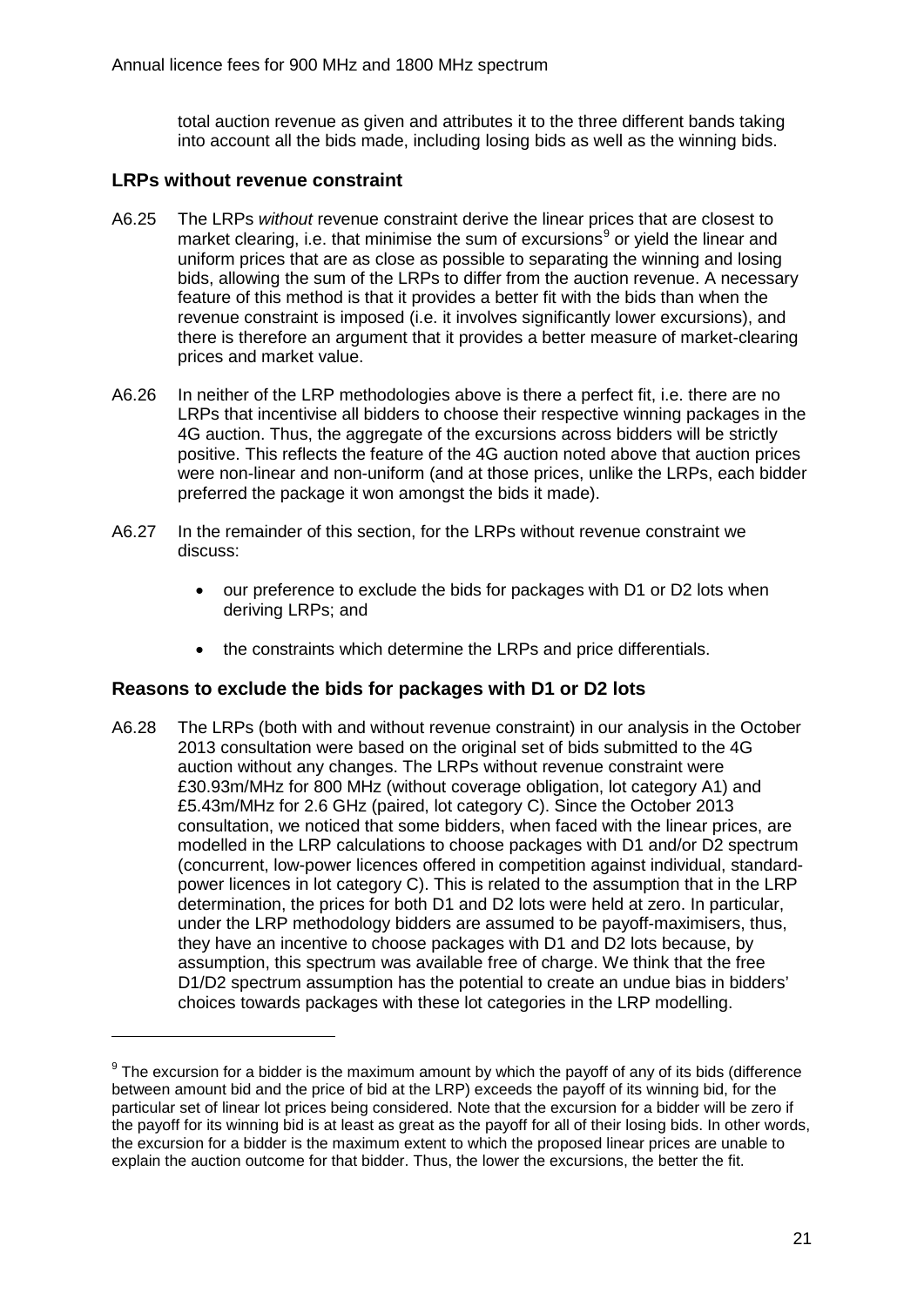total auction revenue as given and attributes it to the three different bands taking into account all the bids made, including losing bids as well as the winning bids.

### LRPs without revenue constraint

A6.25 The LRPs *without* revenue constraint derive the linear prices that are closest to market clearing, i.e. that minimise the sum of excursions[9] or yield the linear and uniform prices that are as close as possible to separating the winning and losing bids, allowing the sum of the LRPs to differ from the auction revenue. A necessary feature of this method is that it provides a better fit with the bids than when the revenue constraint is imposed (i.e. it involves significantly lower excursions), and there is therefore an argument that it provides a better measure of market-clearing prices and market value.

A6.26 In neither of the LRP methodologies above is there a perfect fit, i.e. there are no LRPs that incentivise all bidders to choose their respective winning packages in the 4G auction. Thus, the aggregate of the excursions across bidders will be strictly positive. This reflects the feature of the 4G auction noted above that auction prices were non-linear and non-uniform (and at those prices, unlike the LRPs, each bidder preferred the package it won amongst the bids it made).

A6.27 In the remainder of this section, for the LRPs without revenue constraint we discuss:

- our preference to exclude the bids for packages with D1 or D2 lots when deriving LRPs; and
- the constraints which determine the LRPs and price differentials.

### Reasons to exclude the bids for packages with D1 or D2 lots

A6.28 The LRPs (both with and without revenue constraint) in our analysis in the October 2013 consultation were based on the original set of bids submitted to the 4G auction without any changes. The LRPs without revenue constraint were £30.93m/MHz for 800 MHz (without coverage obligation, lot category A1) and £5.43m/MHz for 2.6 GHz (paired, lot category C). Since the October 2013 consultation, we noticed that some bidders, when faced with the linear prices, are modelled in the LRP calculations to choose packages with D1 and/or D2 spectrum (concurrent, low-power licences offered in competition against individual, standard-power licences in lot category C). This is related to the assumption that in the LRP determination, the prices for both D1 and D2 lots were held at zero. In particular, under the LRP methodology bidders are assumed to be payoff-maximisers, thus, they have an incentive to choose packages with D1 and D2 lots because, by assumption, this spectrum was available free of charge. We think that the free D1/D2 spectrum assumption has the potential to create an undue bias in bidders' choices towards packages with these lot categories in the LRP modelling.

---

[9] The excursion for a bidder is the maximum amount by which the payoff of any of its bids (difference between amount bid and the price of bid at the LRP) exceeds the payoff of its winning bid, for the particular set of linear lot prices being considered. Note that the excursion for a bidder will be zero if the payoff for its winning bid is at least as great as the payoff for all of their losing bids. In other words, the excursion for a bidder is the maximum extent to which the proposed linear prices are unable to explain the auction outcome for that bidder. Thus, the lower the excursions, the better the fit.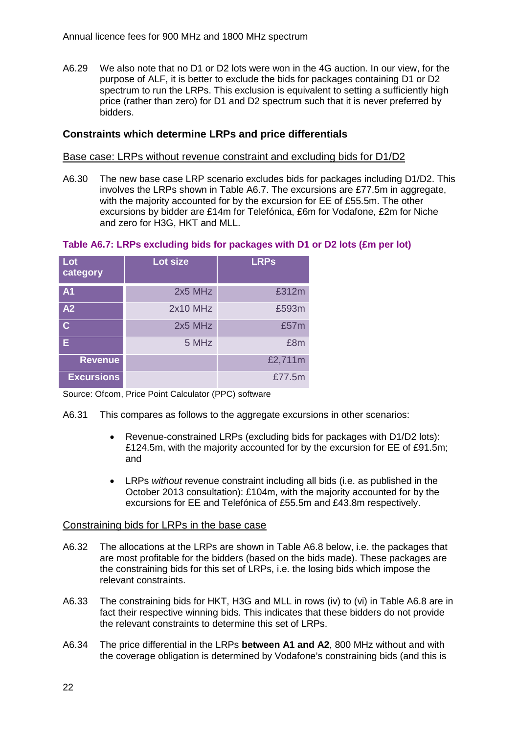A6.29 We also note that no D1 or D2 lots were won in the 4G auction. In our view, for the purpose of ALF, it is better to exclude the bids for packages containing D1 or D2 spectrum to run the LRPs. This exclusion is equivalent to setting a sufficiently high price (rather than zero) for D1 and D2 spectrum such that it is never preferred by bidders.

### Constraints which determine LRPs and price differentials

Base case: LRPs without revenue constraint and excluding bids for D1/D2

A6.30 The new base case LRP scenario excludes bids for packages including D1/D2. This involves the LRPs shown in Table A6.7. The excursions are £77.5m in aggregate, with the majority accounted for by the excursion for EE of £55.5m. The other excursions by bidder are £14m for Telefónica, £6m for Vodafone, £2m for Niche and zero for H3G, HKT and MLL.

**Table A6.7: LRPs excluding bids for packages with D1 or D2 lots (£m per lot)**

| Lot category | Lot size | LRPs |
|---|---|---|
| A1 | 2x5 MHz | £312m |
| A2 | 2x10 MHz | £593m |
| C | 2x5 MHz | £57m |
| E | 5 MHz | £8m |
| Revenue | | £2,711m |
| Excursions | | £77.5m |

Source: Ofcom, Price Point Calculator (PPC) software

A6.31 This compares as follows to the aggregate excursions in other scenarios:

- Revenue-constrained LRPs (excluding bids for packages with D1/D2 lots): £124.5m, with the majority accounted for by the excursion for EE of £91.5m; and
- LRPs *without* revenue constraint including all bids (i.e. as published in the October 2013 consultation): £104m, with the majority accounted for by the excursions for EE and Telefónica of £55.5m and £43.8m respectively.

Constraining bids for LRPs in the base case

A6.32 The allocations at the LRPs are shown in Table A6.8 below, i.e. the packages that are most profitable for the bidders (based on the bids made). These packages are the constraining bids for this set of LRPs, i.e. the losing bids which impose the relevant constraints.

A6.33 The constraining bids for HKT, H3G and MLL in rows (iv) to (vi) in Table A6.8 are in fact their respective winning bids. This indicates that these bidders do not provide the relevant constraints to determine this set of LRPs.

A6.34 The price differential in the LRPs **between A1 and A2**, 800 MHz without and with the coverage obligation is determined by Vodafone's constraining bids (and this is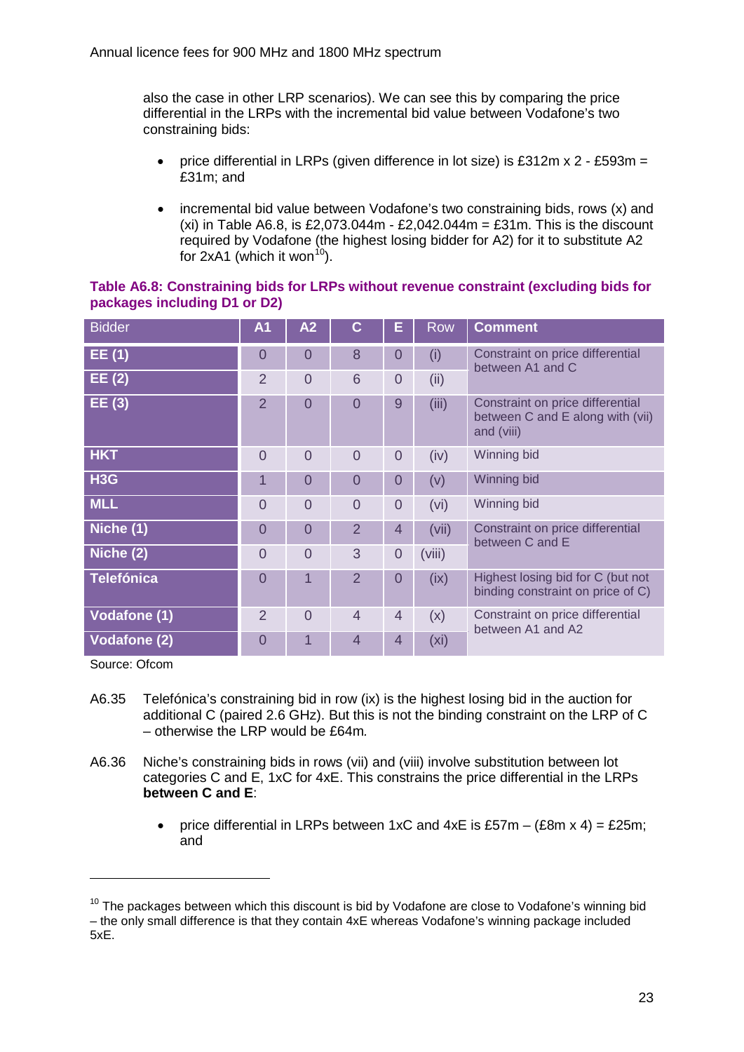also the case in other LRP scenarios). We can see this by comparing the price differential in the LRPs with the incremental bid value between Vodafone's two constraining bids:

- price differential in LRPs (given difference in lot size) is £312m x 2 - £593m = £31m; and
- incremental bid value between Vodafone's two constraining bids, rows (x) and (xi) in Table A6.8, is £2,073.044m - £2,042.044m = £31m. This is the discount required by Vodafone (the highest losing bidder for A2) for it to substitute A2 for 2xA1 (which it won[10]).

**Table A6.8: Constraining bids for LRPs without revenue constraint (excluding bids for packages including D1 or D2)**

| Bidder | A1 | A2 | C | E | Row | Comment |
|---|---|---|---|---|---|---|
| EE (1) | 0 | 0 | 8 | 0 | (i) | Constraint on price differential between A1 and C |
| EE (2) | 2 | 0 | 6 | 0 | (ii) | |
| EE (3) | 2 | 0 | 0 | 9 | (iii) | Constraint on price differential between C and E along with (vii) and (viii) |
| HKT | 0 | 0 | 0 | 0 | (iv) | Winning bid |
| H3G | 1 | 0 | 0 | 0 | (v) | Winning bid |
| MLL | 0 | 0 | 0 | 0 | (vi) | Winning bid |
| Niche (1) | 0 | 0 | 2 | 4 | (vii) | Constraint on price differential between C and E |
| Niche (2) | 0 | 0 | 3 | 0 | (viii) | |
| Telefónica | 0 | 1 | 2 | 0 | (ix) | Highest losing bid for C (but not binding constraint on price of C) |
| Vodafone (1) | 2 | 0 | 4 | 4 | (x) | Constraint on price differential between A1 and A2 |
| Vodafone (2) | 0 | 1 | 4 | 4 | (xi) | |

Source: Ofcom

A6.35 Telefónica's constraining bid in row (ix) is the highest losing bid in the auction for additional C (paired 2.6 GHz). But this is not the binding constraint on the LRP of C – otherwise the LRP would be £64m.

A6.36 Niche's constraining bids in rows (vii) and (viii) involve substitution between lot categories C and E, 1xC for 4xE. This constrains the price differential in the LRPs **between C and E**:

- price differential in LRPs between 1xC and 4xE is £57m – (£8m x 4) = £25m; and

[10] The packages between which this discount is bid by Vodafone are close to Vodafone's winning bid – the only small difference is that they contain 4xE whereas Vodafone's winning package included 5xE.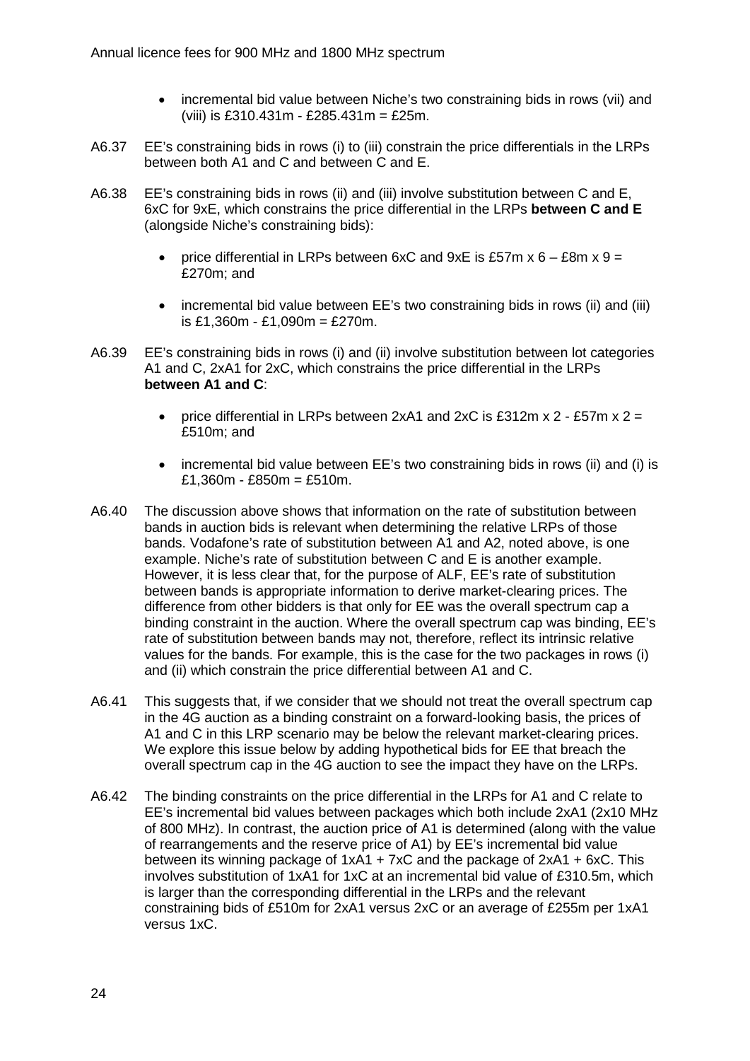- incremental bid value between Niche's two constraining bids in rows (vii) and (viii) is £310.431m - £285.431m = £25m.

A6.37 EE's constraining bids in rows (i) to (iii) constrain the price differentials in the LRPs between both A1 and C and between C and E.

A6.38 EE's constraining bids in rows (ii) and (iii) involve substitution between C and E, 6xC for 9xE, which constrains the price differential in the LRPs **between C and E** (alongside Niche's constraining bids):

- price differential in LRPs between 6xC and 9xE is £57m x 6 – £8m x 9 = £270m; and
- incremental bid value between EE's two constraining bids in rows (ii) and (iii) is £1,360m - £1,090m = £270m.

A6.39 EE's constraining bids in rows (i) and (ii) involve substitution between lot categories A1 and C, 2xA1 for 2xC, which constrains the price differential in the LRPs **between A1 and C**:

- price differential in LRPs between 2xA1 and 2xC is £312m x 2 - £57m x 2 = £510m; and
- incremental bid value between EE's two constraining bids in rows (ii) and (i) is £1,360m - £850m = £510m.

A6.40 The discussion above shows that information on the rate of substitution between bands in auction bids is relevant when determining the relative LRPs of those bands. Vodafone's rate of substitution between A1 and A2, noted above, is one example. Niche's rate of substitution between C and E is another example. However, it is less clear that, for the purpose of ALF, EE's rate of substitution between bands is appropriate information to derive market-clearing prices. The difference from other bidders is that only for EE was the overall spectrum cap a binding constraint in the auction. Where the overall spectrum cap was binding, EE's rate of substitution between bands may not, therefore, reflect its intrinsic relative values for the bands. For example, this is the case for the two packages in rows (i) and (ii) which constrain the price differential between A1 and C.

A6.41 This suggests that, if we consider that we should not treat the overall spectrum cap in the 4G auction as a binding constraint on a forward-looking basis, the prices of A1 and C in this LRP scenario may be below the relevant market-clearing prices. We explore this issue below by adding hypothetical bids for EE that breach the overall spectrum cap in the 4G auction to see the impact they have on the LRPs.

A6.42 The binding constraints on the price differential in the LRPs for A1 and C relate to EE's incremental bid values between packages which both include 2xA1 (2x10 MHz of 800 MHz). In contrast, the auction price of A1 is determined (along with the value of rearrangements and the reserve price of A1) by EE's incremental bid value between its winning package of 1xA1 + 7xC and the package of 2xA1 + 6xC. This involves substitution of 1xA1 for 1xC at an incremental bid value of £310.5m, which is larger than the corresponding differential in the LRPs and the relevant constraining bids of £510m for 2xA1 versus 2xC or an average of £255m per 1xA1 versus 1xC.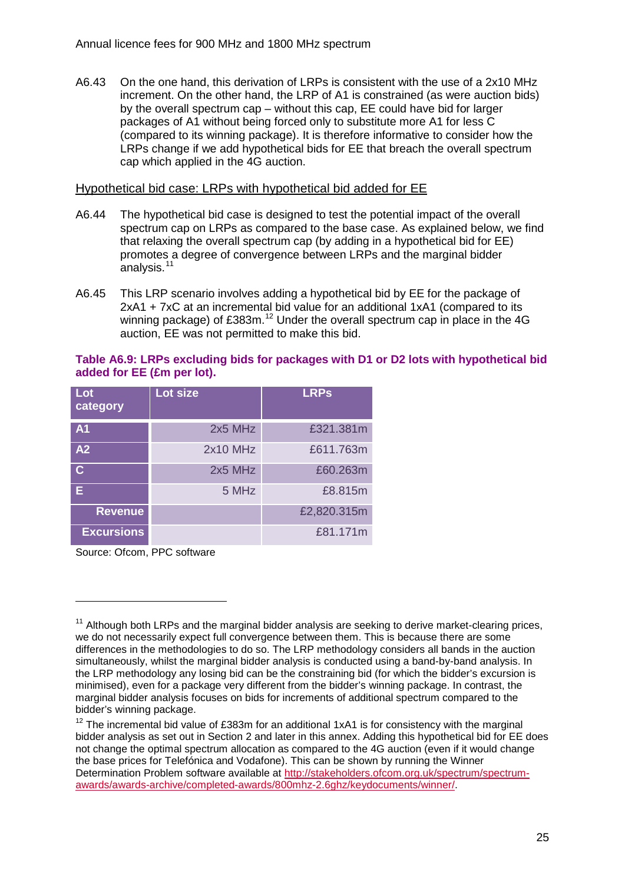A6.43 On the one hand, this derivation of LRPs is consistent with the use of a 2x10 MHz increment. On the other hand, the LRP of A1 is constrained (as were auction bids) by the overall spectrum cap – without this cap, EE could have bid for larger packages of A1 without being forced only to substitute more A1 for less C (compared to its winning package). It is therefore informative to consider how the LRPs change if we add hypothetical bids for EE that breach the overall spectrum cap which applied in the 4G auction.

### Hypothetical bid case: LRPs with hypothetical bid added for EE

A6.44 The hypothetical bid case is designed to test the potential impact of the overall spectrum cap on LRPs as compared to the base case. As explained below, we find that relaxing the overall spectrum cap (by adding in a hypothetical bid for EE) promotes a degree of convergence between LRPs and the marginal bidder analysis.[11]

A6.45 This LRP scenario involves adding a hypothetical bid by EE for the package of 2xA1 + 7xC at an incremental bid value for an additional 1xA1 (compared to its winning package) of £383m.[12] Under the overall spectrum cap in place in the 4G auction, EE was not permitted to make this bid.

**Table A6.9: LRPs excluding bids for packages with D1 or D2 lots with hypothetical bid added for EE (£m per lot).**

| Lot category | Lot size | LRPs |
|---|---|---|
| A1 | 2x5 MHz | £321.381m |
| A2 | 2x10 MHz | £611.763m |
| C | 2x5 MHz | £60.263m |
| E | 5 MHz | £8.815m |
| Revenue | | £2,820.315m |
| Excursions | | £81.171m |

Source: Ofcom, PPC software

[11] Although both LRPs and the marginal bidder analysis are seeking to derive market-clearing prices, we do not necessarily expect full convergence between them. This is because there are some differences in the methodologies to do so. The LRP methodology considers all bands in the auction simultaneously, whilst the marginal bidder analysis is conducted using a band-by-band analysis. In the LRP methodology any losing bid can be the constraining bid (for which the bidder's excursion is minimised), even for a package very different from the bidder's winning package. In contrast, the marginal bidder analysis focuses on bids for increments of additional spectrum compared to the bidder's winning package.

[12] The incremental bid value of £383m for an additional 1xA1 is for consistency with the marginal bidder analysis as set out in Section 2 and later in this annex. Adding this hypothetical bid for EE does not change the optimal spectrum allocation as compared to the 4G auction (even if it would change the base prices for Telefónica and Vodafone). This can be shown by running the Winner Determination Problem software available at http://stakeholders.ofcom.org.uk/spectrum/spectrum-awards/awards-archive/completed-awards/800mhz-2.6ghz/keydocuments/winner/.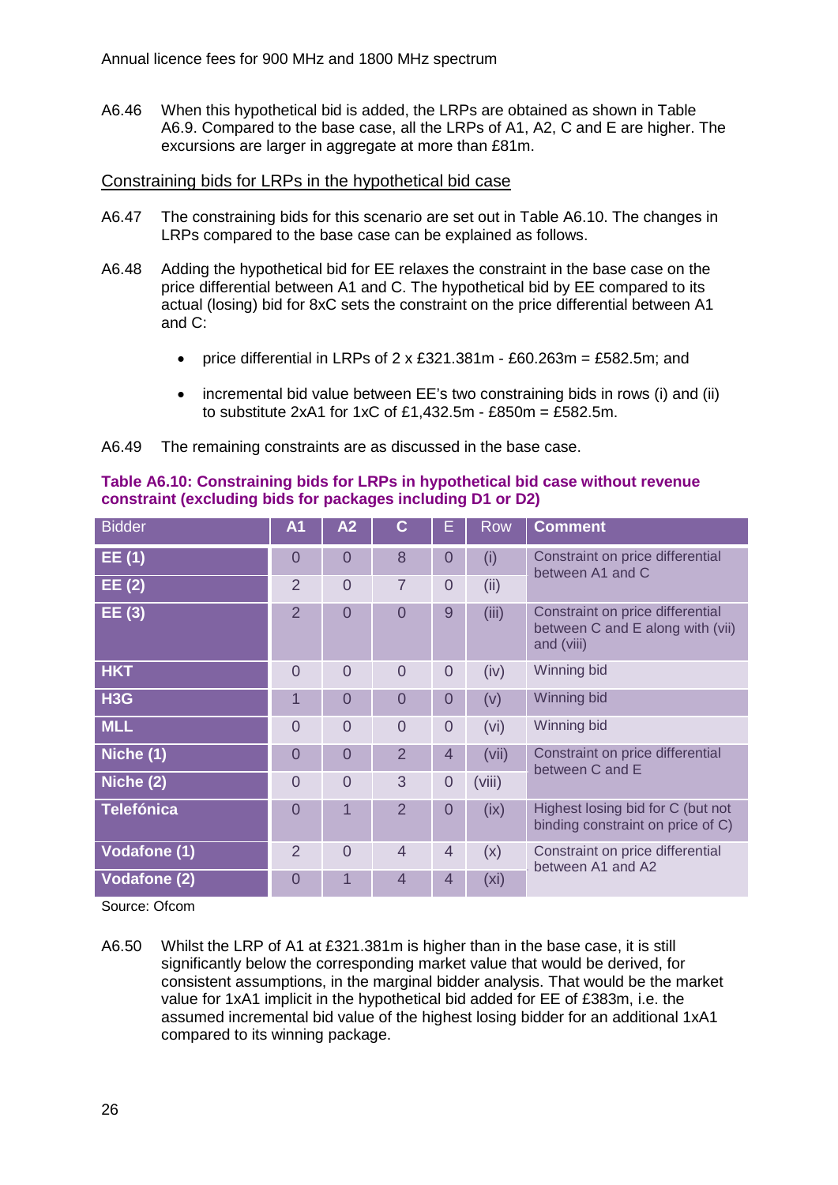A6.46 When this hypothetical bid is added, the LRPs are obtained as shown in Table A6.9. Compared to the base case, all the LRPs of A1, A2, C and E are higher. The excursions are larger in aggregate at more than £81m.

Constraining bids for LRPs in the hypothetical bid case

A6.47 The constraining bids for this scenario are set out in Table A6.10. The changes in LRPs compared to the base case can be explained as follows.

A6.48 Adding the hypothetical bid for EE relaxes the constraint in the base case on the price differential between A1 and C. The hypothetical bid by EE compared to its actual (losing) bid for 8xC sets the constraint on the price differential between A1 and C:

- price differential in LRPs of 2 x £321.381m - £60.263m = £582.5m; and
- incremental bid value between EE's two constraining bids in rows (i) and (ii) to substitute 2xA1 for 1xC of £1,432.5m - £850m = £582.5m.

A6.49 The remaining constraints are as discussed in the base case.

**Table A6.10: Constraining bids for LRPs in hypothetical bid case without revenue constraint (excluding bids for packages including D1 or D2)**

| Bidder | A1 | A2 | C | E | Row | Comment |
|---|---|---|---|---|---|---|
| EE (1) | 0 | 0 | 8 | 0 | (i) | Constraint on price differential between A1 and C |
| EE (2) | 2 | 0 | 7 | 0 | (ii) | |
| EE (3) | 2 | 0 | 0 | 9 | (iii) | Constraint on price differential between C and E along with (vii) and (viii) |
| HKT | 0 | 0 | 0 | 0 | (iv) | Winning bid |
| H3G | 1 | 0 | 0 | 0 | (v) | Winning bid |
| MLL | 0 | 0 | 0 | 0 | (vi) | Winning bid |
| Niche (1) | 0 | 0 | 2 | 4 | (vii) | Constraint on price differential between C and E |
| Niche (2) | 0 | 0 | 3 | 0 | (viii) | |
| Telefónica | 0 | 1 | 2 | 0 | (ix) | Highest losing bid for C (but not binding constraint on price of C) |
| Vodafone (1) | 2 | 0 | 4 | 4 | (x) | Constraint on price differential between A1 and A2 |
| Vodafone (2) | 0 | 1 | 4 | 4 | (xi) | |

Source: Ofcom

A6.50 Whilst the LRP of A1 at £321.381m is higher than in the base case, it is still significantly below the corresponding market value that would be derived, for consistent assumptions, in the marginal bidder analysis. That would be the market value for 1xA1 implicit in the hypothetical bid added for EE of £383m, i.e. the assumed incremental bid value of the highest losing bidder for an additional 1xA1 compared to its winning package.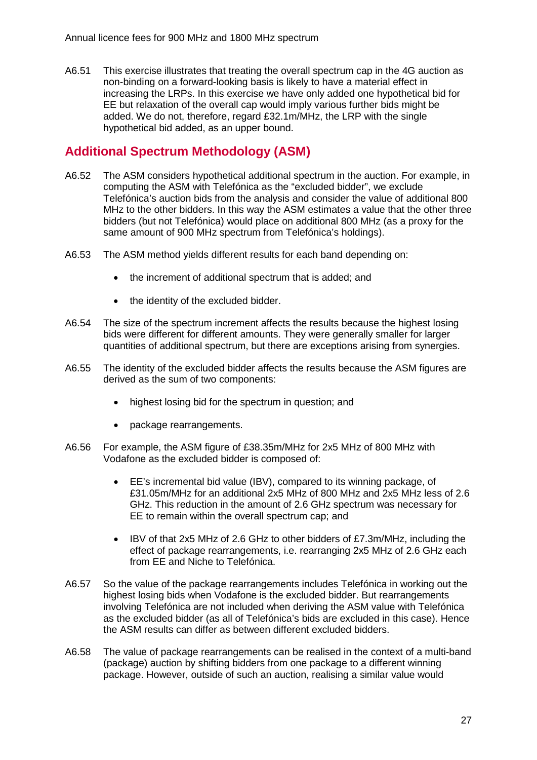A6.51 This exercise illustrates that treating the overall spectrum cap in the 4G auction as non-binding on a forward-looking basis is likely to have a material effect in increasing the LRPs. In this exercise we have only added one hypothetical bid for EE but relaxation of the overall cap would imply various further bids might be added. We do not, therefore, regard £32.1m/MHz, the LRP with the single hypothetical bid added, as an upper bound.

## Additional Spectrum Methodology (ASM)

A6.52 The ASM considers hypothetical additional spectrum in the auction. For example, in computing the ASM with Telefónica as the "excluded bidder", we exclude Telefónica's auction bids from the analysis and consider the value of additional 800 MHz to the other bidders. In this way the ASM estimates a value that the other three bidders (but not Telefónica) would place on additional 800 MHz (as a proxy for the same amount of 900 MHz spectrum from Telefónica's holdings).

A6.53 The ASM method yields different results for each band depending on:

- the increment of additional spectrum that is added; and
- the identity of the excluded bidder.

A6.54 The size of the spectrum increment affects the results because the highest losing bids were different for different amounts. They were generally smaller for larger quantities of additional spectrum, but there are exceptions arising from synergies.

A6.55 The identity of the excluded bidder affects the results because the ASM figures are derived as the sum of two components:

- highest losing bid for the spectrum in question; and
- package rearrangements.

A6.56 For example, the ASM figure of £38.35m/MHz for 2x5 MHz of 800 MHz with Vodafone as the excluded bidder is composed of:

- EE's incremental bid value (IBV), compared to its winning package, of £31.05m/MHz for an additional 2x5 MHz of 800 MHz and 2x5 MHz less of 2.6 GHz. This reduction in the amount of 2.6 GHz spectrum was necessary for EE to remain within the overall spectrum cap; and
- IBV of that 2x5 MHz of 2.6 GHz to other bidders of £7.3m/MHz, including the effect of package rearrangements, i.e. rearranging 2x5 MHz of 2.6 GHz each from EE and Niche to Telefónica.

A6.57 So the value of the package rearrangements includes Telefónica in working out the highest losing bids when Vodafone is the excluded bidder. But rearrangements involving Telefónica are not included when deriving the ASM value with Telefónica as the excluded bidder (as all of Telefónica's bids are excluded in this case). Hence the ASM results can differ as between different excluded bidders.

A6.58 The value of package rearrangements can be realised in the context of a multi-band (package) auction by shifting bidders from one package to a different winning package. However, outside of such an auction, realising a similar value would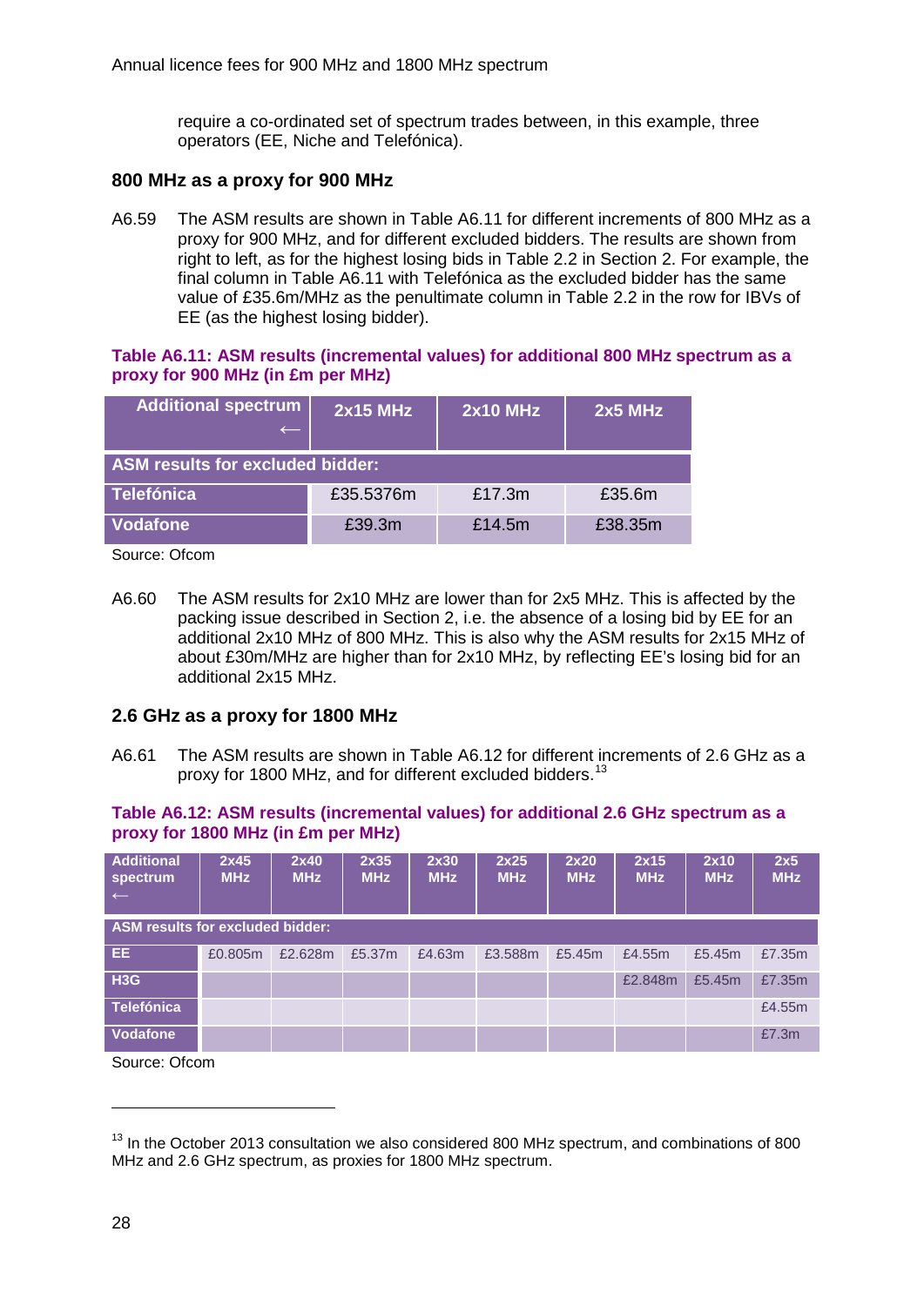require a co-ordinated set of spectrum trades between, in this example, three operators (EE, Niche and Telefónica).

### 800 MHz as a proxy for 900 MHz

A6.59 The ASM results are shown in Table A6.11 for different increments of 800 MHz as a proxy for 900 MHz, and for different excluded bidders. The results are shown from right to left, as for the highest losing bids in Table 2.2 in Section 2. For example, the final column in Table A6.11 with Telefónica as the excluded bidder has the same value of £35.6m/MHz as the penultimate column in Table 2.2 in the row for IBVs of EE (as the highest losing bidder).

**Table A6.11: ASM results (incremental values) for additional 800 MHz spectrum as a proxy for 900 MHz (in £m per MHz)**

| Additional spectrum ← | 2x15 MHz | 2x10 MHz | 2x5 MHz |
|---|---|---|---|
| **ASM results for excluded bidder:** | | | |
| Telefónica | £35.5376m | £17.3m | £35.6m |
| Vodafone | £39.3m | £14.5m | £38.35m |

Source: Ofcom

A6.60 The ASM results for 2x10 MHz are lower than for 2x5 MHz. This is affected by the packing issue described in Section 2, i.e. the absence of a losing bid by EE for an additional 2x10 MHz of 800 MHz. This is also why the ASM results for 2x15 MHz of about £30m/MHz are higher than for 2x10 MHz, by reflecting EE's losing bid for an additional 2x15 MHz.

### 2.6 GHz as a proxy for 1800 MHz

A6.61 The ASM results are shown in Table A6.12 for different increments of 2.6 GHz as a proxy for 1800 MHz, and for different excluded bidders.[13]

**Table A6.12: ASM results (incremental values) for additional 2.6 GHz spectrum as a proxy for 1800 MHz (in £m per MHz)**

| Additional spectrum ← | 2x45 MHz | 2x40 MHz | 2x35 MHz | 2x30 MHz | 2x25 MHz | 2x20 MHz | 2x15 MHz | 2x10 MHz | 2x5 MHz |
|---|---|---|---|---|---|---|---|---|---|
| **ASM results for excluded bidder:** | | | | | | | | | |
| EE | £0.805m | £2.628m | £5.37m | £4.63m | £3.588m | £5.45m | £4.55m | £5.45m | £7.35m |
| H3G | | | | | | | £2.848m | £5.45m | £7.35m |
| Telefónica | | | | | | | | | £4.55m |
| Vodafone | | | | | | | | | £7.3m |

Source: Ofcom

[13] In the October 2013 consultation we also considered 800 MHz spectrum, and combinations of 800 MHz and 2.6 GHz spectrum, as proxies for 1800 MHz spectrum.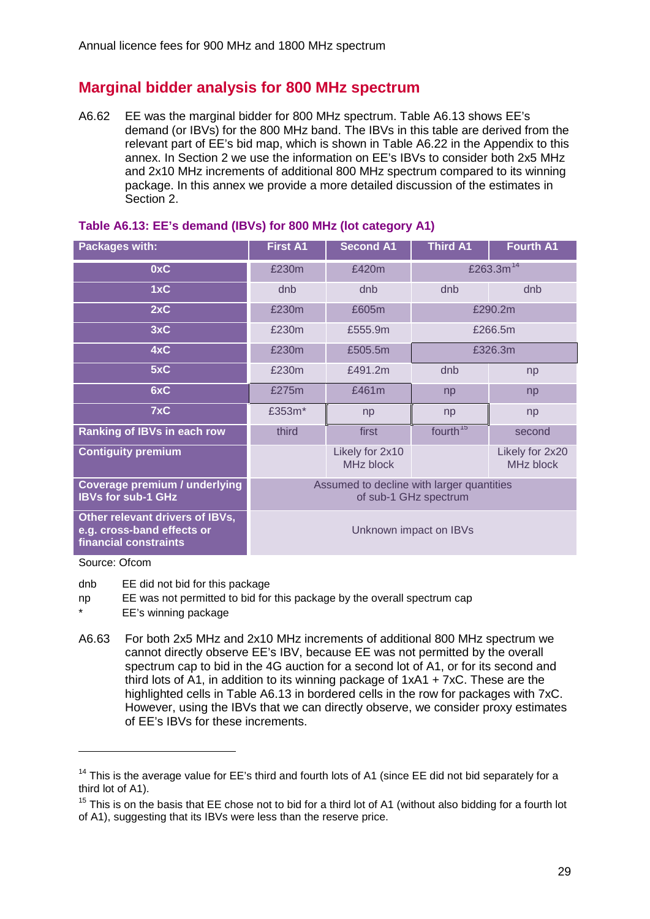## Marginal bidder analysis for 800 MHz spectrum

A6.62 EE was the marginal bidder for 800 MHz spectrum. Table A6.13 shows EE's demand (or IBVs) for the 800 MHz band. The IBVs in this table are derived from the relevant part of EE's bid map, which is shown in Table A6.22 in the Appendix to this annex. In Section 2 we use the information on EE's IBVs to consider both 2x5 MHz and 2x10 MHz increments of additional 800 MHz spectrum compared to its winning package. In this annex we provide a more detailed discussion of the estimates in Section 2.

**Table A6.13: EE's demand (IBVs) for 800 MHz (lot category A1)**

| Packages with: | First A1 | Second A1 | Third A1 | Fourth A1 |
|---|---|---|---|---|
| 0xC | £230m | £420m | £263.3m[14] | |
| 1xC | dnb | dnb | dnb | dnb |
| 2xC | £230m | £605m | £290.2m | |
| 3xC | £230m | £555.9m | £266.5m | |
| 4xC | £230m | £505.5m | £326.3m | |
| 5xC | £230m | £491.2m | dnb | np |
| 6xC | £275m | £461m | np | np |
| 7xC | £353m* | np | np | np |
| Ranking of IBVs in each row | third | first | fourth[15] | second |
| Contiguity premium | | Likely for 2x10 MHz block | | Likely for 2x20 MHz block |
| Coverage premium / underlying IBVs for sub-1 GHz | Assumed to decline with larger quantities of sub-1 GHz spectrum | | | |
| Other relevant drivers of IBVs, e.g. cross-band effects or financial constraints | Unknown impact on IBVs | | | |

Source: Ofcom

dnb EE did not bid for this package
np EE was not permitted to bid for this package by the overall spectrum cap
* EE's winning package

A6.63 For both 2x5 MHz and 2x10 MHz increments of additional 800 MHz spectrum we cannot directly observe EE's IBV, because EE was not permitted by the overall spectrum cap to bid in the 4G auction for a second lot of A1, or for its second and third lots of A1, in addition to its winning package of 1xA1 + 7xC. These are the highlighted cells in Table A6.13 in bordered cells in the row for packages with 7xC. However, using the IBVs that we can directly observe, we consider proxy estimates of EE's IBVs for these increments.

[14] This is the average value for EE's third and fourth lots of A1 (since EE did not bid separately for a third lot of A1).

[15] This is on the basis that EE chose not to bid for a third lot of A1 (without also bidding for a fourth lot of A1), suggesting that its IBVs were less than the reserve price.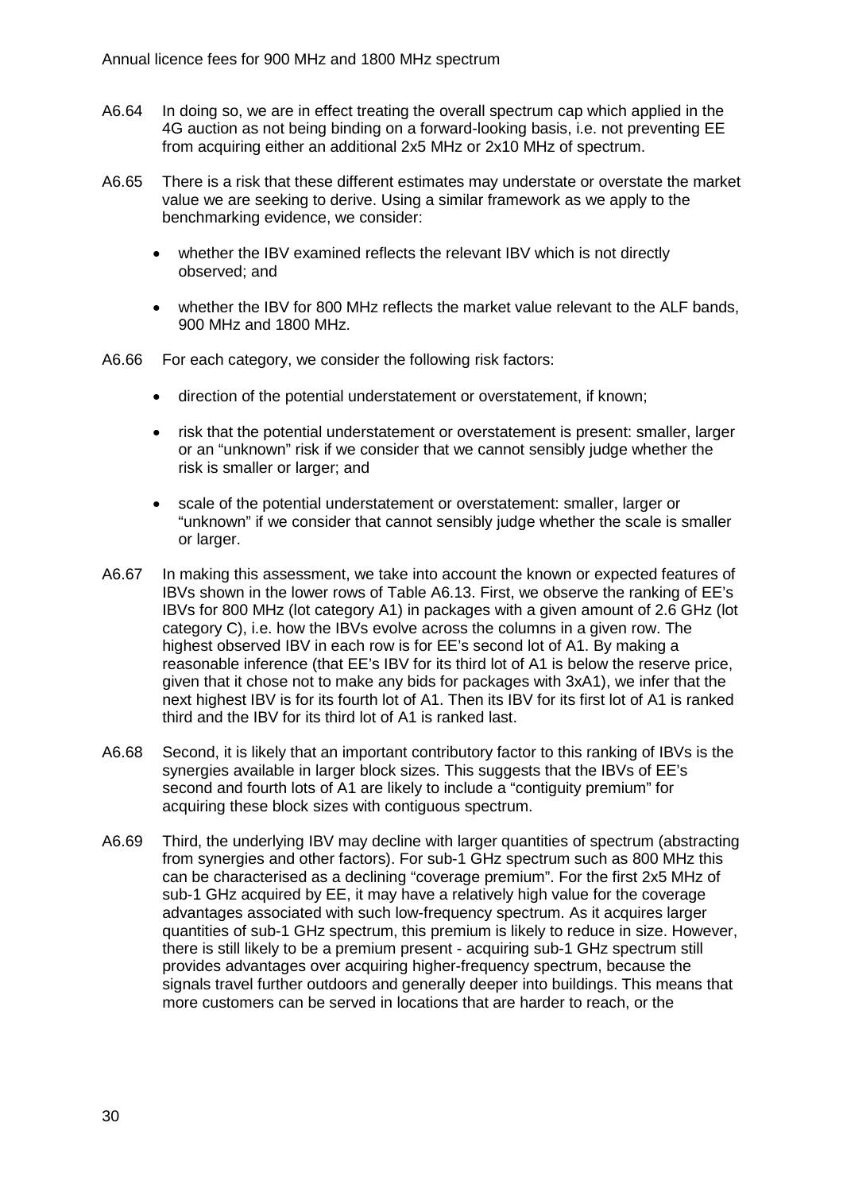A6.64 In doing so, we are in effect treating the overall spectrum cap which applied in the 4G auction as not being binding on a forward-looking basis, i.e. not preventing EE from acquiring either an additional 2x5 MHz or 2x10 MHz of spectrum.

A6.65 There is a risk that these different estimates may understate or overstate the market value we are seeking to derive. Using a similar framework as we apply to the benchmarking evidence, we consider:

- whether the IBV examined reflects the relevant IBV which is not directly observed; and
- whether the IBV for 800 MHz reflects the market value relevant to the ALF bands, 900 MHz and 1800 MHz.

A6.66 For each category, we consider the following risk factors:

- direction of the potential understatement or overstatement, if known;
- risk that the potential understatement or overstatement is present: smaller, larger or an "unknown" risk if we consider that we cannot sensibly judge whether the risk is smaller or larger; and
- scale of the potential understatement or overstatement: smaller, larger or "unknown" if we consider that cannot sensibly judge whether the scale is smaller or larger.

A6.67 In making this assessment, we take into account the known or expected features of IBVs shown in the lower rows of Table A6.13. First, we observe the ranking of EE's IBVs for 800 MHz (lot category A1) in packages with a given amount of 2.6 GHz (lot category C), i.e. how the IBVs evolve across the columns in a given row. The highest observed IBV in each row is for EE's second lot of A1. By making a reasonable inference (that EE's IBV for its third lot of A1 is below the reserve price, given that it chose not to make any bids for packages with 3xA1), we infer that the next highest IBV is for its fourth lot of A1. Then its IBV for its first lot of A1 is ranked third and the IBV for its third lot of A1 is ranked last.

A6.68 Second, it is likely that an important contributory factor to this ranking of IBVs is the synergies available in larger block sizes. This suggests that the IBVs of EE's second and fourth lots of A1 are likely to include a "contiguity premium" for acquiring these block sizes with contiguous spectrum.

A6.69 Third, the underlying IBV may decline with larger quantities of spectrum (abstracting from synergies and other factors). For sub-1 GHz spectrum such as 800 MHz this can be characterised as a declining "coverage premium". For the first 2x5 MHz of sub-1 GHz acquired by EE, it may have a relatively high value for the coverage advantages associated with such low-frequency spectrum. As it acquires larger quantities of sub-1 GHz spectrum, this premium is likely to reduce in size. However, there is still likely to be a premium present - acquiring sub-1 GHz spectrum still provides advantages over acquiring higher-frequency spectrum, because the signals travel further outdoors and generally deeper into buildings. This means that more customers can be served in locations that are harder to reach, or the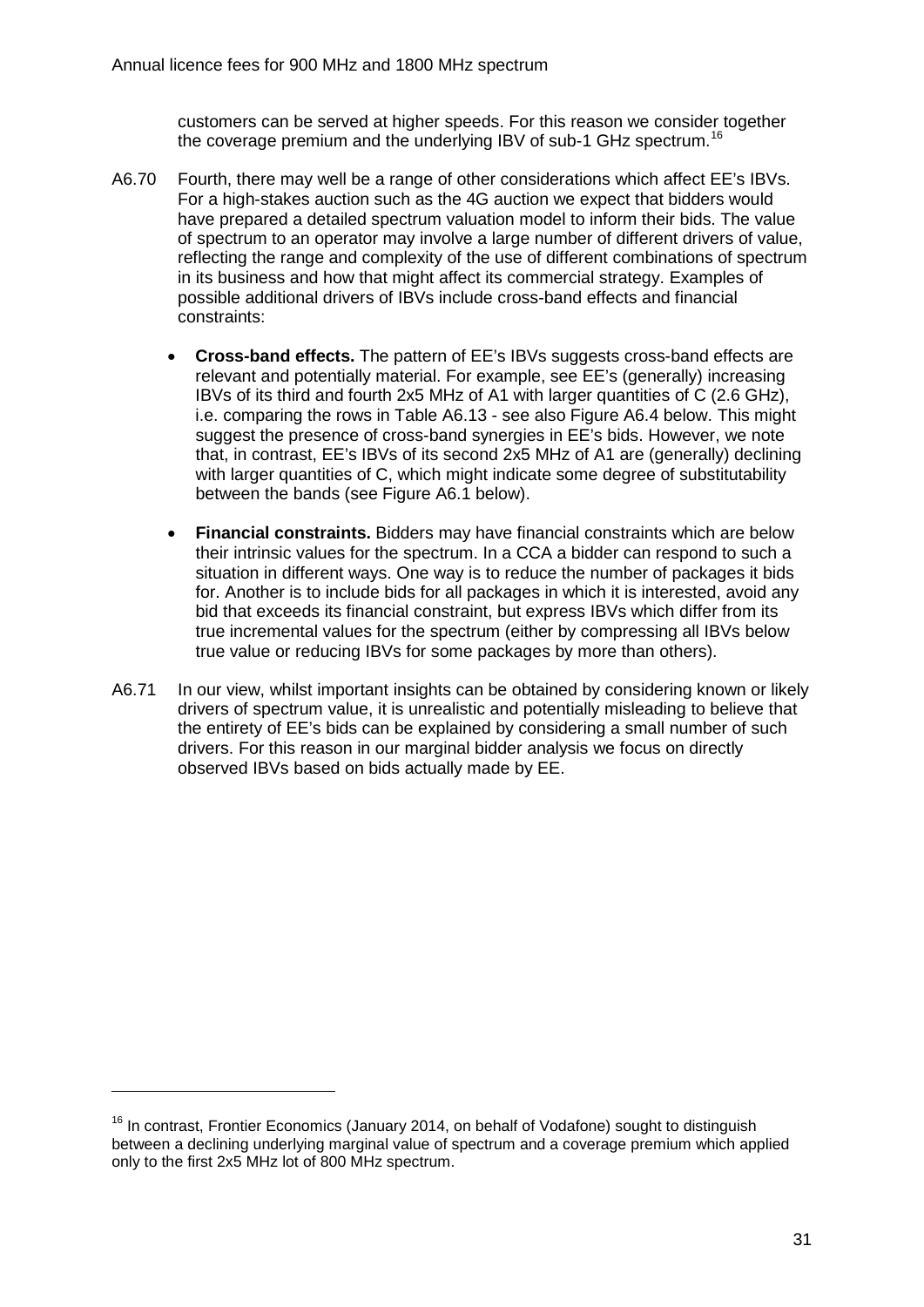customers can be served at higher speeds. For this reason we consider together the coverage premium and the underlying IBV of sub-1 GHz spectrum.[16]

A6.70 Fourth, there may well be a range of other considerations which affect EE's IBVs. For a high-stakes auction such as the 4G auction we expect that bidders would have prepared a detailed spectrum valuation model to inform their bids. The value of spectrum to an operator may involve a large number of different drivers of value, reflecting the range and complexity of the use of different combinations of spectrum in its business and how that might affect its commercial strategy. Examples of possible additional drivers of IBVs include cross-band effects and financial constraints:

- **Cross-band effects.** The pattern of EE's IBVs suggests cross-band effects are relevant and potentially material. For example, see EE's (generally) increasing IBVs of its third and fourth 2x5 MHz of A1 with larger quantities of C (2.6 GHz), i.e. comparing the rows in Table A6.13 - see also Figure A6.4 below. This might suggest the presence of cross-band synergies in EE's bids. However, we note that, in contrast, EE's IBVs of its second 2x5 MHz of A1 are (generally) declining with larger quantities of C, which might indicate some degree of substitutability between the bands (see Figure A6.1 below).
- **Financial constraints.** Bidders may have financial constraints which are below their intrinsic values for the spectrum. In a CCA a bidder can respond to such a situation in different ways. One way is to reduce the number of packages it bids for. Another is to include bids for all packages in which it is interested, avoid any bid that exceeds its financial constraint, but express IBVs which differ from its true incremental values for the spectrum (either by compressing all IBVs below true value or reducing IBVs for some packages by more than others).

A6.71 In our view, whilst important insights can be obtained by considering known or likely drivers of spectrum value, it is unrealistic and potentially misleading to believe that the entirety of EE's bids can be explained by considering a small number of such drivers. For this reason in our marginal bidder analysis we focus on directly observed IBVs based on bids actually made by EE.

[16] In contrast, Frontier Economics (January 2014, on behalf of Vodafone) sought to distinguish between a declining underlying marginal value of spectrum and a coverage premium which applied only to the first 2x5 MHz lot of 800 MHz spectrum.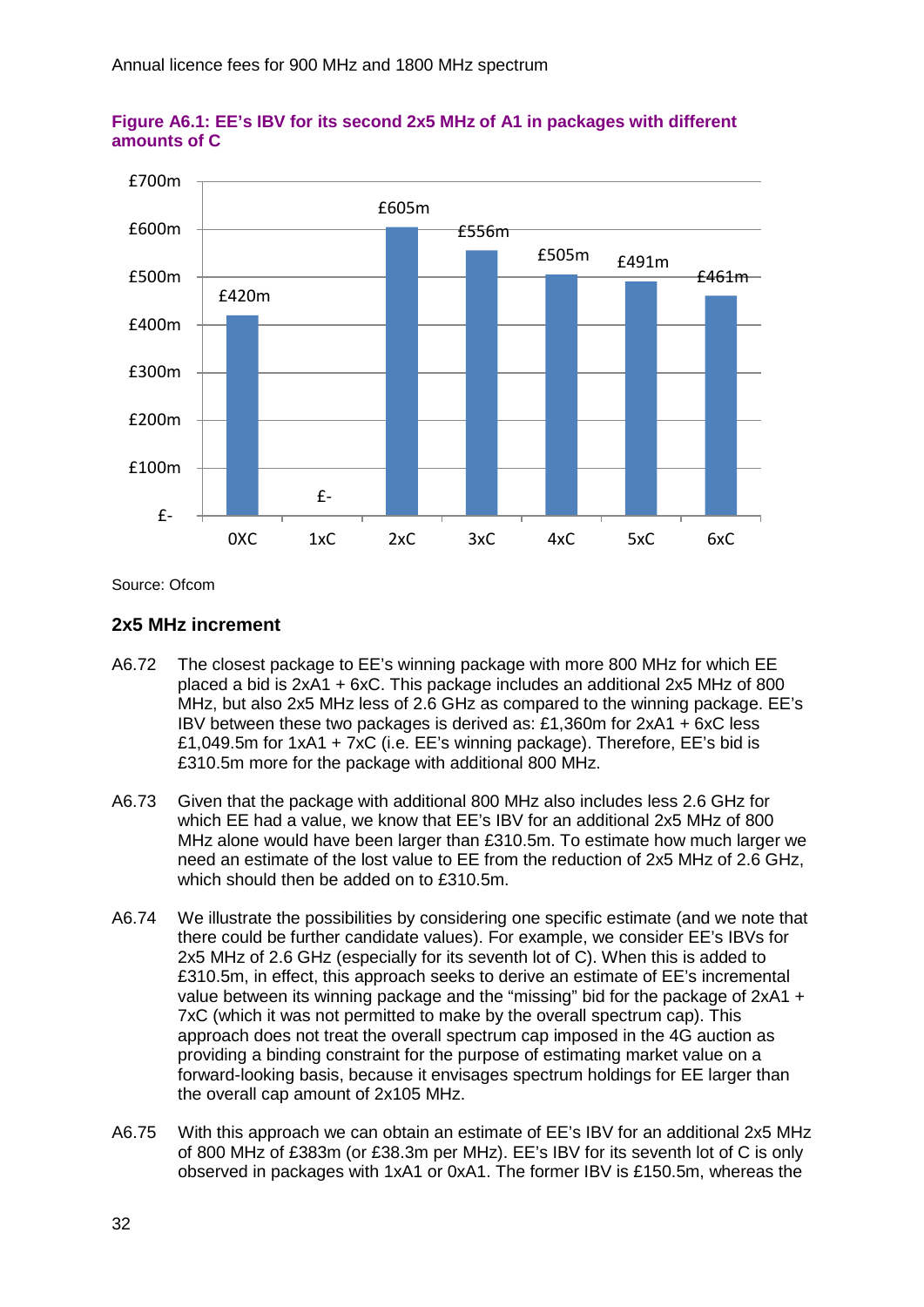**Figure A6.1: EE's IBV for its second 2x5 MHz of A1 in packages with different amounts of C**

| Package | IBV |
| --- | --- |
| 0XC | £420m |
| 1xC | £- |
| 2xC | £605m |
| 3xC | £556m |
| 4xC | £505m |
| 5xC | £491m |
| 6xC | £461m |

Source: Ofcom

### 2x5 MHz increment

A6.72 The closest package to EE's winning package with more 800 MHz for which EE placed a bid is 2xA1 + 6xC. This package includes an additional 2x5 MHz of 800 MHz, but also 2x5 MHz less of 2.6 GHz as compared to the winning package. EE's IBV between these two packages is derived as: £1,360m for 2xA1 + 6xC less £1,049.5m for 1xA1 + 7xC (i.e. EE's winning package). Therefore, EE's bid is £310.5m more for the package with additional 800 MHz.

A6.73 Given that the package with additional 800 MHz also includes less 2.6 GHz for which EE had a value, we know that EE's IBV for an additional 2x5 MHz of 800 MHz alone would have been larger than £310.5m. To estimate how much larger we need an estimate of the lost value to EE from the reduction of 2x5 MHz of 2.6 GHz, which should then be added on to £310.5m.

A6.74 We illustrate the possibilities by considering one specific estimate (and we note that there could be further candidate values). For example, we consider EE's IBVs for 2x5 MHz of 2.6 GHz (especially for its seventh lot of C). When this is added to £310.5m, in effect, this approach seeks to derive an estimate of EE's incremental value between its winning package and the "missing" bid for the package of 2xA1 + 7xC (which it was not permitted to make by the overall spectrum cap). This approach does not treat the overall spectrum cap imposed in the 4G auction as providing a binding constraint for the purpose of estimating market value on a forward-looking basis, because it envisages spectrum holdings for EE larger than the overall cap amount of 2x105 MHz.

A6.75 With this approach we can obtain an estimate of EE's IBV for an additional 2x5 MHz of 800 MHz of £383m (or £38.3m per MHz). EE's IBV for its seventh lot of C is only observed in packages with 1xA1 or 0xA1. The former IBV is £150.5m, whereas the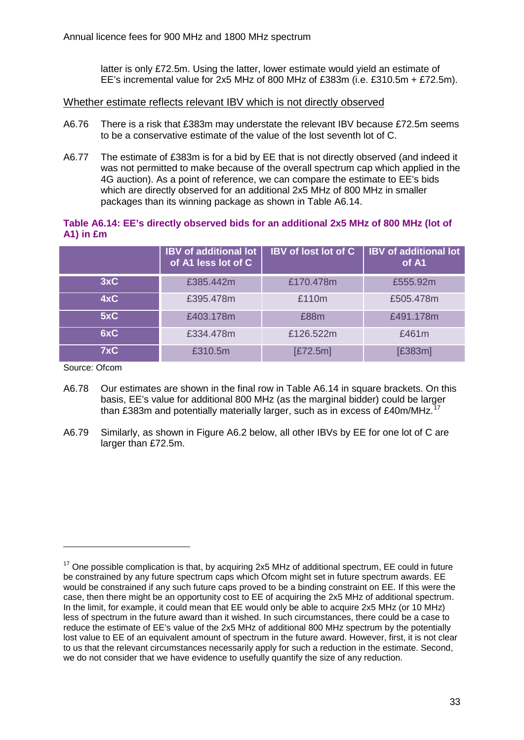latter is only £72.5m. Using the latter, lower estimate would yield an estimate of EE's incremental value for 2x5 MHz of 800 MHz of £383m (i.e. £310.5m + £72.5m).

Whether estimate reflects relevant IBV which is not directly observed

A6.76 There is a risk that £383m may understate the relevant IBV because £72.5m seems to be a conservative estimate of the value of the lost seventh lot of C.

A6.77 The estimate of £383m is for a bid by EE that is not directly observed (and indeed it was not permitted to make because of the overall spectrum cap which applied in the 4G auction). As a point of reference, we can compare the estimate to EE's bids which are directly observed for an additional 2x5 MHz of 800 MHz in smaller packages than its winning package as shown in Table A6.14.

**Table A6.14: EE's directly observed bids for an additional 2x5 MHz of 800 MHz (lot of A1) in £m**

| | IBV of additional lot of A1 less lot of C | IBV of lost lot of C | IBV of additional lot of A1 |
|---|---|---|---|
| 3xC | £385.442m | £170.478m | £555.92m |
| 4xC | £395.478m | £110m | £505.478m |
| 5xC | £403.178m | £88m | £491.178m |
| 6xC | £334.478m | £126.522m | £461m |
| 7xC | £310.5m | [£72.5m] | [£383m] |

Source: Ofcom

A6.78 Our estimates are shown in the final row in Table A6.14 in square brackets. On this basis, EE's value for additional 800 MHz (as the marginal bidder) could be larger than £383m and potentially materially larger, such as in excess of £40m/MHz.[17]

A6.79 Similarly, as shown in Figure A6.2 below, all other IBVs by EE for one lot of C are larger than £72.5m.

[17] One possible complication is that, by acquiring 2x5 MHz of additional spectrum, EE could in future be constrained by any future spectrum caps which Ofcom might set in future spectrum awards. EE would be constrained if any such future caps proved to be a binding constraint on EE. If this were the case, then there might be an opportunity cost to EE of acquiring the 2x5 MHz of additional spectrum. In the limit, for example, it could mean that EE would only be able to acquire 2x5 MHz (or 10 MHz) less of spectrum in the future award than it wished. In such circumstances, there could be a case to reduce the estimate of EE's value of the 2x5 MHz of additional 800 MHz spectrum by the potentially lost value to EE of an equivalent amount of spectrum in the future award. However, first, it is not clear to us that the relevant circumstances necessarily apply for such a reduction in the estimate. Second, we do not consider that we have evidence to usefully quantify the size of any reduction.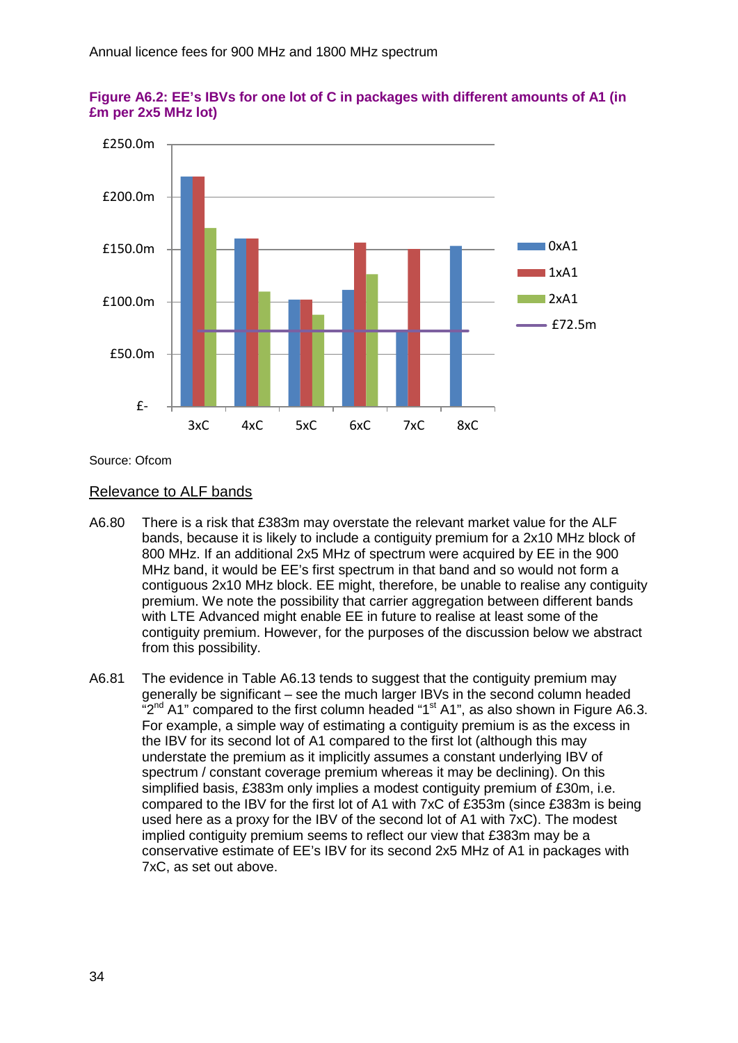**Figure A6.2: EE's IBVs for one lot of C in packages with different amounts of A1 (in £m per 2x5 MHz lot)**

Source: Ofcom

<u>Relevance to ALF bands</u>

A6.80 There is a risk that £383m may overstate the relevant market value for the ALF bands, because it is likely to include a contiguity premium for a 2x10 MHz block of 800 MHz. If an additional 2x5 MHz of spectrum were acquired by EE in the 900 MHz band, it would be EE's first spectrum in that band and so would not form a contiguous 2x10 MHz block. EE might, therefore, be unable to realise any contiguity premium. We note the possibility that carrier aggregation between different bands with LTE Advanced might enable EE in future to realise at least some of the contiguity premium. However, for the purposes of the discussion below we abstract from this possibility.

A6.81 The evidence in Table A6.13 tends to suggest that the contiguity premium may generally be significant – see the much larger IBVs in the second column headed "2nd A1" compared to the first column headed "1st A1", as also shown in Figure A6.3. For example, a simple way of estimating a contiguity premium is as the excess in the IBV for its second lot of A1 compared to the first lot (although this may understate the premium as it implicitly assumes a constant underlying IBV of spectrum / constant coverage premium whereas it may be declining). On this simplified basis, £383m only implies a modest contiguity premium of £30m, i.e. compared to the IBV for the first lot of A1 with 7xC of £353m (since £383m is being used here as a proxy for the IBV of the second lot of A1 with 7xC). The modest implied contiguity premium seems to reflect our view that £383m may be a conservative estimate of EE's IBV for its second 2x5 MHz of A1 in packages with 7xC, as set out above.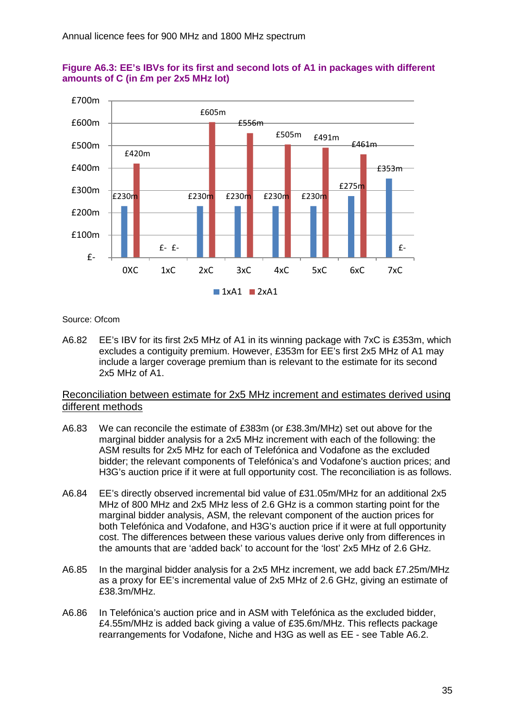**Figure A6.3: EE's IBVs for its first and second lots of A1 in packages with different amounts of C (in £m per 2x5 MHz lot)**

| | 0XC | 1xC | 2xC | 3xC | 4xC | 5xC | 6xC | 7xC |
|---|---|---|---|---|---|---|---|---|
| 1xA1 | £230m | £- | £230m | £230m | £230m | £230m | £275m | £353m |
| 2xA1 | £420m | £- | £605m | £556m | £505m | £491m | £461m | £- |

Source: Ofcom

A6.82 EE's IBV for its first 2x5 MHz of A1 in its winning package with 7xC is £353m, which excludes a contiguity premium. However, £353m for EE's first 2x5 MHz of A1 may include a larger coverage premium than is relevant to the estimate for its second 2x5 MHz of A1.

## Reconciliation between estimate for 2x5 MHz increment and estimates derived using different methods

A6.83 We can reconcile the estimate of £383m (or £38.3m/MHz) set out above for the marginal bidder analysis for a 2x5 MHz increment with each of the following: the ASM results for 2x5 MHz for each of Telefónica and Vodafone as the excluded bidder; the relevant components of Telefónica's and Vodafone's auction prices; and H3G's auction price if it were at full opportunity cost. The reconciliation is as follows.

A6.84 EE's directly observed incremental bid value of £31.05m/MHz for an additional 2x5 MHz of 800 MHz and 2x5 MHz less of 2.6 GHz is a common starting point for the marginal bidder analysis, ASM, the relevant component of the auction prices for both Telefónica and Vodafone, and H3G's auction price if it were at full opportunity cost. The differences between these various values derive only from differences in the amounts that are 'added back' to account for the 'lost' 2x5 MHz of 2.6 GHz.

A6.85 In the marginal bidder analysis for a 2x5 MHz increment, we add back £7.25m/MHz as a proxy for EE's incremental value of 2x5 MHz of 2.6 GHz, giving an estimate of £38.3m/MHz.

A6.86 In Telefónica's auction price and in ASM with Telefónica as the excluded bidder, £4.55m/MHz is added back giving a value of £35.6m/MHz. This reflects package rearrangements for Vodafone, Niche and H3G as well as EE - see Table A6.2.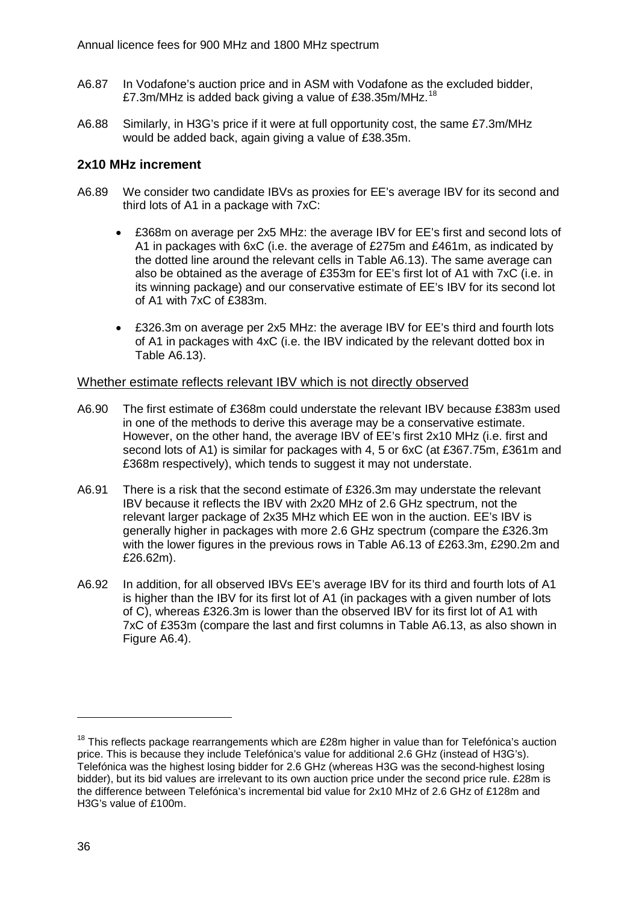A6.87 In Vodafone's auction price and in ASM with Vodafone as the excluded bidder, £7.3m/MHz is added back giving a value of £38.35m/MHz.[18]

A6.88 Similarly, in H3G's price if it were at full opportunity cost, the same £7.3m/MHz would be added back, again giving a value of £38.35m.

### 2x10 MHz increment

A6.89 We consider two candidate IBVs as proxies for EE's average IBV for its second and third lots of A1 in a package with 7xC:

- £368m on average per 2x5 MHz: the average IBV for EE's first and second lots of A1 in packages with 6xC (i.e. the average of £275m and £461m, as indicated by the dotted line around the relevant cells in Table A6.13). The same average can also be obtained as the average of £353m for EE's first lot of A1 with 7xC (i.e. in its winning package) and our conservative estimate of EE's IBV for its second lot of A1 with 7xC of £383m.
- £326.3m on average per 2x5 MHz: the average IBV for EE's third and fourth lots of A1 in packages with 4xC (i.e. the IBV indicated by the relevant dotted box in Table A6.13).

Whether estimate reflects relevant IBV which is not directly observed

A6.90 The first estimate of £368m could understate the relevant IBV because £383m used in one of the methods to derive this average may be a conservative estimate. However, on the other hand, the average IBV of EE's first 2x10 MHz (i.e. first and second lots of A1) is similar for packages with 4, 5 or 6xC (at £367.75m, £361m and £368m respectively), which tends to suggest it may not understate.

A6.91 There is a risk that the second estimate of £326.3m may understate the relevant IBV because it reflects the IBV with 2x20 MHz of 2.6 GHz spectrum, not the relevant larger package of 2x35 MHz which EE won in the auction. EE's IBV is generally higher in packages with more 2.6 GHz spectrum (compare the £326.3m with the lower figures in the previous rows in Table A6.13 of £263.3m, £290.2m and £26.62m).

A6.92 In addition, for all observed IBVs EE's average IBV for its third and fourth lots of A1 is higher than the IBV for its first lot of A1 (in packages with a given number of lots of C), whereas £326.3m is lower than the observed IBV for its first lot of A1 with 7xC of £353m (compare the last and first columns in Table A6.13, as also shown in Figure A6.4).

[18] This reflects package rearrangements which are £28m higher in value than for Telefónica's auction price. This is because they include Telefónica's value for additional 2.6 GHz (instead of H3G's). Telefónica was the highest losing bidder for 2.6 GHz (whereas H3G was the second-highest losing bidder), but its bid values are irrelevant to its own auction price under the second price rule. £28m is the difference between Telefónica's incremental bid value for 2x10 MHz of 2.6 GHz of £128m and H3G's value of £100m.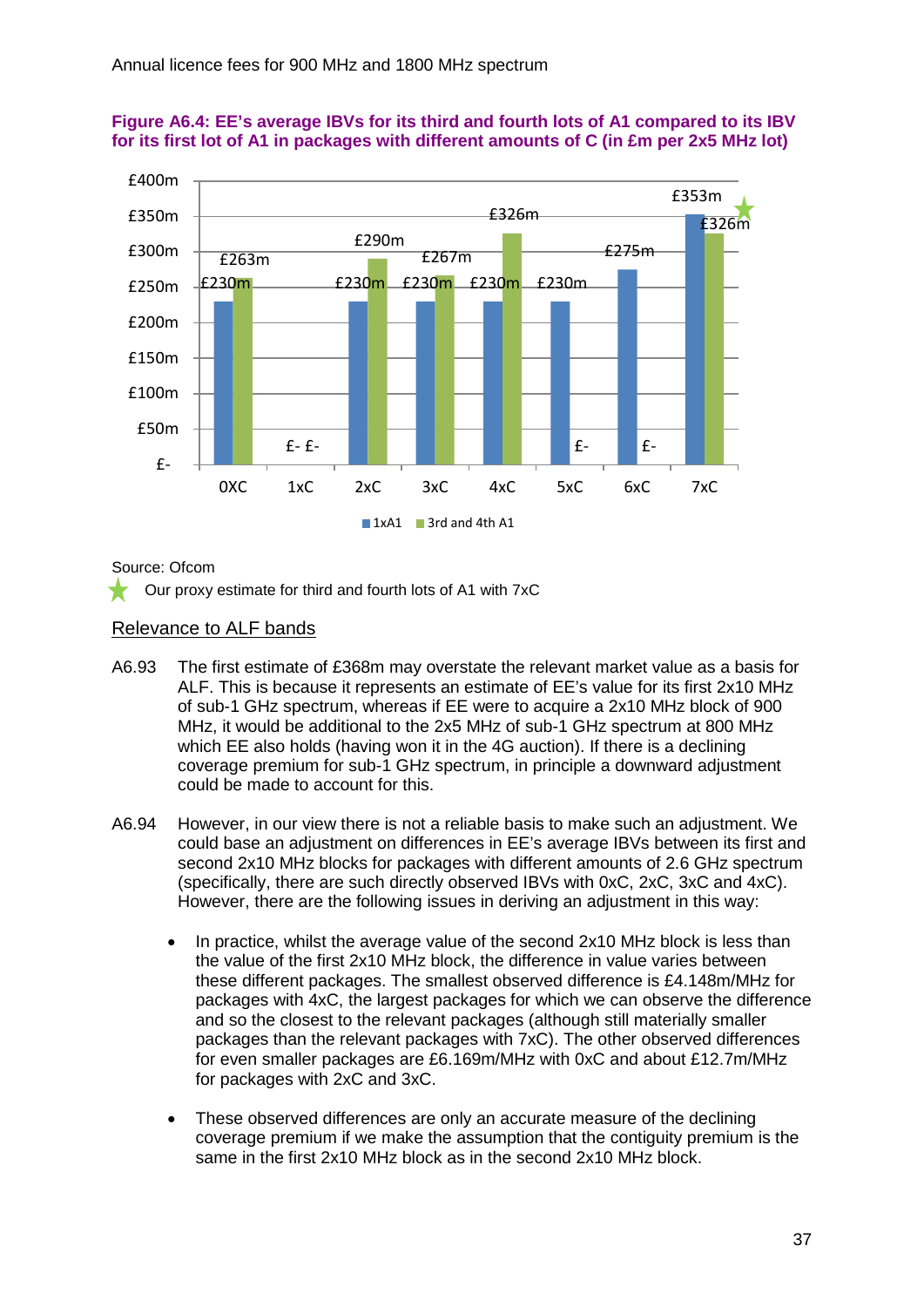**Figure A6.4: EE's average IBVs for its third and fourth lots of A1 compared to its IBV for its first lot of A1 in packages with different amounts of C (in £m per 2x5 MHz lot)**

| | 0XC | 1xC | 2xC | 3xC | 4xC | 5xC | 6xC | 7xC |
|---|---|---|---|---|---|---|---|---|
| 1xA1 | £230m | £- | £230m | £230m | £230m | £230m | £275m | £353m |
| 3rd and 4th A1 | £263m | £- | £290m | £267m | £326m | £- | £- | £326m |

Source: Ofcom

★ Our proxy estimate for third and fourth lots of A1 with 7xC

## Relevance to ALF bands

A6.93 The first estimate of £368m may overstate the relevant market value as a basis for ALF. This is because it represents an estimate of EE's value for its first 2x10 MHz of sub-1 GHz spectrum, whereas if EE were to acquire a 2x10 MHz block of 900 MHz, it would be additional to the 2x5 MHz of sub-1 GHz spectrum at 800 MHz which EE also holds (having won it in the 4G auction). If there is a declining coverage premium for sub-1 GHz spectrum, in principle a downward adjustment could be made to account for this.

A6.94 However, in our view there is not a reliable basis to make such an adjustment. We could base an adjustment on differences in EE's average IBVs between its first and second 2x10 MHz blocks for packages with different amounts of 2.6 GHz spectrum (specifically, there are such directly observed IBVs with 0xC, 2xC, 3xC and 4xC). However, there are the following issues in deriving an adjustment in this way:

- In practice, whilst the average value of the second 2x10 MHz block is less than the value of the first 2x10 MHz block, the difference in value varies between these different packages. The smallest observed difference is £4.148m/MHz for packages with 4xC, the largest packages for which we can observe the difference and so the closest to the relevant packages (although still materially smaller packages than the relevant packages with 7xC). The other observed differences for even smaller packages are £6.169m/MHz with 0xC and about £12.7m/MHz for packages with 2xC and 3xC.

- These observed differences are only an accurate measure of the declining coverage premium if we make the assumption that the contiguity premium is the same in the first 2x10 MHz block as in the second 2x10 MHz block.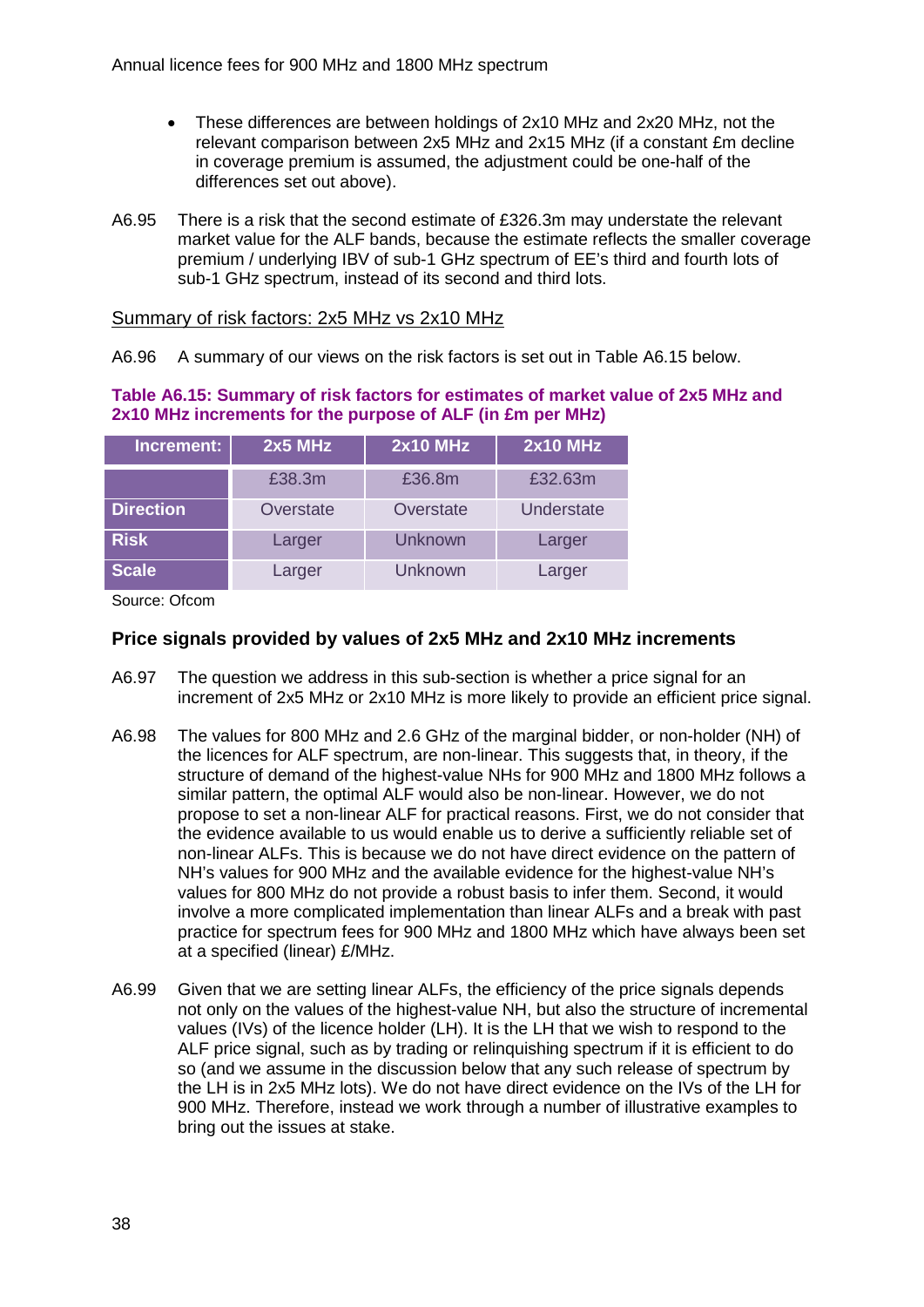- These differences are between holdings of 2x10 MHz and 2x20 MHz, not the relevant comparison between 2x5 MHz and 2x15 MHz (if a constant £m decline in coverage premium is assumed, the adjustment could be one-half of the differences set out above).

A6.95 There is a risk that the second estimate of £326.3m may understate the relevant market value for the ALF bands, because the estimate reflects the smaller coverage premium / underlying IBV of sub-1 GHz spectrum of EE's third and fourth lots of sub-1 GHz spectrum, instead of its second and third lots.

Summary of risk factors: 2x5 MHz vs 2x10 MHz

A6.96 A summary of our views on the risk factors is set out in Table A6.15 below.

**Table A6.15: Summary of risk factors for estimates of market value of 2x5 MHz and 2x10 MHz increments for the purpose of ALF (in £m per MHz)**

| Increment: | 2x5 MHz | 2x10 MHz | 2x10 MHz |
|---|---|---|---|
| | £38.3m | £36.8m | £32.63m |
| Direction | Overstate | Overstate | Understate |
| Risk | Larger | Unknown | Larger |
| Scale | Larger | Unknown | Larger |

Source: Ofcom

### Price signals provided by values of 2x5 MHz and 2x10 MHz increments

A6.97 The question we address in this sub-section is whether a price signal for an increment of 2x5 MHz or 2x10 MHz is more likely to provide an efficient price signal.

A6.98 The values for 800 MHz and 2.6 GHz of the marginal bidder, or non-holder (NH) of the licences for ALF spectrum, are non-linear. This suggests that, in theory, if the structure of demand of the highest-value NHs for 900 MHz and 1800 MHz follows a similar pattern, the optimal ALF would also be non-linear. However, we do not propose to set a non-linear ALF for practical reasons. First, we do not consider that the evidence available to us would enable us to derive a sufficiently reliable set of non-linear ALFs. This is because we do not have direct evidence on the pattern of NH's values for 900 MHz and the available evidence for the highest-value NH's values for 800 MHz do not provide a robust basis to infer them. Second, it would involve a more complicated implementation than linear ALFs and a break with past practice for spectrum fees for 900 MHz and 1800 MHz which have always been set at a specified (linear) £/MHz.

A6.99 Given that we are setting linear ALFs, the efficiency of the price signals depends not only on the values of the highest-value NH, but also the structure of incremental values (IVs) of the licence holder (LH). It is the LH that we wish to respond to the ALF price signal, such as by trading or relinquishing spectrum if it is efficient to do so (and we assume in the discussion below that any such release of spectrum by the LH is in 2x5 MHz lots). We do not have direct evidence on the IVs of the LH for 900 MHz. Therefore, instead we work through a number of illustrative examples to bring out the issues at stake.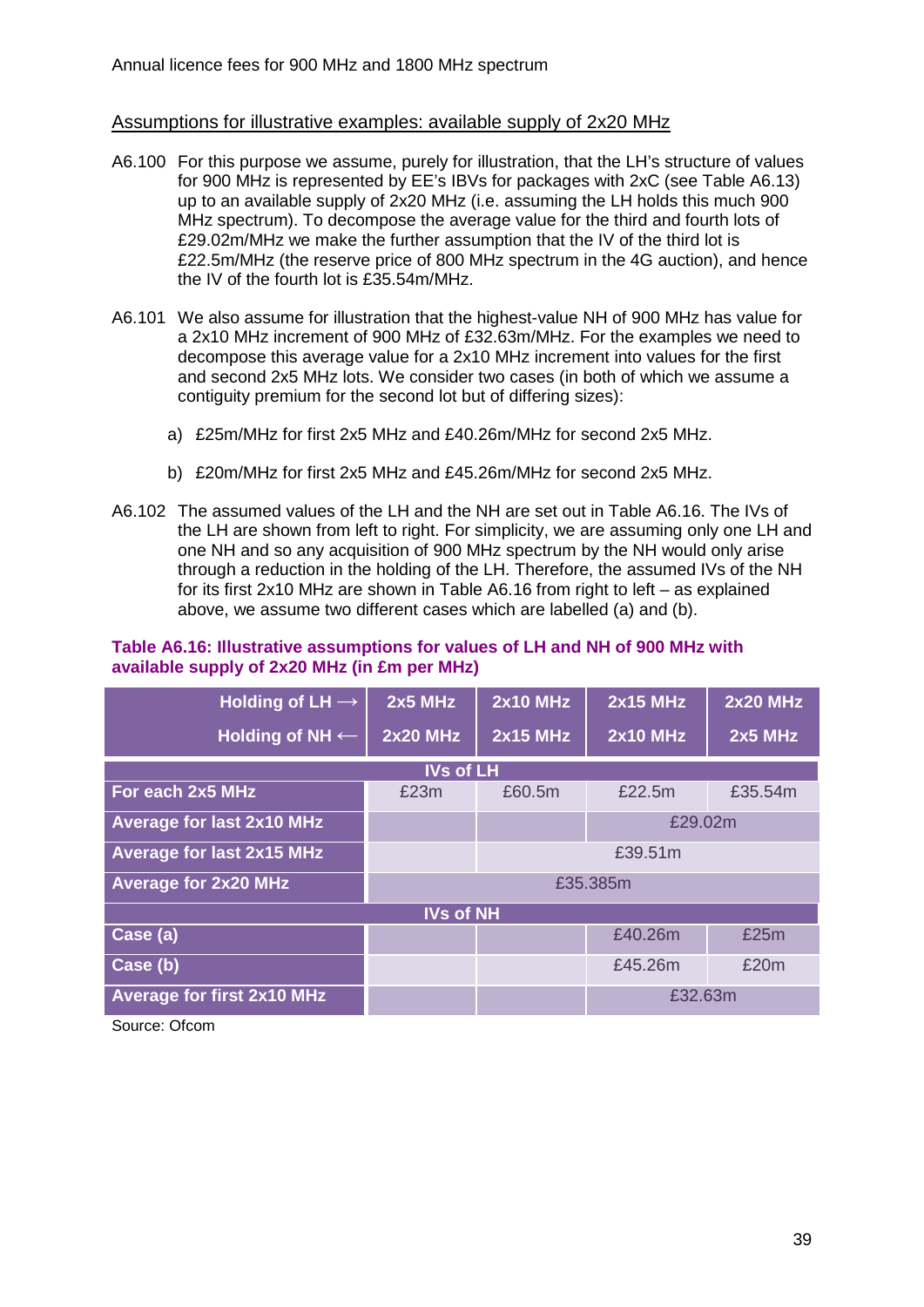## Assumptions for illustrative examples: available supply of 2x20 MHz

A6.100 For this purpose we assume, purely for illustration, that the LH's structure of values for 900 MHz is represented by EE's IBVs for packages with 2xC (see Table A6.13) up to an available supply of 2x20 MHz (i.e. assuming the LH holds this much 900 MHz spectrum). To decompose the average value for the third and fourth lots of £29.02m/MHz we make the further assumption that the IV of the third lot is £22.5m/MHz (the reserve price of 800 MHz spectrum in the 4G auction), and hence the IV of the fourth lot is £35.54m/MHz.

A6.101 We also assume for illustration that the highest-value NH of 900 MHz has value for a 2x10 MHz increment of 900 MHz of £32.63m/MHz. For the examples we need to decompose this average value for a 2x10 MHz increment into values for the first and second 2x5 MHz lots. We consider two cases (in both of which we assume a contiguity premium for the second lot but of differing sizes):

a) £25m/MHz for first 2x5 MHz and £40.26m/MHz for second 2x5 MHz.

b) £20m/MHz for first 2x5 MHz and £45.26m/MHz for second 2x5 MHz.

A6.102 The assumed values of the LH and the NH are set out in Table A6.16. The IVs of the LH are shown from left to right. For simplicity, we are assuming only one LH and one NH and so any acquisition of 900 MHz spectrum by the NH would only arise through a reduction in the holding of the LH. Therefore, the assumed IVs of the NH for its first 2x10 MHz are shown in Table A6.16 from right to left – as explained above, we assume two different cases which are labelled (a) and (b).

**Table A6.16: Illustrative assumptions for values of LH and NH of 900 MHz with available supply of 2x20 MHz (in £m per MHz)**

| Holding of LH ⟶ | 2x5 MHz | 2x10 MHz | 2x15 MHz | 2x20 MHz |
|---|---|---|---|---|
| Holding of NH ⟵ | 2x20 MHz | 2x15 MHz | 2x10 MHz | 2x5 MHz |
| **IVs of LH** | | | | |
| For each 2x5 MHz | £23m | £60.5m | £22.5m | £35.54m |
| Average for last 2x10 MHz | | | £29.02m | |
| Average for last 2x15 MHz | | £39.51m | | |
| Average for 2x20 MHz | £35.385m | | | |
| **IVs of NH** | | | | |
| Case (a) | | | £40.26m | £25m |
| Case (b) | | | £45.26m | £20m |
| Average for first 2x10 MHz | | | £32.63m | |

Source: Ofcom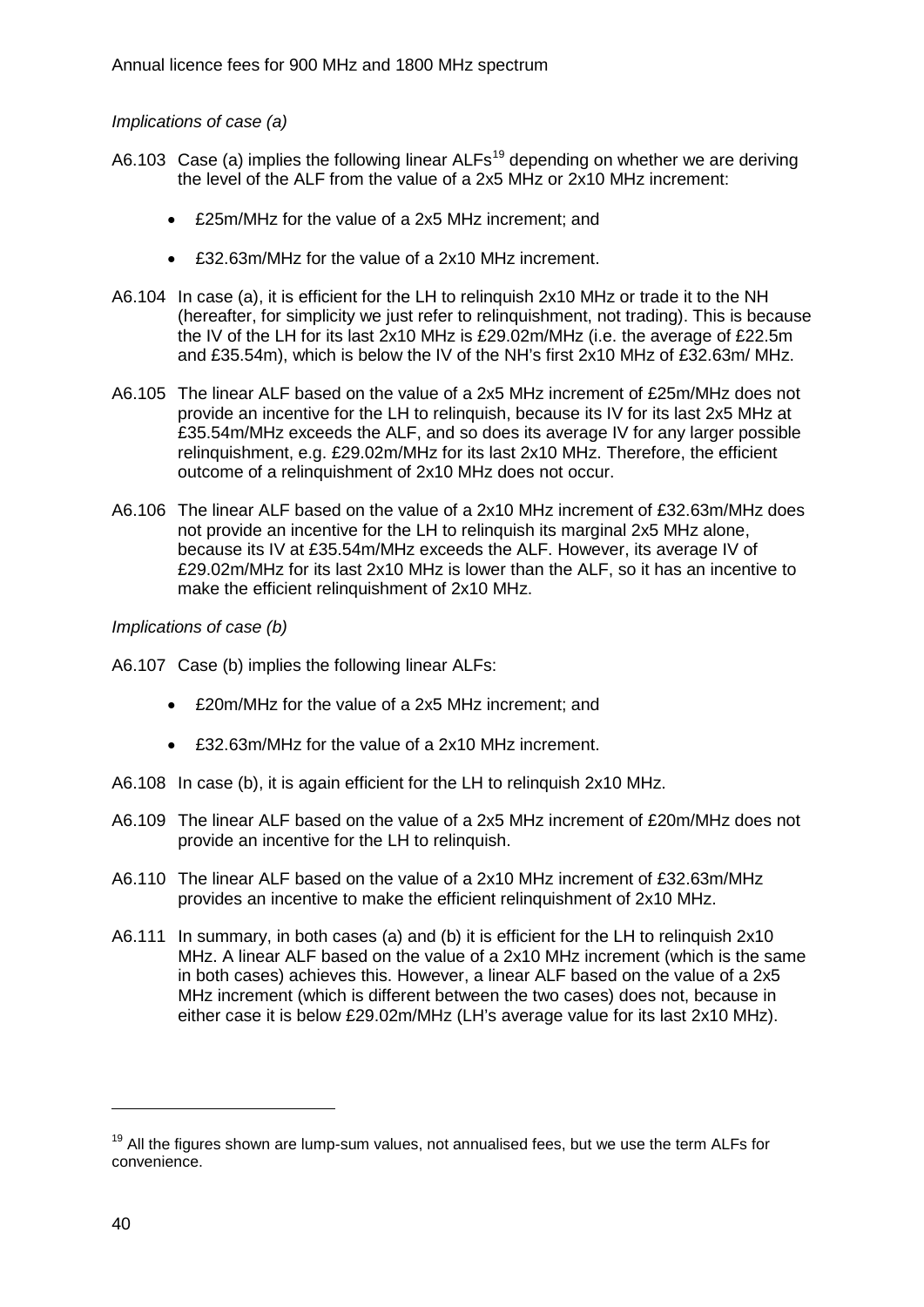*Implications of case (a)*

A6.103 Case (a) implies the following linear ALFs[19] depending on whether we are deriving the level of the ALF from the value of a 2x5 MHz or 2x10 MHz increment:

- £25m/MHz for the value of a 2x5 MHz increment; and
- £32.63m/MHz for the value of a 2x10 MHz increment.

A6.104 In case (a), it is efficient for the LH to relinquish 2x10 MHz or trade it to the NH (hereafter, for simplicity we just refer to relinquishment, not trading). This is because the IV of the LH for its last 2x10 MHz is £29.02m/MHz (i.e. the average of £22.5m and £35.54m), which is below the IV of the NH's first 2x10 MHz of £32.63m/ MHz.

A6.105 The linear ALF based on the value of a 2x5 MHz increment of £25m/MHz does not provide an incentive for the LH to relinquish, because its IV for its last 2x5 MHz at £35.54m/MHz exceeds the ALF, and so does its average IV for any larger possible relinquishment, e.g. £29.02m/MHz for its last 2x10 MHz. Therefore, the efficient outcome of a relinquishment of 2x10 MHz does not occur.

A6.106 The linear ALF based on the value of a 2x10 MHz increment of £32.63m/MHz does not provide an incentive for the LH to relinquish its marginal 2x5 MHz alone, because its IV at £35.54m/MHz exceeds the ALF. However, its average IV of £29.02m/MHz for its last 2x10 MHz is lower than the ALF, so it has an incentive to make the efficient relinquishment of 2x10 MHz.

*Implications of case (b)*

A6.107 Case (b) implies the following linear ALFs:

- £20m/MHz for the value of a 2x5 MHz increment; and
- £32.63m/MHz for the value of a 2x10 MHz increment.

A6.108 In case (b), it is again efficient for the LH to relinquish 2x10 MHz.

A6.109 The linear ALF based on the value of a 2x5 MHz increment of £20m/MHz does not provide an incentive for the LH to relinquish.

A6.110 The linear ALF based on the value of a 2x10 MHz increment of £32.63m/MHz provides an incentive to make the efficient relinquishment of 2x10 MHz.

A6.111 In summary, in both cases (a) and (b) it is efficient for the LH to relinquish 2x10 MHz. A linear ALF based on the value of a 2x10 MHz increment (which is the same in both cases) achieves this. However, a linear ALF based on the value of a 2x5 MHz increment (which is different between the two cases) does not, because in either case it is below £29.02m/MHz (LH's average value for its last 2x10 MHz).

---

[19] All the figures shown are lump-sum values, not annualised fees, but we use the term ALFs for convenience.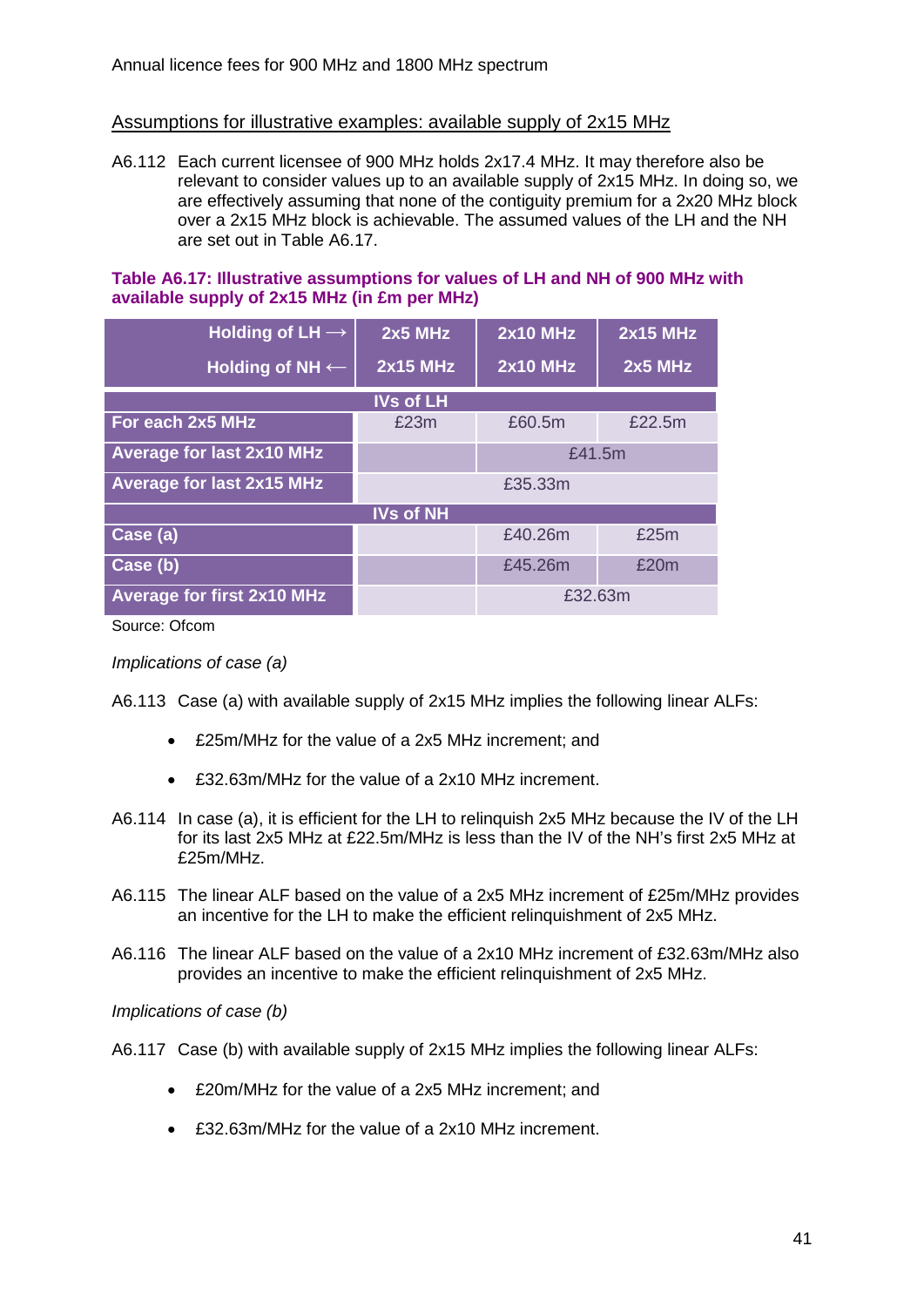Annual licence fees for 900 MHz and 1800 MHz spectrum

## Assumptions for illustrative examples: available supply of 2x15 MHz

A6.112 Each current licensee of 900 MHz holds 2x17.4 MHz. It may therefore also be relevant to consider values up to an available supply of 2x15 MHz. In doing so, we are effectively assuming that none of the contiguity premium for a 2x20 MHz block over a 2x15 MHz block is achievable. The assumed values of the LH and the NH are set out in Table A6.17.

**Table A6.17: Illustrative assumptions for values of LH and NH of 900 MHz with available supply of 2x15 MHz (in £m per MHz)**

| Holding of LH ⟶ / Holding of NH ⟵ | 2x5 MHz / 2x15 MHz | 2x10 MHz / 2x10 MHz | 2x15 MHz / 2x5 MHz |
|---|---|---|---|
| **IVs of LH** | | | |
| For each 2x5 MHz | £23m | £60.5m | £22.5m |
| Average for last 2x10 MHz | | £41.5m | |
| Average for last 2x15 MHz | £35.33m | | |
| **IVs of NH** | | | |
| Case (a) | | £40.26m | £25m |
| Case (b) | | £45.26m | £20m |
| Average for first 2x10 MHz | | £32.63m | |

Source: Ofcom

*Implications of case (a)*

A6.113 Case (a) with available supply of 2x15 MHz implies the following linear ALFs:

- £25m/MHz for the value of a 2x5 MHz increment; and
- £32.63m/MHz for the value of a 2x10 MHz increment.

A6.114 In case (a), it is efficient for the LH to relinquish 2x5 MHz because the IV of the LH for its last 2x5 MHz at £22.5m/MHz is less than the IV of the NH's first 2x5 MHz at £25m/MHz.

A6.115 The linear ALF based on the value of a 2x5 MHz increment of £25m/MHz provides an incentive for the LH to make the efficient relinquishment of 2x5 MHz.

A6.116 The linear ALF based on the value of a 2x10 MHz increment of £32.63m/MHz also provides an incentive to make the efficient relinquishment of 2x5 MHz.

*Implications of case (b)*

A6.117 Case (b) with available supply of 2x15 MHz implies the following linear ALFs:

- £20m/MHz for the value of a 2x5 MHz increment; and
- £32.63m/MHz for the value of a 2x10 MHz increment.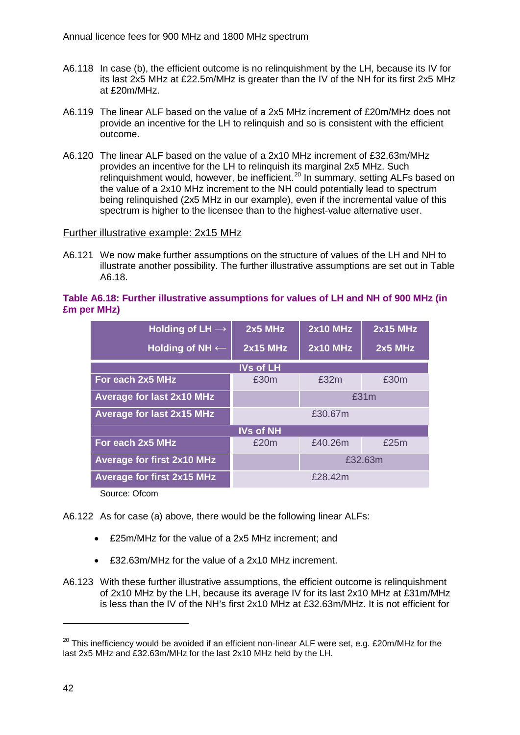A6.118 In case (b), the efficient outcome is no relinquishment by the LH, because its IV for its last 2x5 MHz at £22.5m/MHz is greater than the IV of the NH for its first 2x5 MHz at £20m/MHz.

A6.119 The linear ALF based on the value of a 2x5 MHz increment of £20m/MHz does not provide an incentive for the LH to relinquish and so is consistent with the efficient outcome.

A6.120 The linear ALF based on the value of a 2x10 MHz increment of £32.63m/MHz provides an incentive for the LH to relinquish its marginal 2x5 MHz. Such relinquishment would, however, be inefficient.[20] In summary, setting ALFs based on the value of a 2x10 MHz increment to the NH could potentially lead to spectrum being relinquished (2x5 MHz in our example), even if the incremental value of this spectrum is higher to the licensee than to the highest-value alternative user.

## Further illustrative example: 2x15 MHz

A6.121 We now make further assumptions on the structure of values of the LH and NH to illustrate another possibility. The further illustrative assumptions are set out in Table A6.18.

**Table A6.18: Further illustrative assumptions for values of LH and NH of 900 MHz (in £m per MHz)**

| Holding of LH → | 2x5 MHz | 2x10 MHz | 2x15 MHz |
|---|---|---|---|
| **Holding of NH ←** | **2x15 MHz** | **2x10 MHz** | **2x5 MHz** |
| **IVs of LH** | | | |
| For each 2x5 MHz | £30m | £32m | £30m |
| Average for last 2x10 MHz | | £31m | |
| Average for last 2x15 MHz | | £30.67m | |
| **IVs of NH** | | | |
| For each 2x5 MHz | £20m | £40.26m | £25m |
| Average for first 2x10 MHz | | £32.63m | |
| Average for first 2x15 MHz | | £28.42m | |

Source: Ofcom

A6.122 As for case (a) above, there would be the following linear ALFs:

- £25m/MHz for the value of a 2x5 MHz increment; and
- £32.63m/MHz for the value of a 2x10 MHz increment.

A6.123 With these further illustrative assumptions, the efficient outcome is relinquishment of 2x10 MHz by the LH, because its average IV for its last 2x10 MHz at £31m/MHz is less than the IV of the NH's first 2x10 MHz at £32.63m/MHz. It is not efficient for

[20] This inefficiency would be avoided if an efficient non-linear ALF were set, e.g. £20m/MHz for the last 2x5 MHz and £32.63m/MHz for the last 2x10 MHz held by the LH.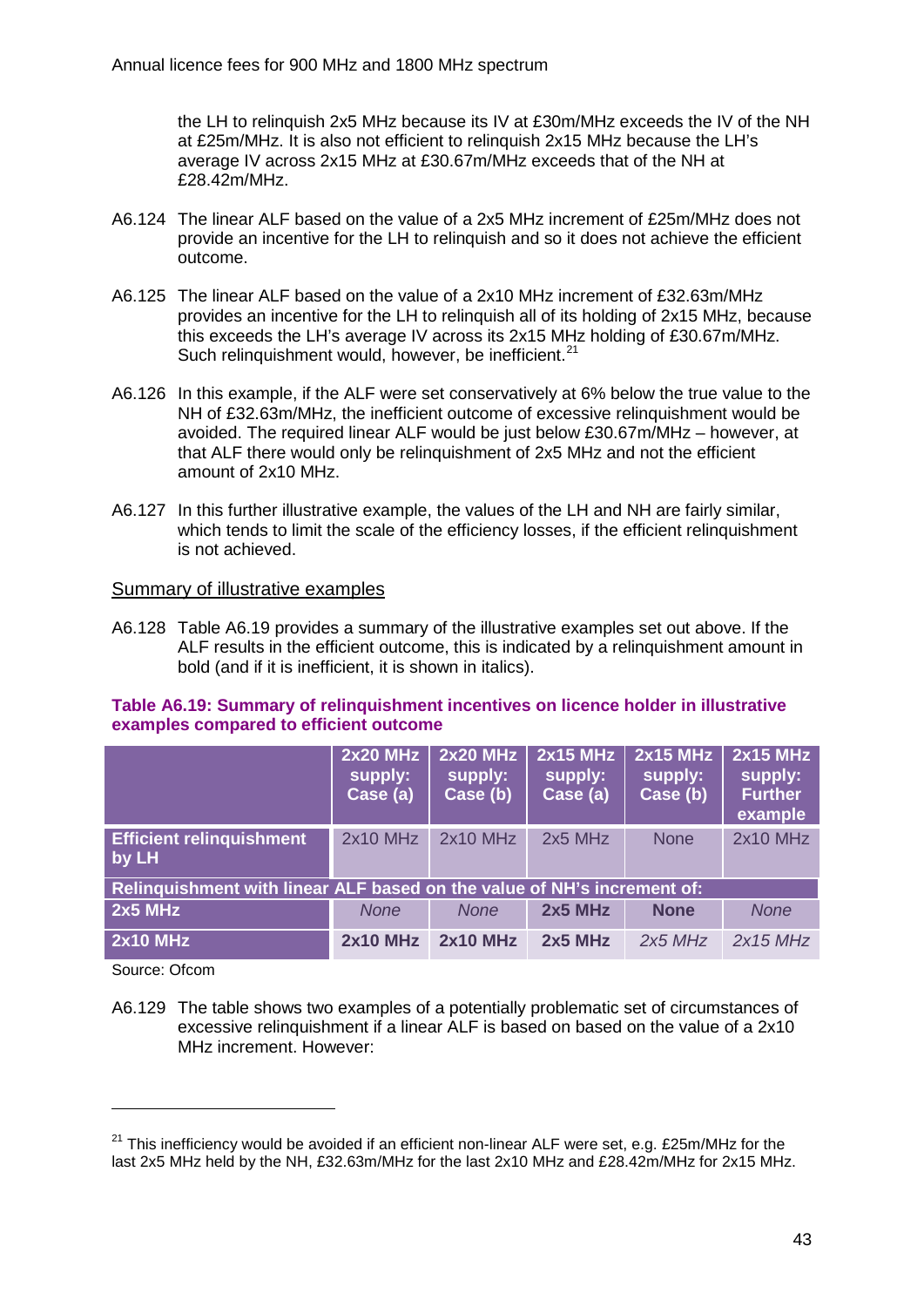the LH to relinquish 2x5 MHz because its IV at £30m/MHz exceeds the IV of the NH at £25m/MHz. It is also not efficient to relinquish 2x15 MHz because the LH's average IV across 2x15 MHz at £30.67m/MHz exceeds that of the NH at £28.42m/MHz.

A6.124 The linear ALF based on the value of a 2x5 MHz increment of £25m/MHz does not provide an incentive for the LH to relinquish and so it does not achieve the efficient outcome.

A6.125 The linear ALF based on the value of a 2x10 MHz increment of £32.63m/MHz provides an incentive for the LH to relinquish all of its holding of 2x15 MHz, because this exceeds the LH's average IV across its 2x15 MHz holding of £30.67m/MHz. Such relinquishment would, however, be inefficient.[21]

A6.126 In this example, if the ALF were set conservatively at 6% below the true value to the NH of £32.63m/MHz, the inefficient outcome of excessive relinquishment would be avoided. The required linear ALF would be just below £30.67m/MHz – however, at that ALF there would only be relinquishment of 2x5 MHz and not the efficient amount of 2x10 MHz.

A6.127 In this further illustrative example, the values of the LH and NH are fairly similar, which tends to limit the scale of the efficiency losses, if the efficient relinquishment is not achieved.

## Summary of illustrative examples

A6.128 Table A6.19 provides a summary of the illustrative examples set out above. If the ALF results in the efficient outcome, this is indicated by a relinquishment amount in bold (and if it is inefficient, it is shown in italics).

**Table A6.19: Summary of relinquishment incentives on licence holder in illustrative examples compared to efficient outcome**

| | 2x20 MHz supply: Case (a) | 2x20 MHz supply: Case (b) | 2x15 MHz supply: Case (a) | 2x15 MHz supply: Case (b) | 2x15 MHz supply: Further example |
|---|---|---|---|---|---|
| **Efficient relinquishment by LH** | 2x10 MHz | 2x10 MHz | 2x5 MHz | None | 2x10 MHz |
| **Relinquishment with linear ALF based on the value of NH's increment of:** | | | | | |
| **2x5 MHz** | *None* | *None* | **2x5 MHz** | **None** | *None* |
| **2x10 MHz** | **2x10 MHz** | **2x10 MHz** | **2x5 MHz** | *2x5 MHz* | *2x15 MHz* |

Source: Ofcom

A6.129 The table shows two examples of a potentially problematic set of circumstances of excessive relinquishment if a linear ALF is based on based on the value of a 2x10 MHz increment. However:

[21] This inefficiency would be avoided if an efficient non-linear ALF were set, e.g. £25m/MHz for the last 2x5 MHz held by the NH, £32.63m/MHz for the last 2x10 MHz and £28.42m/MHz for 2x15 MHz.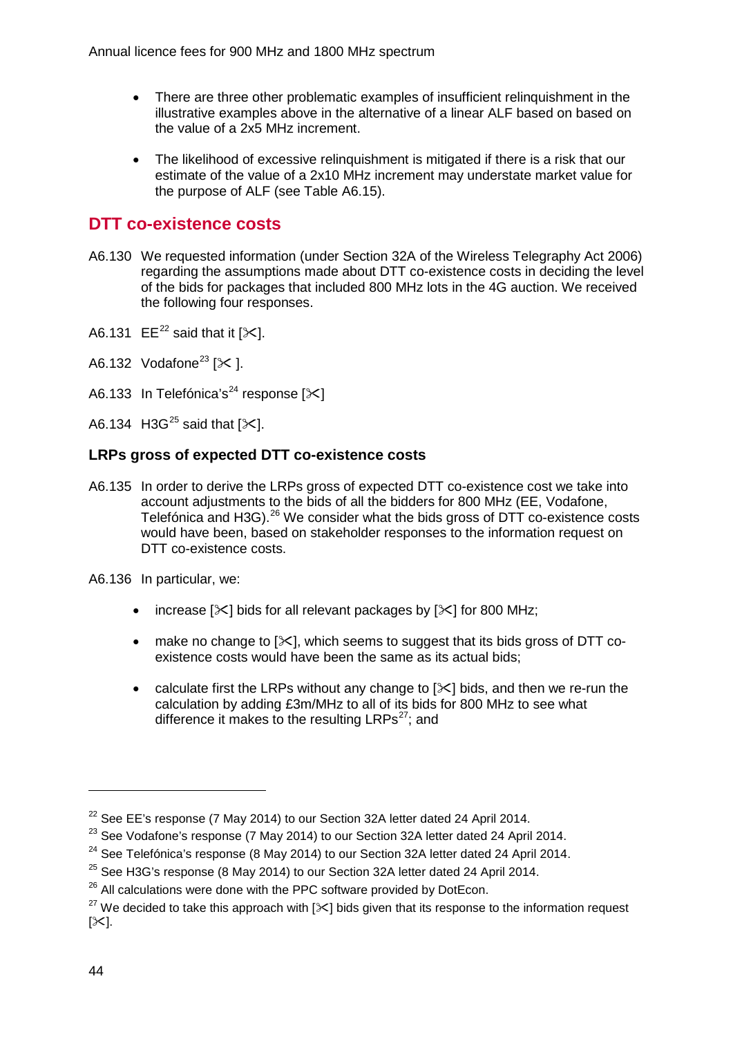- There are three other problematic examples of insufficient relinquishment in the illustrative examples above in the alternative of a linear ALF based on based on the value of a 2x5 MHz increment.
- The likelihood of excessive relinquishment is mitigated if there is a risk that our estimate of the value of a 2x10 MHz increment may understate market value for the purpose of ALF (see Table A6.15).

## DTT co-existence costs

A6.130 We requested information (under Section 32A of the Wireless Telegraphy Act 2006) regarding the assumptions made about DTT co-existence costs in deciding the level of the bids for packages that included 800 MHz lots in the 4G auction. We received the following four responses.

A6.131 EE[22] said that it [✂].

A6.132 Vodafone[23] [✂ ].

A6.133 In Telefónica's[24] response [✂]

A6.134 H3G[25] said that [✂].

### LRPs gross of expected DTT co-existence costs

A6.135 In order to derive the LRPs gross of expected DTT co-existence cost we take into account adjustments to the bids of all the bidders for 800 MHz (EE, Vodafone, Telefónica and H3G).[26] We consider what the bids gross of DTT co-existence costs would have been, based on stakeholder responses to the information request on DTT co-existence costs.

A6.136 In particular, we:

- increase [✂] bids for all relevant packages by [✂] for 800 MHz;
- make no change to [✂], which seems to suggest that its bids gross of DTT co-existence costs would have been the same as its actual bids;
- calculate first the LRPs without any change to [✂] bids, and then we re-run the calculation by adding £3m/MHz to all of its bids for 800 MHz to see what difference it makes to the resulting LRPs[27]; and

---

[22] See EE's response (7 May 2014) to our Section 32A letter dated 24 April 2014.

[23] See Vodafone's response (7 May 2014) to our Section 32A letter dated 24 April 2014.

[24] See Telefónica's response (8 May 2014) to our Section 32A letter dated 24 April 2014.

[25] See H3G's response (8 May 2014) to our Section 32A letter dated 24 April 2014.

[26] All calculations were done with the PPC software provided by DotEcon.

[27] We decided to take this approach with [✂] bids given that its response to the information request [✂].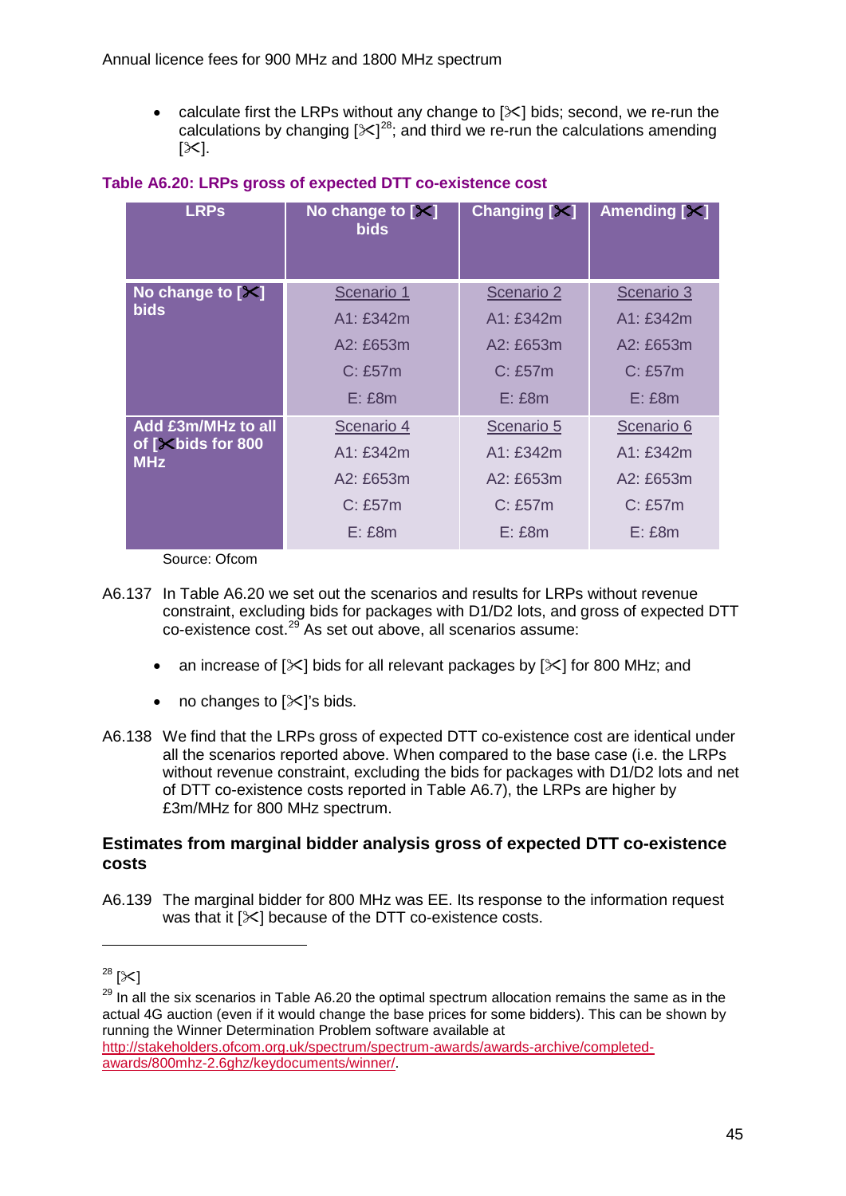- calculate first the LRPs without any change to [✂] bids; second, we re-run the calculations by changing [✂][28]; and third we re-run the calculations amending [✂].

**Table A6.20: LRPs gross of expected DTT co-existence cost**

| LRPs | No change to [✂] bids | Changing [✂] | Amending [✂] |
|---|---|---|---|
| No change to [✂] bids | Scenario 1<br>A1: £342m<br>A2: £653m<br>C: £57m<br>E: £8m | Scenario 2<br>A1: £342m<br>A2: £653m<br>C: £57m<br>E: £8m | Scenario 3<br>A1: £342m<br>A2: £653m<br>C: £57m<br>E: £8m |
| Add £3m/MHz to all of [✂bids for 800 MHz | Scenario 4<br>A1: £342m<br>A2: £653m<br>C: £57m<br>E: £8m | Scenario 5<br>A1: £342m<br>A2: £653m<br>C: £57m<br>E: £8m | Scenario 6<br>A1: £342m<br>A2: £653m<br>C: £57m<br>E: £8m |

Source: Ofcom

A6.137 In Table A6.20 we set out the scenarios and results for LRPs without revenue constraint, excluding bids for packages with D1/D2 lots, and gross of expected DTT co-existence cost.[29] As set out above, all scenarios assume:

- an increase of [✂] bids for all relevant packages by [✂] for 800 MHz; and
- no changes to [✂]'s bids.

A6.138 We find that the LRPs gross of expected DTT co-existence cost are identical under all the scenarios reported above. When compared to the base case (i.e. the LRPs without revenue constraint, excluding the bids for packages with D1/D2 lots and net of DTT co-existence costs reported in Table A6.7), the LRPs are higher by £3m/MHz for 800 MHz spectrum.

### Estimates from marginal bidder analysis gross of expected DTT co-existence costs

A6.139 The marginal bidder for 800 MHz was EE. Its response to the information request was that it [✂] because of the DTT co-existence costs.

---

[28] [✂]

[29] In all the six scenarios in Table A6.20 the optimal spectrum allocation remains the same as in the actual 4G auction (even if it would change the base prices for some bidders). This can be shown by running the Winner Determination Problem software available at http://stakeholders.ofcom.org.uk/spectrum/spectrum-awards/awards-archive/completed-awards/800mhz-2.6ghz/keydocuments/winner/.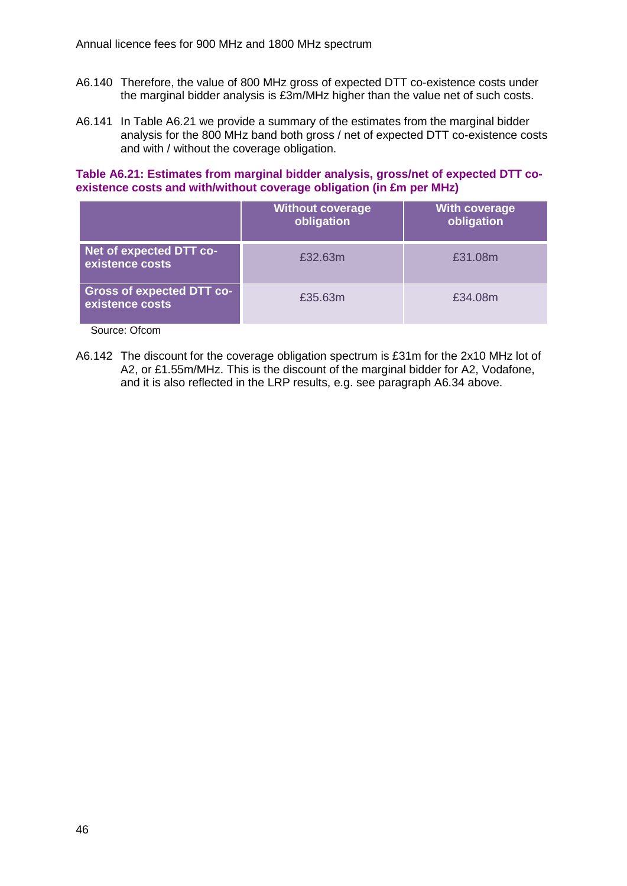A6.140 Therefore, the value of 800 MHz gross of expected DTT co-existence costs under the marginal bidder analysis is £3m/MHz higher than the value net of such costs.

A6.141 In Table A6.21 we provide a summary of the estimates from the marginal bidder analysis for the 800 MHz band both gross / net of expected DTT co-existence costs and with / without the coverage obligation.

**Table A6.21: Estimates from marginal bidder analysis, gross/net of expected DTT co-existence costs and with/without coverage obligation (in £m per MHz)**

| | Without coverage obligation | With coverage obligation |
|---|---|---|
| **Net of expected DTT co-existence costs** | £32.63m | £31.08m |
| **Gross of expected DTT co-existence costs** | £35.63m | £34.08m |

Source: Ofcom

A6.142 The discount for the coverage obligation spectrum is £31m for the 2x10 MHz lot of A2, or £1.55m/MHz. This is the discount of the marginal bidder for A2, Vodafone, and it is also reflected in the LRP results, e.g. see paragraph A6.34 above.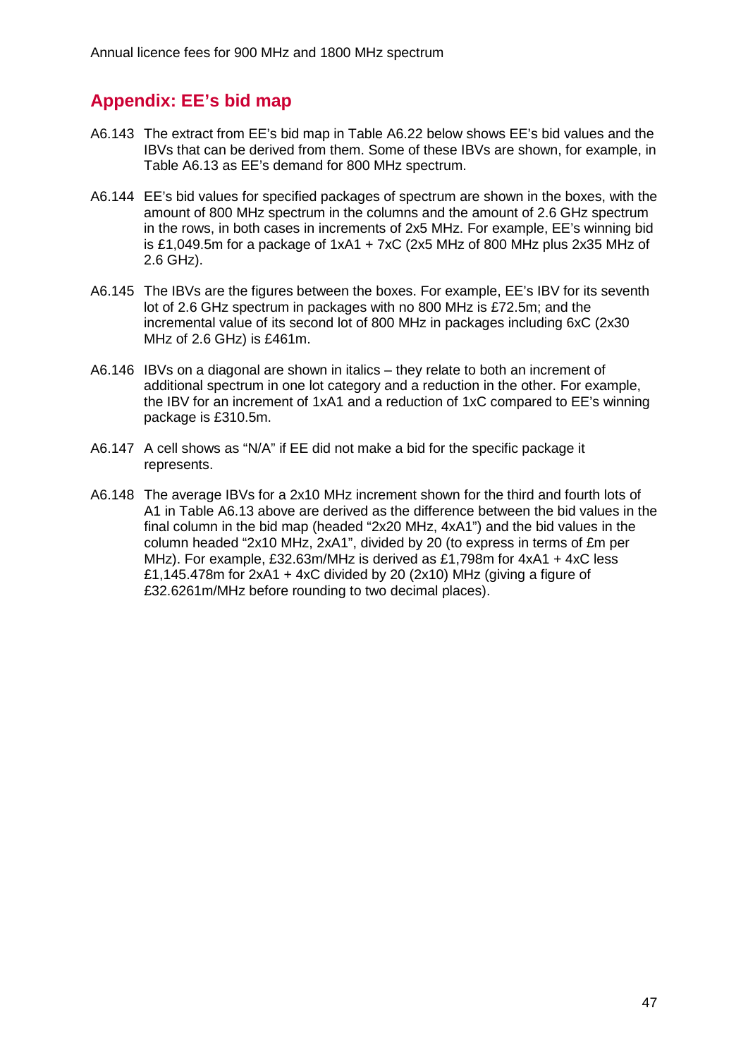## Appendix: EE's bid map

A6.143 The extract from EE's bid map in Table A6.22 below shows EE's bid values and the IBVs that can be derived from them. Some of these IBVs are shown, for example, in Table A6.13 as EE's demand for 800 MHz spectrum.

A6.144 EE's bid values for specified packages of spectrum are shown in the boxes, with the amount of 800 MHz spectrum in the columns and the amount of 2.6 GHz spectrum in the rows, in both cases in increments of 2x5 MHz. For example, EE's winning bid is £1,049.5m for a package of 1xA1 + 7xC (2x5 MHz of 800 MHz plus 2x35 MHz of 2.6 GHz).

A6.145 The IBVs are the figures between the boxes. For example, EE's IBV for its seventh lot of 2.6 GHz spectrum in packages with no 800 MHz is £72.5m; and the incremental value of its second lot of 800 MHz in packages including 6xC (2x30 MHz of 2.6 GHz) is £461m.

A6.146 IBVs on a diagonal are shown in italics – they relate to both an increment of additional spectrum in one lot category and a reduction in the other. For example, the IBV for an increment of 1xA1 and a reduction of 1xC compared to EE's winning package is £310.5m.

A6.147 A cell shows as "N/A" if EE did not make a bid for the specific package it represents.

A6.148 The average IBVs for a 2x10 MHz increment shown for the third and fourth lots of A1 in Table A6.13 above are derived as the difference between the bid values in the final column in the bid map (headed "2x20 MHz, 4xA1") and the bid values in the column headed "2x10 MHz, 2xA1", divided by 20 (to express in terms of £m per MHz). For example, £32.63m/MHz is derived as £1,798m for 4xA1 + 4xC less £1,145.478m for 2xA1 + 4xC divided by 20 (2x10) MHz (giving a figure of £32.6261m/MHz before rounding to two decimal places).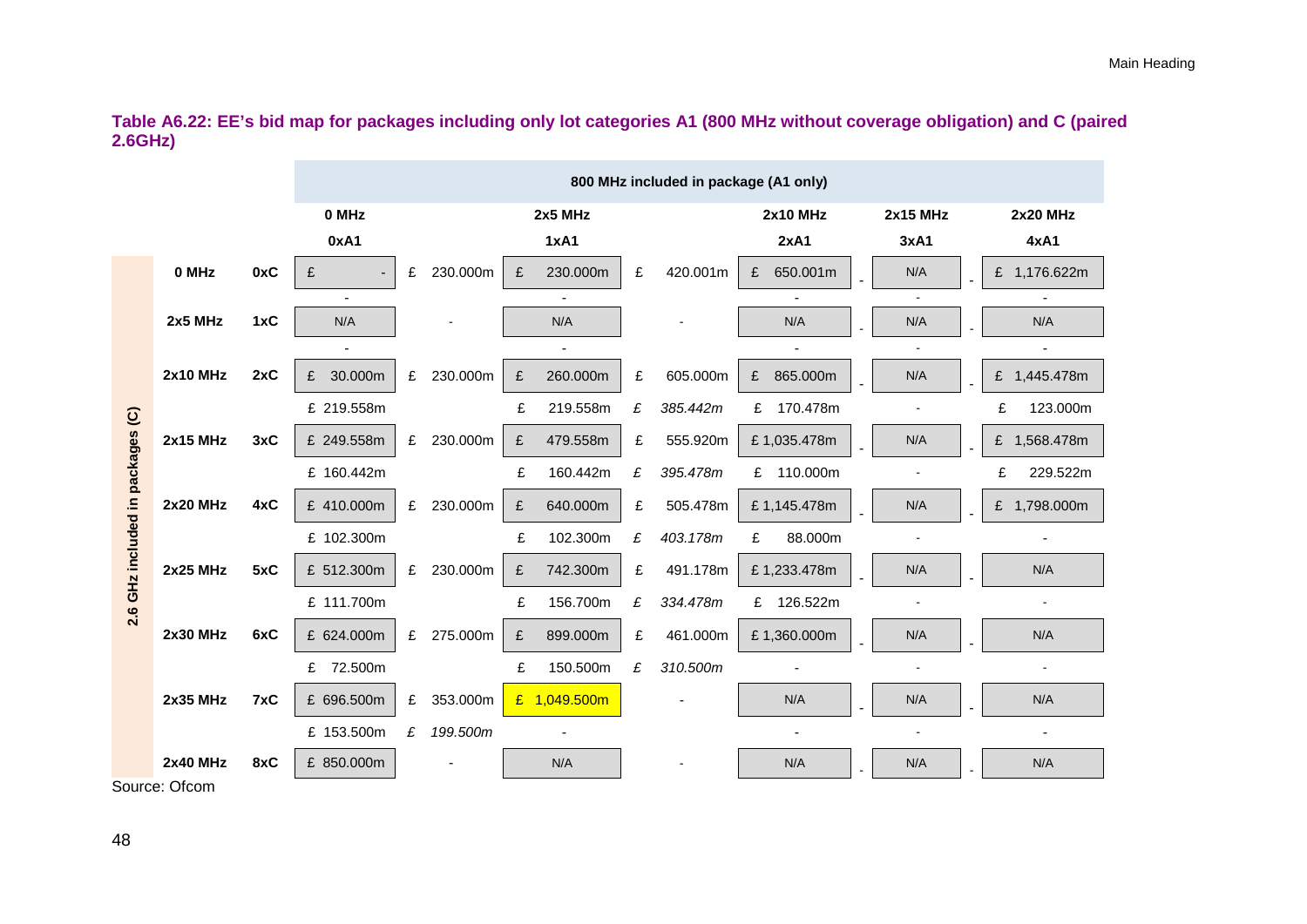**Table A6.22: EE's bid map for packages including only lot categories A1 (800 MHz without coverage obligation) and C (paired 2.6GHz)**

| 2.6 GHz included in packages (C) | | 800 MHz included in package (A1 only) | | | | | | | | |
|---|---|---|---|---|---|---|---|---|---|---|
| | | 0 MHz | | 2x5 MHz | | 2x10 MHz | | 2x15 MHz | | 2x20 MHz |
| | | 0xA1 | | 1xA1 | | 2xA1 | | 3xA1 | | 4xA1 |
| 0 MHz | 0xC | £ - | £ 230.000m | £ 230.000m | £ 420.001m | £ 650.001m | - | N/A | - | £ 1,176.622m |
| | | - | | - | | - | | - | | - |
| 2x5 MHz | 1xC | N/A | - | N/A | - | N/A | - | N/A | - | N/A |
| | | - | | - | | - | | - | | - |
| 2x10 MHz | 2xC | £ 30.000m | £ 230.000m | £ 260.000m | £ 605.000m | £ 865.000m | - | N/A | - | £ 1,445.478m |
| | | £ 219.558m | | £ 219.558m | *£ 385.442m* | £ 170.478m | | - | | £ 123.000m |
| 2x15 MHz | 3xC | £ 249.558m | £ 230.000m | £ 479.558m | £ 555.920m | £ 1,035.478m | - | N/A | - | £ 1,568.478m |
| | | £ 160.442m | | £ 160.442m | *£ 395.478m* | £ 110.000m | | - | | £ 229.522m |
| 2x20 MHz | 4xC | £ 410.000m | £ 230.000m | £ 640.000m | £ 505.478m | £ 1,145.478m | - | N/A | - | £ 1,798.000m |
| | | £ 102.300m | | £ 102.300m | *£ 403.178m* | £ 88.000m | | - | | - |
| 2x25 MHz | 5xC | £ 512.300m | £ 230.000m | £ 742.300m | £ 491.178m | £ 1,233.478m | - | N/A | - | N/A |
| | | £ 111.700m | | £ 156.700m | *£ 334.478m* | £ 126.522m | | - | | - |
| 2x30 MHz | 6xC | £ 624.000m | £ 275.000m | £ 899.000m | £ 461.000m | £ 1,360.000m | - | N/A | - | N/A |
| | | £ 72.500m | | £ 150.500m | *£ 310.500m* | - | | - | | - |
| 2x35 MHz | 7xC | £ 696.500m | £ 353.000m | £ 1,049.500m | - | N/A | - | N/A | - | N/A |
| | | £ 153.500m | *£ 199.500m* | - | | - | | - | | - |
| 2x40 MHz | 8xC | £ 850.000m | - | N/A | - | N/A | - | N/A | - | N/A |

Source: Ofcom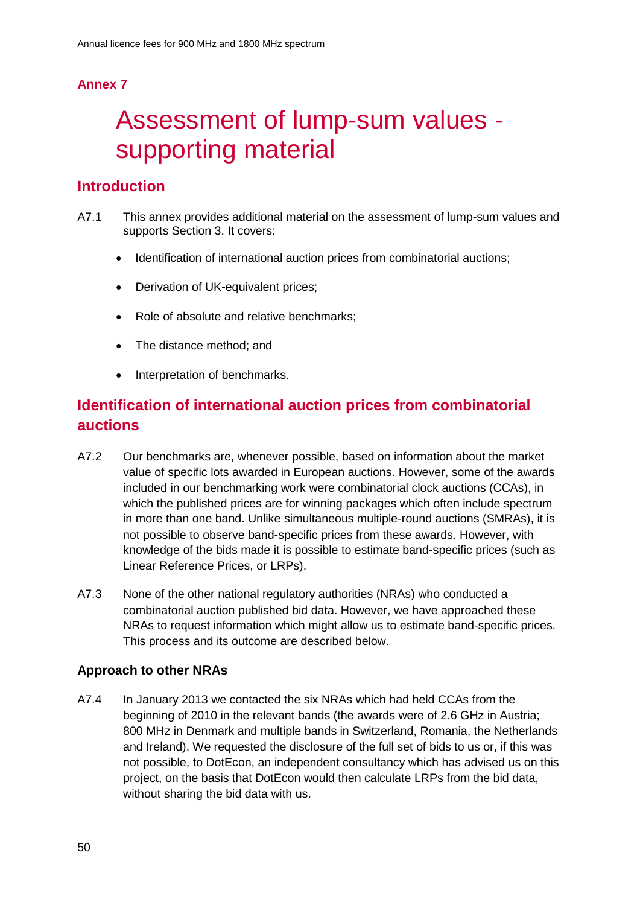## Annex 7

# Assessment of lump-sum values - supporting material

## Introduction

A7.1 This annex provides additional material on the assessment of lump-sum values and supports Section 3. It covers:

- Identification of international auction prices from combinatorial auctions;
- Derivation of UK-equivalent prices;
- Role of absolute and relative benchmarks;
- The distance method; and
- Interpretation of benchmarks.

## Identification of international auction prices from combinatorial auctions

A7.2 Our benchmarks are, whenever possible, based on information about the market value of specific lots awarded in European auctions. However, some of the awards included in our benchmarking work were combinatorial clock auctions (CCAs), in which the published prices are for winning packages which often include spectrum in more than one band. Unlike simultaneous multiple-round auctions (SMRAs), it is not possible to observe band-specific prices from these awards. However, with knowledge of the bids made it is possible to estimate band-specific prices (such as Linear Reference Prices, or LRPs).

A7.3 None of the other national regulatory authorities (NRAs) who conducted a combinatorial auction published bid data. However, we have approached these NRAs to request information which might allow us to estimate band-specific prices. This process and its outcome are described below.

### Approach to other NRAs

A7.4 In January 2013 we contacted the six NRAs which had held CCAs from the beginning of 2010 in the relevant bands (the awards were of 2.6 GHz in Austria; 800 MHz in Denmark and multiple bands in Switzerland, Romania, the Netherlands and Ireland). We requested the disclosure of the full set of bids to us or, if this was not possible, to DotEcon, an independent consultancy which has advised us on this project, on the basis that DotEcon would then calculate LRPs from the bid data, without sharing the bid data with us.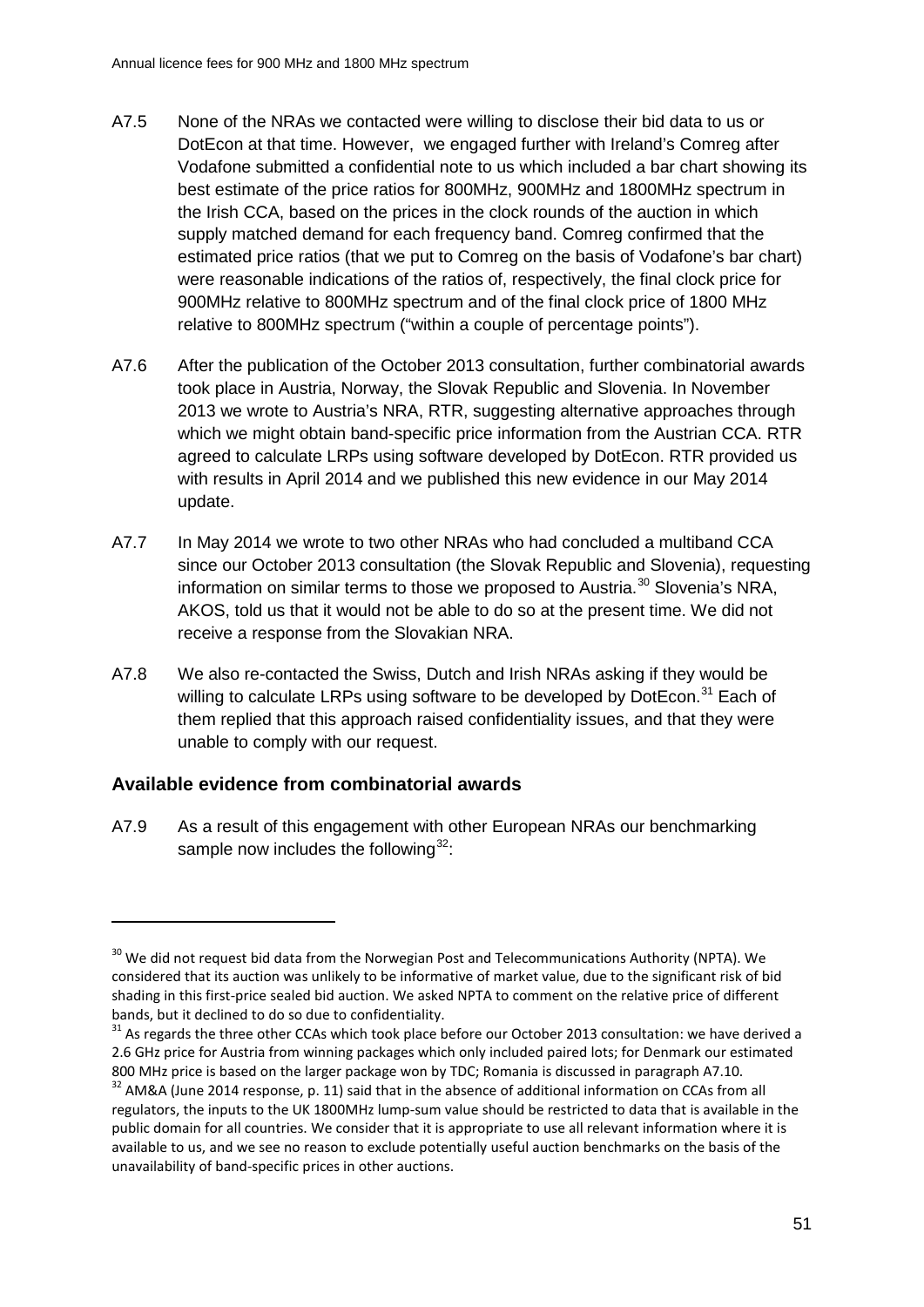A7.5 None of the NRAs we contacted were willing to disclose their bid data to us or DotEcon at that time. However, we engaged further with Ireland's Comreg after Vodafone submitted a confidential note to us which included a bar chart showing its best estimate of the price ratios for 800MHz, 900MHz and 1800MHz spectrum in the Irish CCA, based on the prices in the clock rounds of the auction in which supply matched demand for each frequency band. Comreg confirmed that the estimated price ratios (that we put to Comreg on the basis of Vodafone's bar chart) were reasonable indications of the ratios of, respectively, the final clock price for 900MHz relative to 800MHz spectrum and of the final clock price of 1800 MHz relative to 800MHz spectrum ("within a couple of percentage points").

A7.6 After the publication of the October 2013 consultation, further combinatorial awards took place in Austria, Norway, the Slovak Republic and Slovenia. In November 2013 we wrote to Austria's NRA, RTR, suggesting alternative approaches through which we might obtain band-specific price information from the Austrian CCA. RTR agreed to calculate LRPs using software developed by DotEcon. RTR provided us with results in April 2014 and we published this new evidence in our May 2014 update.

A7.7 In May 2014 we wrote to two other NRAs who had concluded a multiband CCA since our October 2013 consultation (the Slovak Republic and Slovenia), requesting information on similar terms to those we proposed to Austria.[30] Slovenia's NRA, AKOS, told us that it would not be able to do so at the present time. We did not receive a response from the Slovakian NRA.

A7.8 We also re-contacted the Swiss, Dutch and Irish NRAs asking if they would be willing to calculate LRPs using software to be developed by DotEcon.[31] Each of them replied that this approach raised confidentiality issues, and that they were unable to comply with our request.

### Available evidence from combinatorial awards

A7.9 As a result of this engagement with other European NRAs our benchmarking sample now includes the following[32]:

[30] We did not request bid data from the Norwegian Post and Telecommunications Authority (NPTA). We considered that its auction was unlikely to be informative of market value, due to the significant risk of bid shading in this first-price sealed bid auction. We asked NPTA to comment on the relative price of different bands, but it declined to do so due to confidentiality.

[31] As regards the three other CCAs which took place before our October 2013 consultation: we have derived a 2.6 GHz price for Austria from winning packages which only included paired lots; for Denmark our estimated 800 MHz price is based on the larger package won by TDC; Romania is discussed in paragraph A7.10.

[32] AM&A (June 2014 response, p. 11) said that in the absence of additional information on CCAs from all regulators, the inputs to the UK 1800MHz lump-sum value should be restricted to data that is available in the public domain for all countries. We consider that it is appropriate to use all relevant information where it is available to us, and we see no reason to exclude potentially useful auction benchmarks on the basis of the unavailability of band-specific prices in other auctions.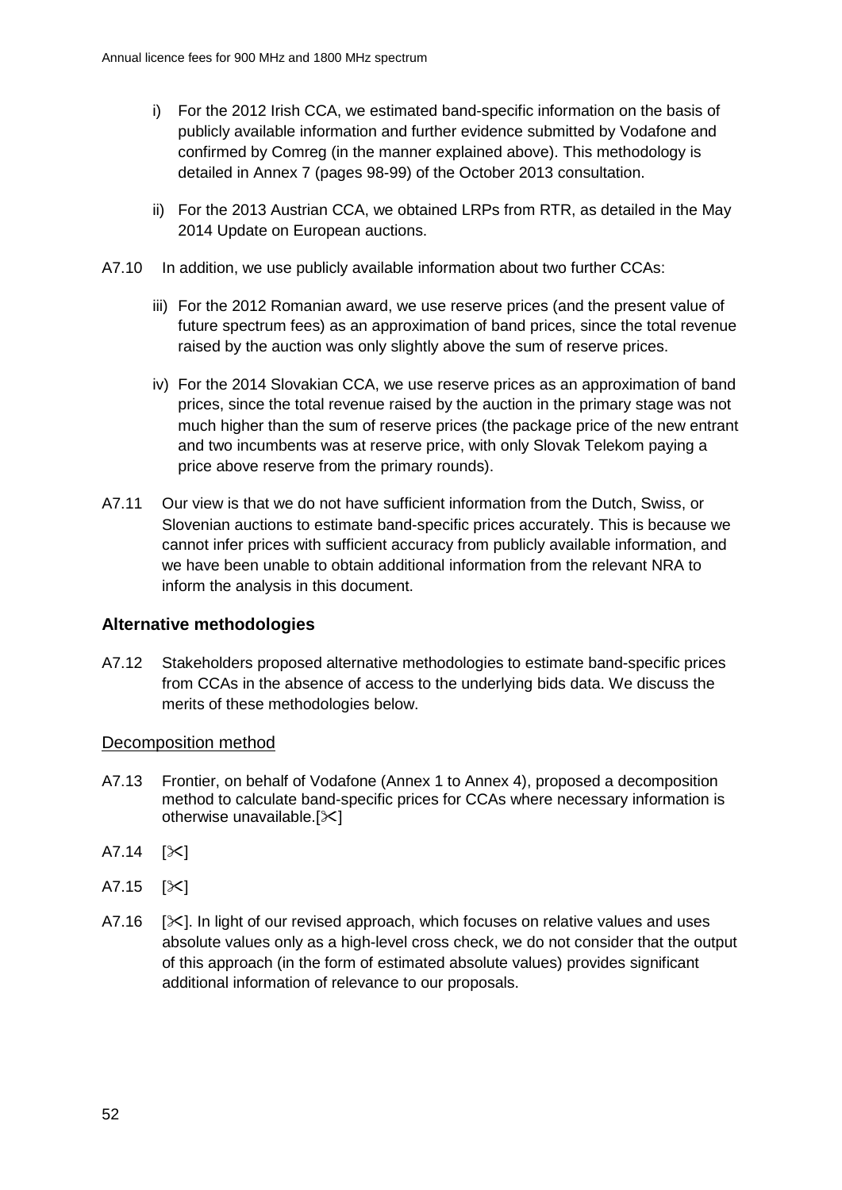i) For the 2012 Irish CCA, we estimated band-specific information on the basis of publicly available information and further evidence submitted by Vodafone and confirmed by Comreg (in the manner explained above). This methodology is detailed in Annex 7 (pages 98-99) of the October 2013 consultation.

ii) For the 2013 Austrian CCA, we obtained LRPs from RTR, as detailed in the May 2014 Update on European auctions.

A7.10 In addition, we use publicly available information about two further CCAs:

iii) For the 2012 Romanian award, we use reserve prices (and the present value of future spectrum fees) as an approximation of band prices, since the total revenue raised by the auction was only slightly above the sum of reserve prices.

iv) For the 2014 Slovakian CCA, we use reserve prices as an approximation of band prices, since the total revenue raised by the auction in the primary stage was not much higher than the sum of reserve prices (the package price of the new entrant and two incumbents was at reserve price, with only Slovak Telekom paying a price above reserve from the primary rounds).

A7.11 Our view is that we do not have sufficient information from the Dutch, Swiss, or Slovenian auctions to estimate band-specific prices accurately. This is because we cannot infer prices with sufficient accuracy from publicly available information, and we have been unable to obtain additional information from the relevant NRA to inform the analysis in this document.

### Alternative methodologies

A7.12 Stakeholders proposed alternative methodologies to estimate band-specific prices from CCAs in the absence of access to the underlying bids data. We discuss the merits of these methodologies below.

#### Decomposition method

A7.13 Frontier, on behalf of Vodafone (Annex 1 to Annex 4), proposed a decomposition method to calculate band-specific prices for CCAs where necessary information is otherwise unavailable.[✂]

A7.14 [✂]

A7.15 [✂]

A7.16 [✂]. In light of our revised approach, which focuses on relative values and uses absolute values only as a high-level cross check, we do not consider that the output of this approach (in the form of estimated absolute values) provides significant additional information of relevance to our proposals.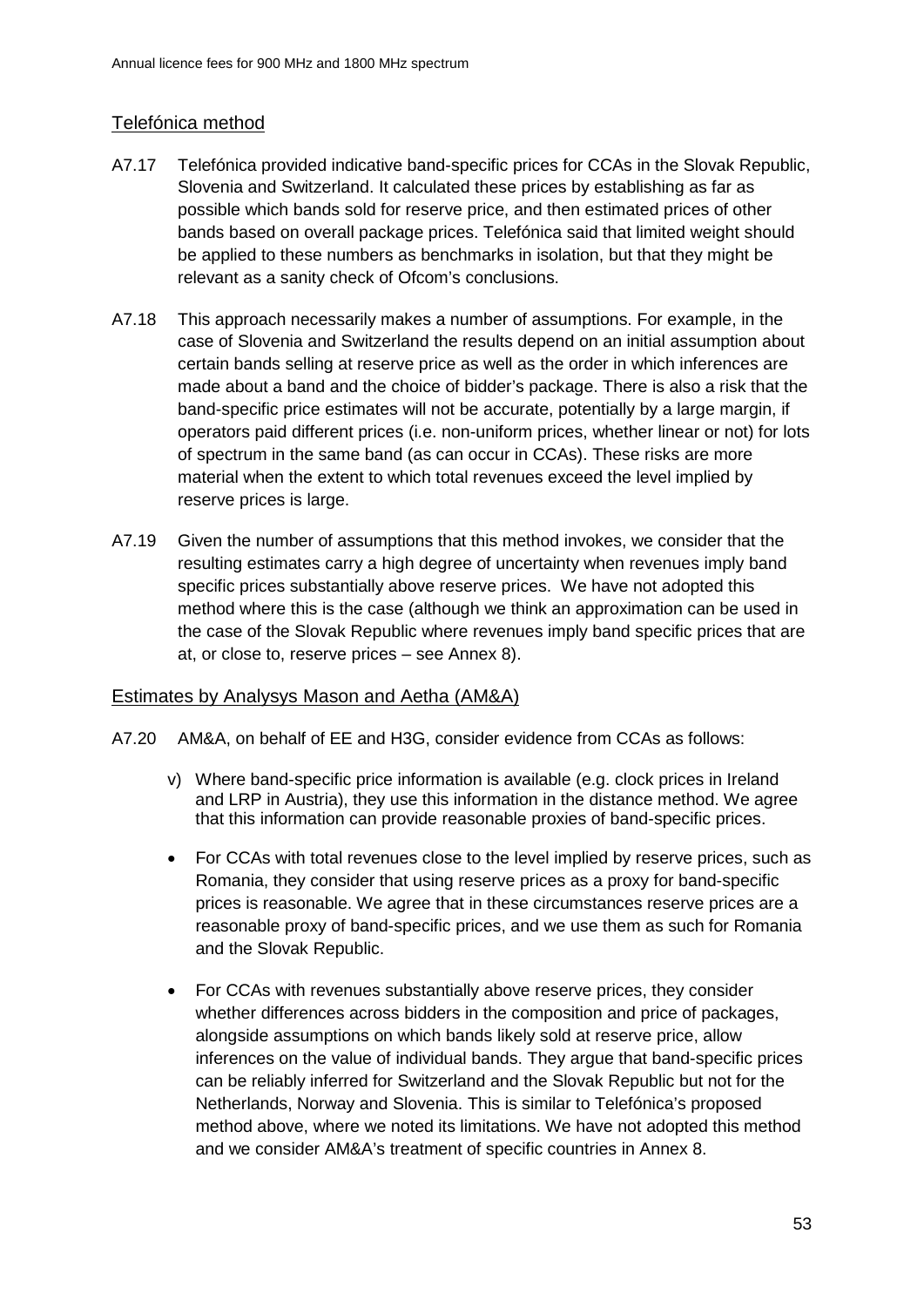### Telefónica method

A7.17 Telefónica provided indicative band-specific prices for CCAs in the Slovak Republic, Slovenia and Switzerland. It calculated these prices by establishing as far as possible which bands sold for reserve price, and then estimated prices of other bands based on overall package prices. Telefónica said that limited weight should be applied to these numbers as benchmarks in isolation, but that they might be relevant as a sanity check of Ofcom's conclusions.

A7.18 This approach necessarily makes a number of assumptions. For example, in the case of Slovenia and Switzerland the results depend on an initial assumption about certain bands selling at reserve price as well as the order in which inferences are made about a band and the choice of bidder's package. There is also a risk that the band-specific price estimates will not be accurate, potentially by a large margin, if operators paid different prices (i.e. non-uniform prices, whether linear or not) for lots of spectrum in the same band (as can occur in CCAs). These risks are more material when the extent to which total revenues exceed the level implied by reserve prices is large.

A7.19 Given the number of assumptions that this method invokes, we consider that the resulting estimates carry a high degree of uncertainty when revenues imply band specific prices substantially above reserve prices. We have not adopted this method where this is the case (although we think an approximation can be used in the case of the Slovak Republic where revenues imply band specific prices that are at, or close to, reserve prices – see Annex 8).

### Estimates by Analysys Mason and Aetha (AM&A)

A7.20 AM&A, on behalf of EE and H3G, consider evidence from CCAs as follows:

v) Where band-specific price information is available (e.g. clock prices in Ireland and LRP in Austria), they use this information in the distance method. We agree that this information can provide reasonable proxies of band-specific prices.

- For CCAs with total revenues close to the level implied by reserve prices, such as Romania, they consider that using reserve prices as a proxy for band-specific prices is reasonable. We agree that in these circumstances reserve prices are a reasonable proxy of band-specific prices, and we use them as such for Romania and the Slovak Republic.

- For CCAs with revenues substantially above reserve prices, they consider whether differences across bidders in the composition and price of packages, alongside assumptions on which bands likely sold at reserve price, allow inferences on the value of individual bands. They argue that band-specific prices can be reliably inferred for Switzerland and the Slovak Republic but not for the Netherlands, Norway and Slovenia. This is similar to Telefónica's proposed method above, where we noted its limitations. We have not adopted this method and we consider AM&A's treatment of specific countries in Annex 8.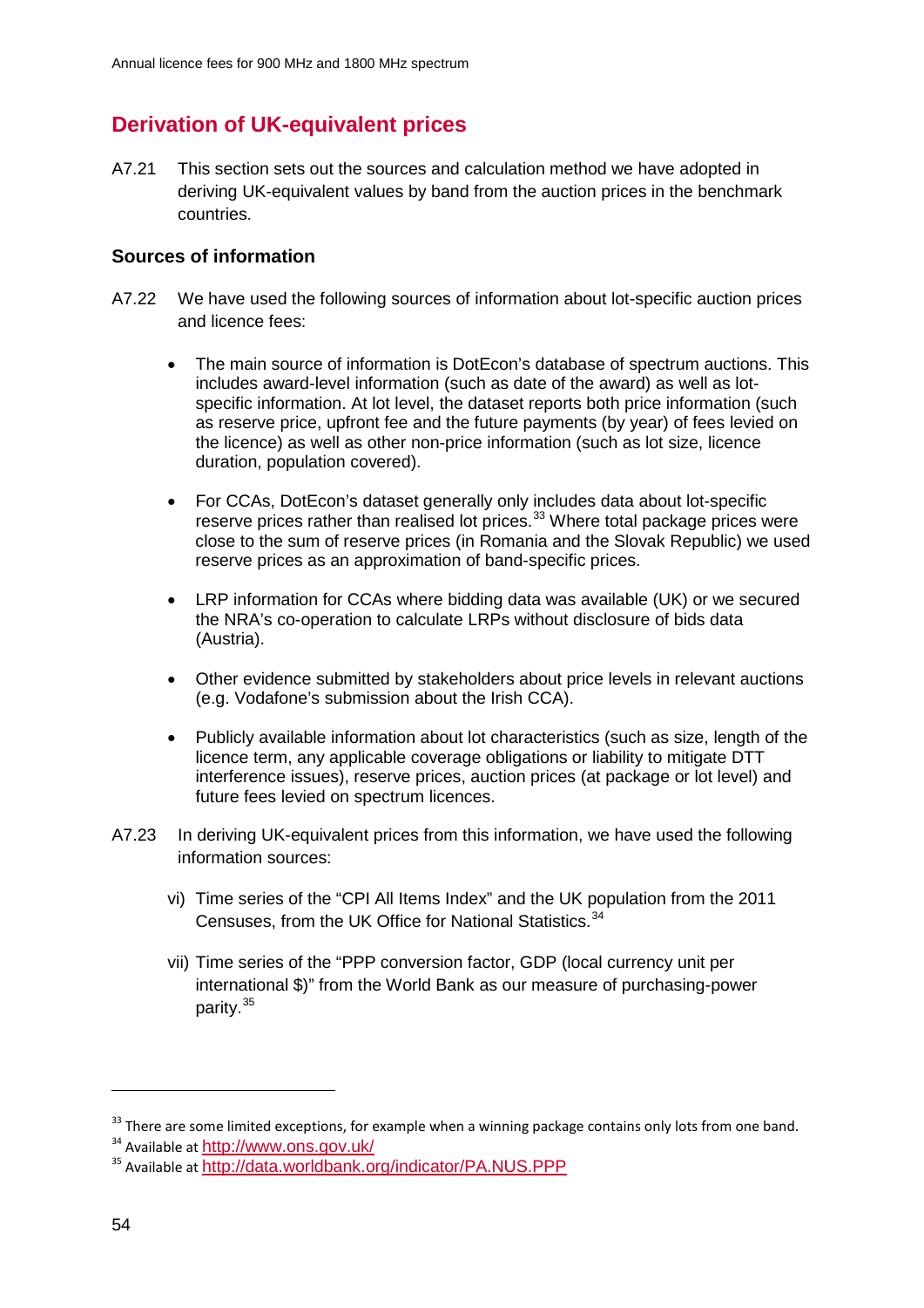## Derivation of UK-equivalent prices

A7.21 This section sets out the sources and calculation method we have adopted in deriving UK-equivalent values by band from the auction prices in the benchmark countries.

### Sources of information

A7.22 We have used the following sources of information about lot-specific auction prices and licence fees:

- The main source of information is DotEcon's database of spectrum auctions. This includes award-level information (such as date of the award) as well as lot-specific information. At lot level, the dataset reports both price information (such as reserve price, upfront fee and the future payments (by year) of fees levied on the licence) as well as other non-price information (such as lot size, licence duration, population covered).
- For CCAs, DotEcon's dataset generally only includes data about lot-specific reserve prices rather than realised lot prices.[33] Where total package prices were close to the sum of reserve prices (in Romania and the Slovak Republic) we used reserve prices as an approximation of band-specific prices.
- LRP information for CCAs where bidding data was available (UK) or we secured the NRA's co-operation to calculate LRPs without disclosure of bids data (Austria).
- Other evidence submitted by stakeholders about price levels in relevant auctions (e.g. Vodafone's submission about the Irish CCA).
- Publicly available information about lot characteristics (such as size, length of the licence term, any applicable coverage obligations or liability to mitigate DTT interference issues), reserve prices, auction prices (at package or lot level) and future fees levied on spectrum licences.

A7.23 In deriving UK-equivalent prices from this information, we have used the following information sources:

vi) Time series of the "CPI All Items Index" and the UK population from the 2011 Censuses, from the UK Office for National Statistics.[34]

vii) Time series of the "PPP conversion factor, GDP (local currency unit per international $)" from the World Bank as our measure of purchasing-power parity.[35]

---

[33] There are some limited exceptions, for example when a winning package contains only lots from one band.

[34] Available at http://www.ons.gov.uk/

[35] Available at http://data.worldbank.org/indicator/PA.NUS.PPP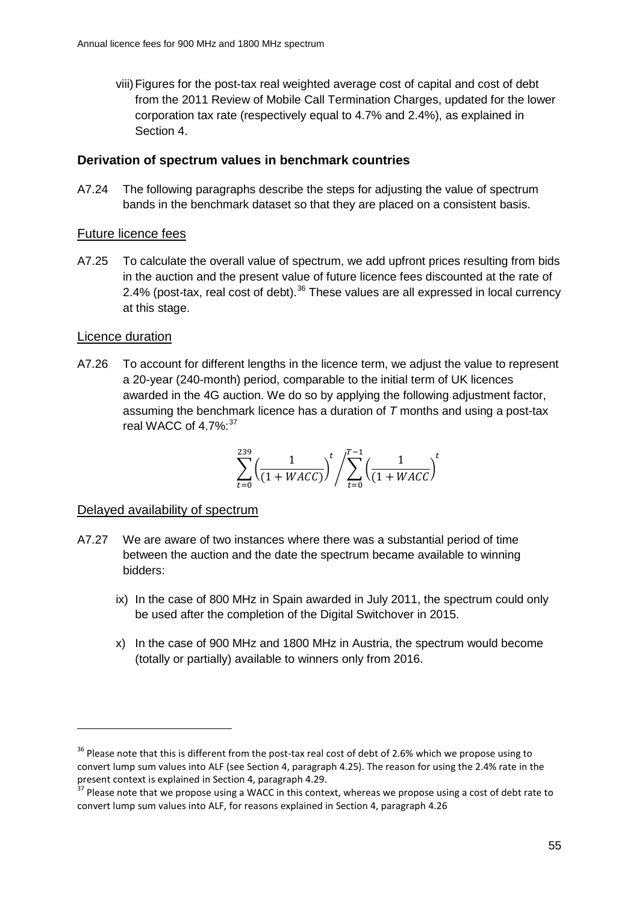viii) Figures for the post-tax real weighted average cost of capital and cost of debt from the 2011 Review of Mobile Call Termination Charges, updated for the lower corporation tax rate (respectively equal to 4.7% and 2.4%), as explained in Section 4.

### Derivation of spectrum values in benchmark countries

A7.24 The following paragraphs describe the steps for adjusting the value of spectrum bands in the benchmark dataset so that they are placed on a consistent basis.

#### Future licence fees

A7.25 To calculate the overall value of spectrum, we add upfront prices resulting from bids in the auction and the present value of future licence fees discounted at the rate of 2.4% (post-tax, real cost of debt).[36] These values are all expressed in local currency at this stage.

#### Licence duration

A7.26 To account for different lengths in the licence term, we adjust the value to represent a 20-year (240-month) period, comparable to the initial term of UK licences awarded in the 4G auction. We do so by applying the following adjustment factor, assuming the benchmark licence has a duration of *T* months and using a post-tax real WACC of 4.7%:[37]

$$\sum_{t=0}^{239}\left(\frac{1}{(1+WACC)}\right)^{t} \Bigg/ \sum_{t=0}^{T-1}\left(\frac{1}{(1+WACC)}\right)^{t}$$

#### Delayed availability of spectrum

A7.27 We are aware of two instances where there was a substantial period of time between the auction and the date the spectrum became available to winning bidders:

ix) In the case of 800 MHz in Spain awarded in July 2011, the spectrum could only be used after the completion of the Digital Switchover in 2015.

x) In the case of 900 MHz and 1800 MHz in Austria, the spectrum would become (totally or partially) available to winners only from 2016.

[36] Please note that this is different from the post-tax real cost of debt of 2.6% which we propose using to convert lump sum values into ALF (see Section 4, paragraph 4.25). The reason for using the 2.4% rate in the present context is explained in Section 4, paragraph 4.29.

[37] Please note that we propose using a WACC in this context, whereas we propose using a cost of debt rate to convert lump sum values into ALF, for reasons explained in Section 4, paragraph 4.26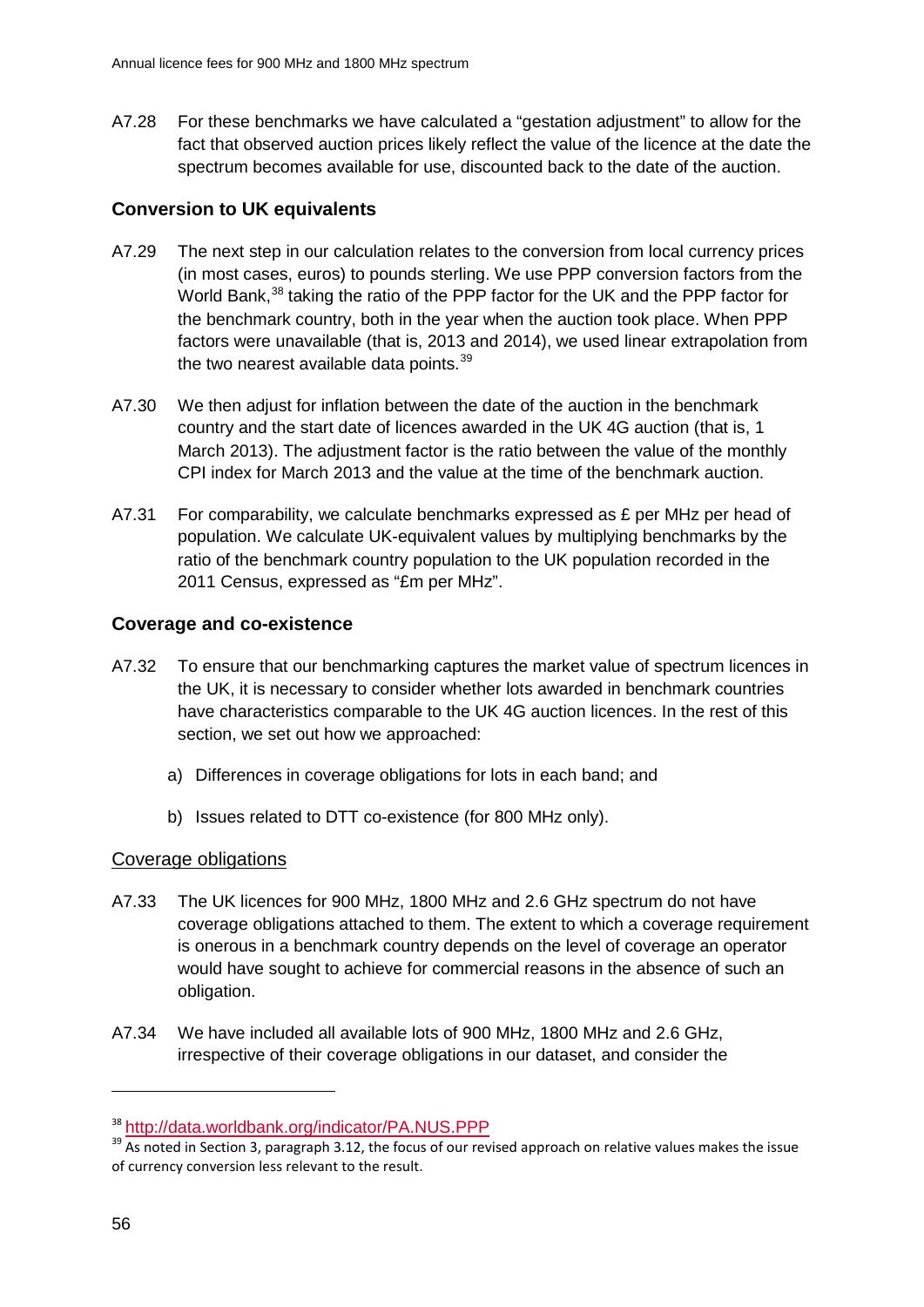A7.28 For these benchmarks we have calculated a "gestation adjustment" to allow for the fact that observed auction prices likely reflect the value of the licence at the date the spectrum becomes available for use, discounted back to the date of the auction.

### Conversion to UK equivalents

A7.29 The next step in our calculation relates to the conversion from local currency prices (in most cases, euros) to pounds sterling. We use PPP conversion factors from the World Bank,[38] taking the ratio of the PPP factor for the UK and the PPP factor for the benchmark country, both in the year when the auction took place. When PPP factors were unavailable (that is, 2013 and 2014), we used linear extrapolation from the two nearest available data points.[39]

A7.30 We then adjust for inflation between the date of the auction in the benchmark country and the start date of licences awarded in the UK 4G auction (that is, 1 March 2013). The adjustment factor is the ratio between the value of the monthly CPI index for March 2013 and the value at the time of the benchmark auction.

A7.31 For comparability, we calculate benchmarks expressed as £ per MHz per head of population. We calculate UK-equivalent values by multiplying benchmarks by the ratio of the benchmark country population to the UK population recorded in the 2011 Census, expressed as "£m per MHz".

### Coverage and co-existence

A7.32 To ensure that our benchmarking captures the market value of spectrum licences in the UK, it is necessary to consider whether lots awarded in benchmark countries have characteristics comparable to the UK 4G auction licences. In the rest of this section, we set out how we approached:

a) Differences in coverage obligations for lots in each band; and

b) Issues related to DTT co-existence (for 800 MHz only).

#### Coverage obligations

A7.33 The UK licences for 900 MHz, 1800 MHz and 2.6 GHz spectrum do not have coverage obligations attached to them. The extent to which a coverage requirement is onerous in a benchmark country depends on the level of coverage an operator would have sought to achieve for commercial reasons in the absence of such an obligation.

A7.34 We have included all available lots of 900 MHz, 1800 MHz and 2.6 GHz, irrespective of their coverage obligations in our dataset, and consider the

---

[38] http://data.worldbank.org/indicator/PA.NUS.PPP

[39] As noted in Section 3, paragraph 3.12, the focus of our revised approach on relative values makes the issue of currency conversion less relevant to the result.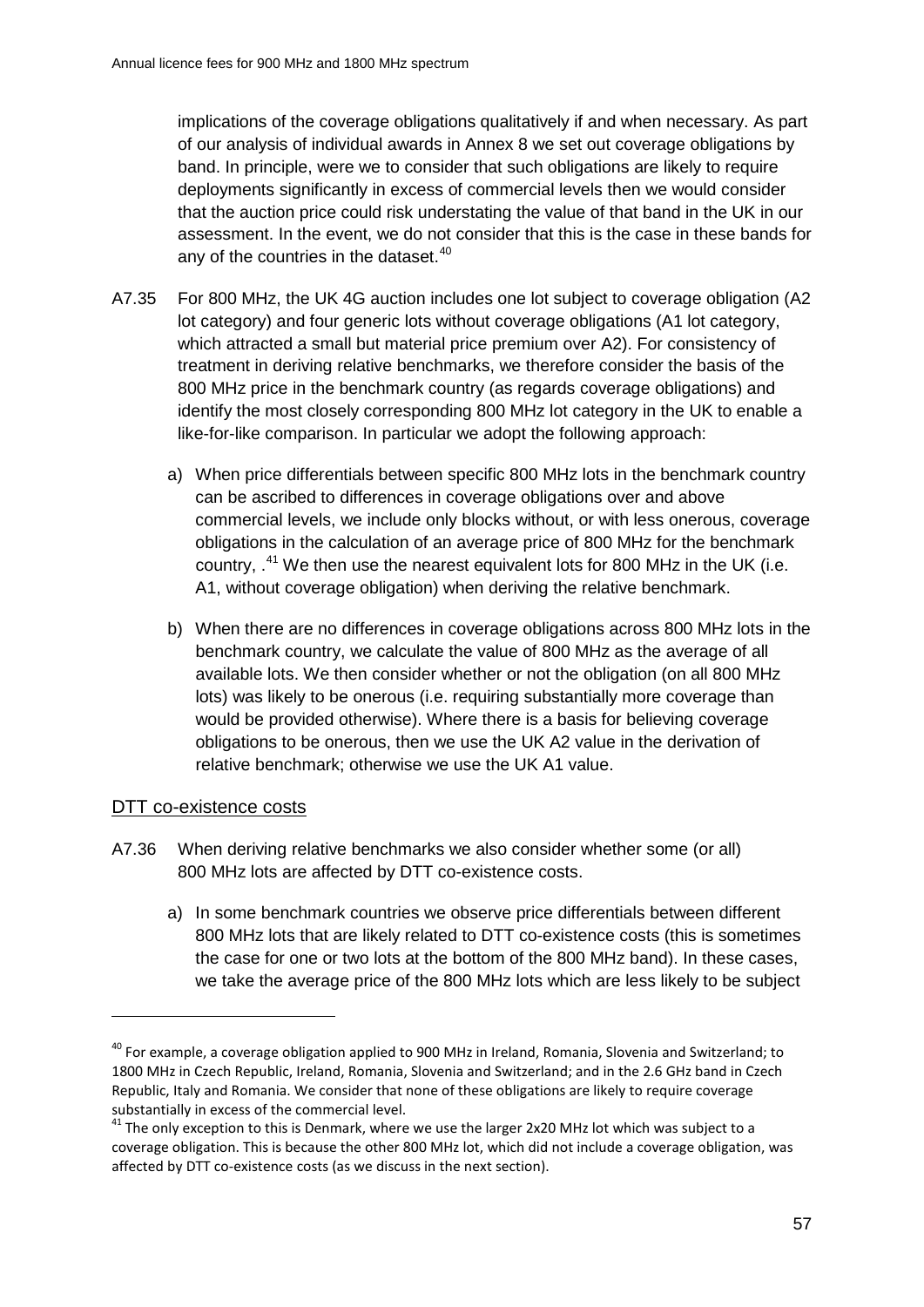implications of the coverage obligations qualitatively if and when necessary. As part of our analysis of individual awards in Annex 8 we set out coverage obligations by band. In principle, were we to consider that such obligations are likely to require deployments significantly in excess of commercial levels then we would consider that the auction price could risk understating the value of that band in the UK in our assessment. In the event, we do not consider that this is the case in these bands for any of the countries in the dataset.[40]

A7.35 For 800 MHz, the UK 4G auction includes one lot subject to coverage obligation (A2 lot category) and four generic lots without coverage obligations (A1 lot category, which attracted a small but material price premium over A2). For consistency of treatment in deriving relative benchmarks, we therefore consider the basis of the 800 MHz price in the benchmark country (as regards coverage obligations) and identify the most closely corresponding 800 MHz lot category in the UK to enable a like-for-like comparison. In particular we adopt the following approach:

a) When price differentials between specific 800 MHz lots in the benchmark country can be ascribed to differences in coverage obligations over and above commercial levels, we include only blocks without, or with less onerous, coverage obligations in the calculation of an average price of 800 MHz for the benchmark country, .[41] We then use the nearest equivalent lots for 800 MHz in the UK (i.e. A1, without coverage obligation) when deriving the relative benchmark.

b) When there are no differences in coverage obligations across 800 MHz lots in the benchmark country, we calculate the value of 800 MHz as the average of all available lots. We then consider whether or not the obligation (on all 800 MHz lots) was likely to be onerous (i.e. requiring substantially more coverage than would be provided otherwise). Where there is a basis for believing coverage obligations to be onerous, then we use the UK A2 value in the derivation of relative benchmark; otherwise we use the UK A1 value.

## DTT co-existence costs

A7.36 When deriving relative benchmarks we also consider whether some (or all) 800 MHz lots are affected by DTT co-existence costs.

a) In some benchmark countries we observe price differentials between different 800 MHz lots that are likely related to DTT co-existence costs (this is sometimes the case for one or two lots at the bottom of the 800 MHz band). In these cases, we take the average price of the 800 MHz lots which are less likely to be subject

---

[40] For example, a coverage obligation applied to 900 MHz in Ireland, Romania, Slovenia and Switzerland; to 1800 MHz in Czech Republic, Ireland, Romania, Slovenia and Switzerland; and in the 2.6 GHz band in Czech Republic, Italy and Romania. We consider that none of these obligations are likely to require coverage substantially in excess of the commercial level.

[41] The only exception to this is Denmark, where we use the larger 2x20 MHz lot which was subject to a coverage obligation. This is because the other 800 MHz lot, which did not include a coverage obligation, was affected by DTT co-existence costs (as we discuss in the next section).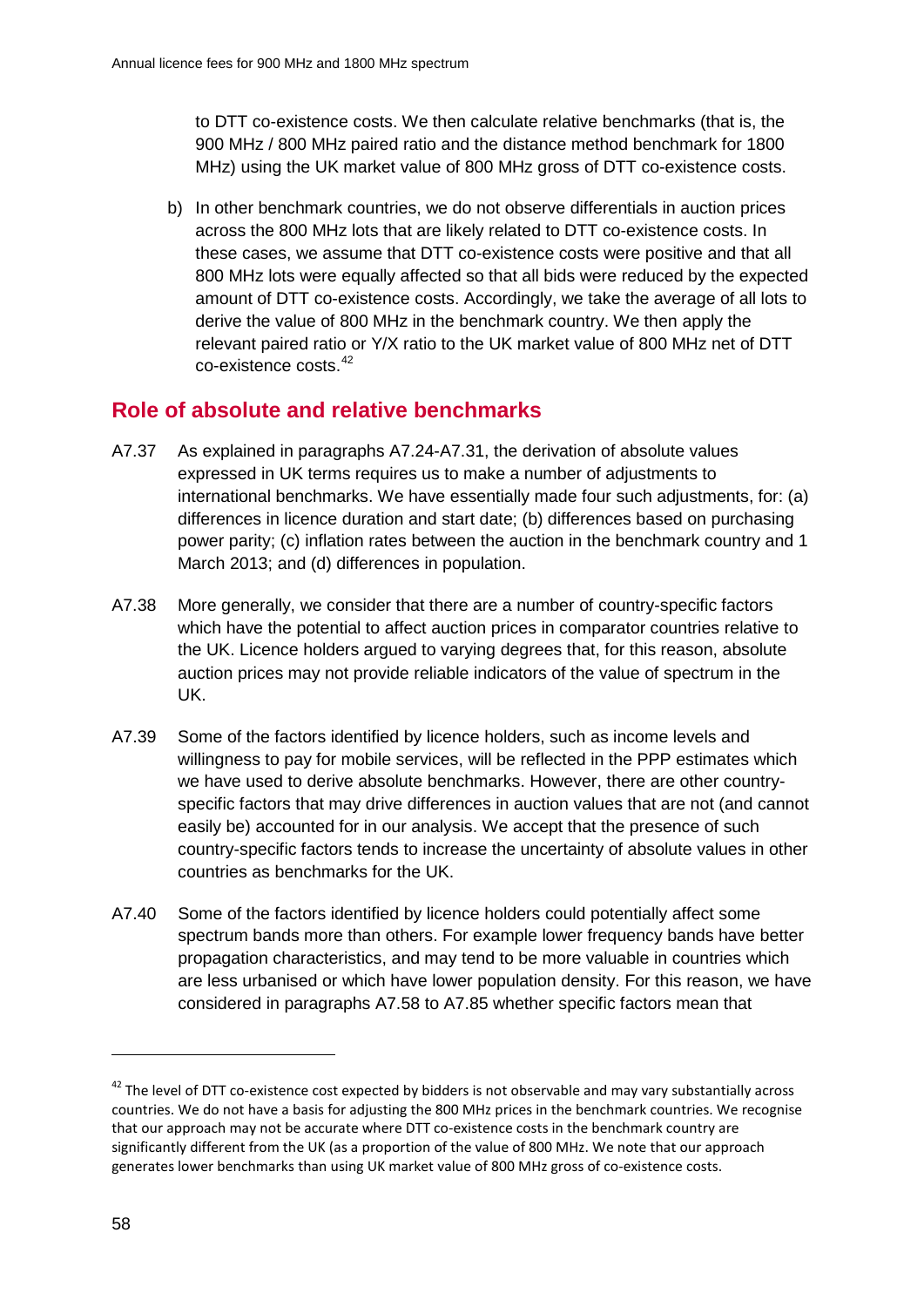to DTT co-existence costs. We then calculate relative benchmarks (that is, the 900 MHz / 800 MHz paired ratio and the distance method benchmark for 1800 MHz) using the UK market value of 800 MHz gross of DTT co-existence costs.

b) In other benchmark countries, we do not observe differentials in auction prices across the 800 MHz lots that are likely related to DTT co-existence costs. In these cases, we assume that DTT co-existence costs were positive and that all 800 MHz lots were equally affected so that all bids were reduced by the expected amount of DTT co-existence costs. Accordingly, we take the average of all lots to derive the value of 800 MHz in the benchmark country. We then apply the relevant paired ratio or Y/X ratio to the UK market value of 800 MHz net of DTT co-existence costs.[42]

## Role of absolute and relative benchmarks

A7.37 As explained in paragraphs A7.24-A7.31, the derivation of absolute values expressed in UK terms requires us to make a number of adjustments to international benchmarks. We have essentially made four such adjustments, for: (a) differences in licence duration and start date; (b) differences based on purchasing power parity; (c) inflation rates between the auction in the benchmark country and 1 March 2013; and (d) differences in population.

A7.38 More generally, we consider that there are a number of country-specific factors which have the potential to affect auction prices in comparator countries relative to the UK. Licence holders argued to varying degrees that, for this reason, absolute auction prices may not provide reliable indicators of the value of spectrum in the UK.

A7.39 Some of the factors identified by licence holders, such as income levels and willingness to pay for mobile services, will be reflected in the PPP estimates which we have used to derive absolute benchmarks. However, there are other country-specific factors that may drive differences in auction values that are not (and cannot easily be) accounted for in our analysis. We accept that the presence of such country-specific factors tends to increase the uncertainty of absolute values in other countries as benchmarks for the UK.

A7.40 Some of the factors identified by licence holders could potentially affect some spectrum bands more than others. For example lower frequency bands have better propagation characteristics, and may tend to be more valuable in countries which are less urbanised or which have lower population density. For this reason, we have considered in paragraphs A7.58 to A7.85 whether specific factors mean that

---

[42] The level of DTT co-existence cost expected by bidders is not observable and may vary substantially across countries. We do not have a basis for adjusting the 800 MHz prices in the benchmark countries. We recognise that our approach may not be accurate where DTT co-existence costs in the benchmark country are significantly different from the UK (as a proportion of the value of 800 MHz. We note that our approach generates lower benchmarks than using UK market value of 800 MHz gross of co-existence costs.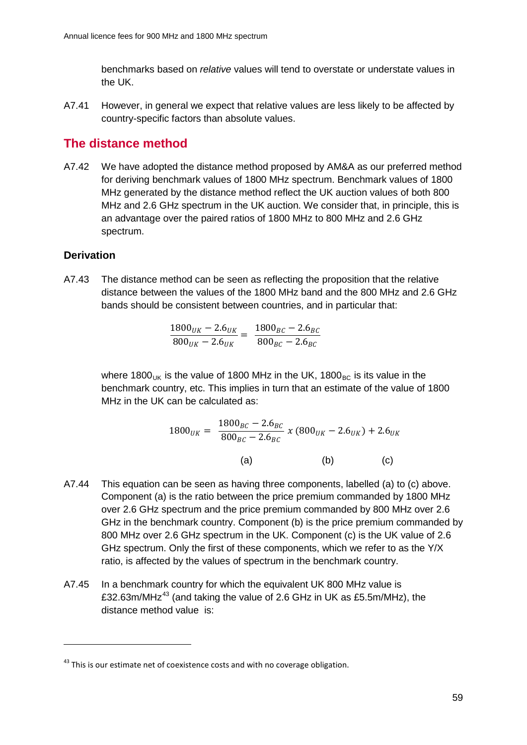benchmarks based on *relative* values will tend to overstate or understate values in the UK.

A7.41 However, in general we expect that relative values are less likely to be affected by country-specific factors than absolute values.

## The distance method

A7.42 We have adopted the distance method proposed by AM&A as our preferred method for deriving benchmark values of 1800 MHz spectrum. Benchmark values of 1800 MHz generated by the distance method reflect the UK auction values of both 800 MHz and 2.6 GHz spectrum in the UK auction. We consider that, in principle, this is an advantage over the paired ratios of 1800 MHz to 800 MHz and 2.6 GHz spectrum.

### Derivation

A7.43 The distance method can be seen as reflecting the proposition that the relative distance between the values of the 1800 MHz band and the 800 MHz and 2.6 GHz bands should be consistent between countries, and in particular that:

$$\frac{1800_{UK} - 2.6_{UK}}{800_{UK} - 2.6_{UK}} = \frac{1800_{BC} - 2.6_{BC}}{800_{BC} - 2.6_{BC}}$$

where $1800_{UK}$ is the value of 1800 MHz in the UK, $1800_{BC}$ is its value in the benchmark country, etc. This implies in turn that an estimate of the value of 1800 MHz in the UK can be calculated as:

$$1800_{UK} = \underbrace{\frac{1800_{BC} - 2.6_{BC}}{800_{BC} - 2.6_{BC}}}_{(a)} \; x \; \underbrace{(800_{UK} - 2.6_{UK})}_{(b)} + \underbrace{2.6_{UK}}_{(c)}$$

A7.44 This equation can be seen as having three components, labelled (a) to (c) above. Component (a) is the ratio between the price premium commanded by 1800 MHz over 2.6 GHz spectrum and the price premium commanded by 800 MHz over 2.6 GHz in the benchmark country. Component (b) is the price premium commanded by 800 MHz over 2.6 GHz spectrum in the UK. Component (c) is the UK value of 2.6 GHz spectrum. Only the first of these components, which we refer to as the Y/X ratio, is affected by the values of spectrum in the benchmark country.

A7.45 In a benchmark country for which the equivalent UK 800 MHz value is £32.63m/MHz[43] (and taking the value of 2.6 GHz in UK as £5.5m/MHz), the distance method value is:

---

[43] This is our estimate net of coexistence costs and with no coverage obligation.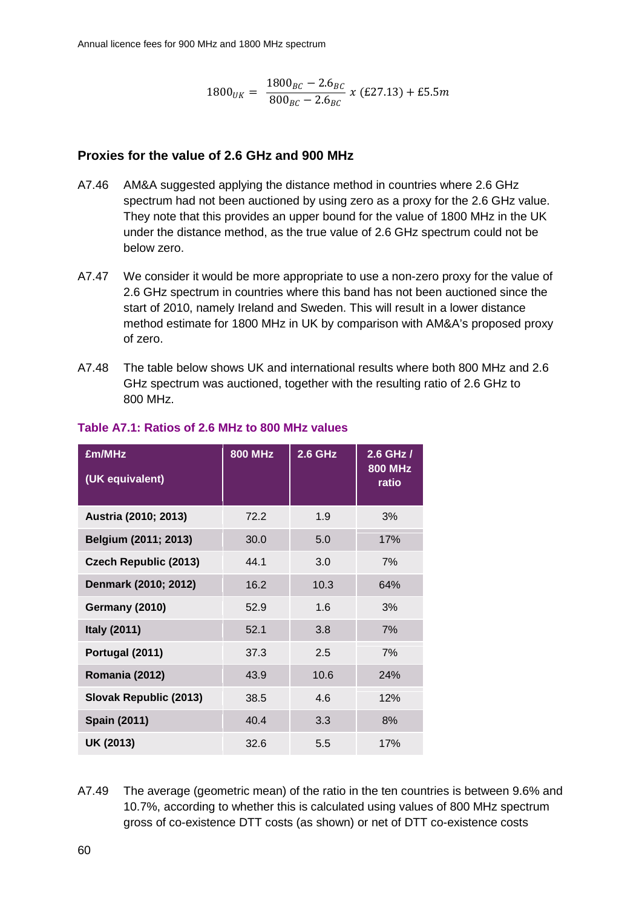$$1800_{UK} = \frac{1800_{BC} - 2.6_{BC}}{800_{BC} - 2.6_{BC}} \; x \; (£27.13) + £5.5m$$

### Proxies for the value of 2.6 GHz and 900 MHz

A7.46 AM&A suggested applying the distance method in countries where 2.6 GHz spectrum had not been auctioned by using zero as a proxy for the 2.6 GHz value. They note that this provides an upper bound for the value of 1800 MHz in the UK under the distance method, as the true value of 2.6 GHz spectrum could not be below zero.

A7.47 We consider it would be more appropriate to use a non-zero proxy for the value of 2.6 GHz spectrum in countries where this band has not been auctioned since the start of 2010, namely Ireland and Sweden. This will result in a lower distance method estimate for 1800 MHz in UK by comparison with AM&A's proposed proxy of zero.

A7.48 The table below shows UK and international results where both 800 MHz and 2.6 GHz spectrum was auctioned, together with the resulting ratio of 2.6 GHz to 800 MHz.

**Table A7.1: Ratios of 2.6 MHz to 800 MHz values**

| £m/MHz (UK equivalent) | 800 MHz | 2.6 GHz | 2.6 GHz / 800 MHz ratio |
|---|---|---|---|
| **Austria (2010; 2013)** | 72.2 | 1.9 | 3% |
| **Belgium (2011; 2013)** | 30.0 | 5.0 | 17% |
| **Czech Republic (2013)** | 44.1 | 3.0 | 7% |
| **Denmark (2010; 2012)** | 16.2 | 10.3 | 64% |
| **Germany (2010)** | 52.9 | 1.6 | 3% |
| **Italy (2011)** | 52.1 | 3.8 | 7% |
| **Portugal (2011)** | 37.3 | 2.5 | 7% |
| **Romania (2012)** | 43.9 | 10.6 | 24% |
| **Slovak Republic (2013)** | 38.5 | 4.6 | 12% |
| **Spain (2011)** | 40.4 | 3.3 | 8% |
| **UK (2013)** | 32.6 | 5.5 | 17% |

A7.49 The average (geometric mean) of the ratio in the ten countries is between 9.6% and 10.7%, according to whether this is calculated using values of 800 MHz spectrum gross of co-existence DTT costs (as shown) or net of DTT co-existence costs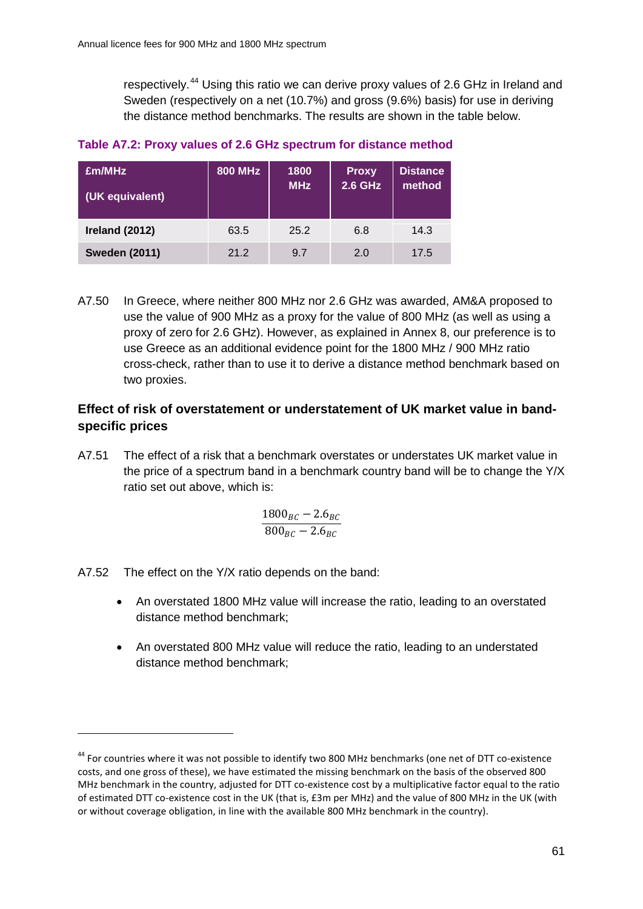respectively.[44] Using this ratio we can derive proxy values of 2.6 GHz in Ireland and Sweden (respectively on a net (10.7%) and gross (9.6%) basis) for use in deriving the distance method benchmarks. The results are shown in the table below.

**Table A7.2: Proxy values of 2.6 GHz spectrum for distance method**

| £m/MHz (UK equivalent) | 800 MHz | 1800 MHz | Proxy 2.6 GHz | Distance method |
|---|---|---|---|---|
| **Ireland (2012)** | 63.5 | 25.2 | 6.8 | 14.3 |
| **Sweden (2011)** | 21.2 | 9.7 | 2.0 | 17.5 |

A7.50 In Greece, where neither 800 MHz nor 2.6 GHz was awarded, AM&A proposed to use the value of 900 MHz as a proxy for the value of 800 MHz (as well as using a proxy of zero for 2.6 GHz). However, as explained in Annex 8, our preference is to use Greece as an additional evidence point for the 1800 MHz / 900 MHz ratio cross-check, rather than to use it to derive a distance method benchmark based on two proxies.

### Effect of risk of overstatement or understatement of UK market value in band-specific prices

A7.51 The effect of a risk that a benchmark overstates or understates UK market value in the price of a spectrum band in a benchmark country band will be to change the Y/X ratio set out above, which is:

$$\frac{1800_{BC} - 2.6_{BC}}{800_{BC} - 2.6_{BC}}$$

A7.52 The effect on the Y/X ratio depends on the band:

- An overstated 1800 MHz value will increase the ratio, leading to an overstated distance method benchmark;
- An overstated 800 MHz value will reduce the ratio, leading to an understated distance method benchmark;

[44] For countries where it was not possible to identify two 800 MHz benchmarks (one net of DTT co-existence costs, and one gross of these), we have estimated the missing benchmark on the basis of the observed 800 MHz benchmark in the country, adjusted for DTT co-existence cost by a multiplicative factor equal to the ratio of estimated DTT co-existence cost in the UK (that is, £3m per MHz) and the value of 800 MHz in the UK (with or without coverage obligation, in line with the available 800 MHz benchmark in the country).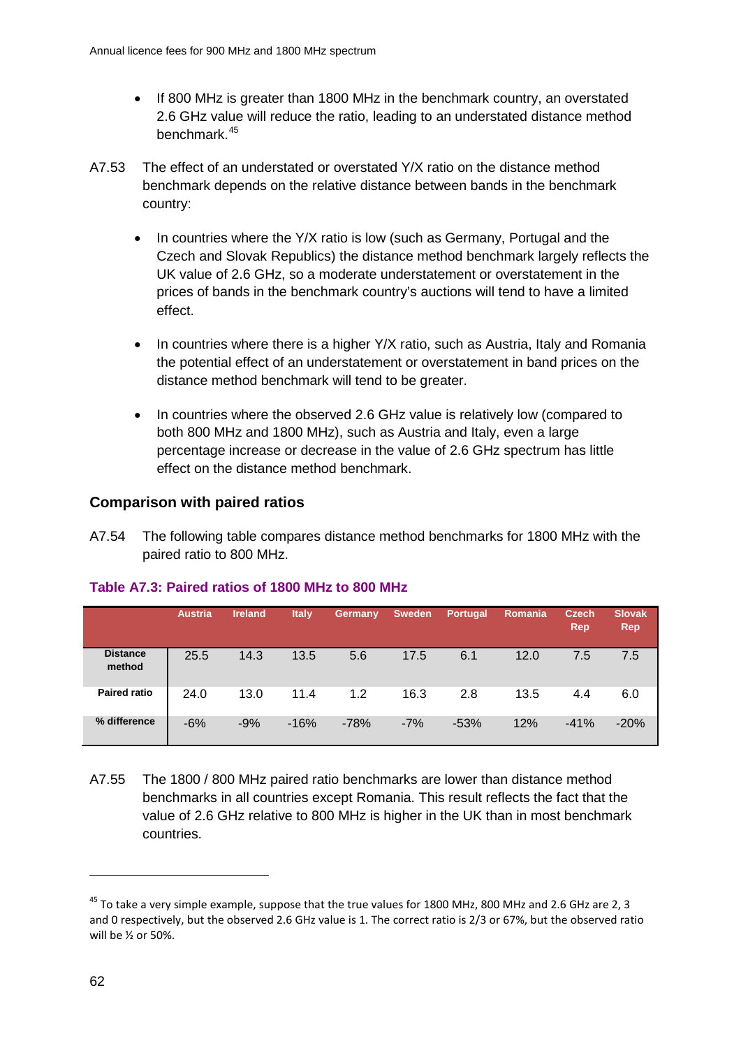- If 800 MHz is greater than 1800 MHz in the benchmark country, an overstated 2.6 GHz value will reduce the ratio, leading to an understated distance method benchmark.[45]

A7.53 The effect of an understated or overstated Y/X ratio on the distance method benchmark depends on the relative distance between bands in the benchmark country:

- In countries where the Y/X ratio is low (such as Germany, Portugal and the Czech and Slovak Republics) the distance method benchmark largely reflects the UK value of 2.6 GHz, so a moderate understatement or overstatement in the prices of bands in the benchmark country's auctions will tend to have a limited effect.
- In countries where there is a higher Y/X ratio, such as Austria, Italy and Romania the potential effect of an understatement or overstatement in band prices on the distance method benchmark will tend to be greater.
- In countries where the observed 2.6 GHz value is relatively low (compared to both 800 MHz and 1800 MHz), such as Austria and Italy, even a large percentage increase or decrease in the value of 2.6 GHz spectrum has little effect on the distance method benchmark.

## Comparison with paired ratios

A7.54 The following table compares distance method benchmarks for 1800 MHz with the paired ratio to 800 MHz.

**Table A7.3: Paired ratios of 1800 MHz to 800 MHz**

| | Austria | Ireland | Italy | Germany | Sweden | Portugal | Romania | Czech Rep | Slovak Rep |
|---|---|---|---|---|---|---|---|---|---|
| **Distance method** | 25.5 | 14.3 | 13.5 | 5.6 | 17.5 | 6.1 | 12.0 | 7.5 | 7.5 |
| **Paired ratio** | 24.0 | 13.0 | 11.4 | 1.2 | 16.3 | 2.8 | 13.5 | 4.4 | 6.0 |
| **% difference** | -6% | -9% | -16% | -78% | -7% | -53% | 12% | -41% | -20% |

A7.55 The 1800 / 800 MHz paired ratio benchmarks are lower than distance method benchmarks in all countries except Romania. This result reflects the fact that the value of 2.6 GHz relative to 800 MHz is higher in the UK than in most benchmark countries.

[45] To take a very simple example, suppose that the true values for 1800 MHz, 800 MHz and 2.6 GHz are 2, 3 and 0 respectively, but the observed 2.6 GHz value is 1. The correct ratio is 2/3 or 67%, but the observed ratio will be ½ or 50%.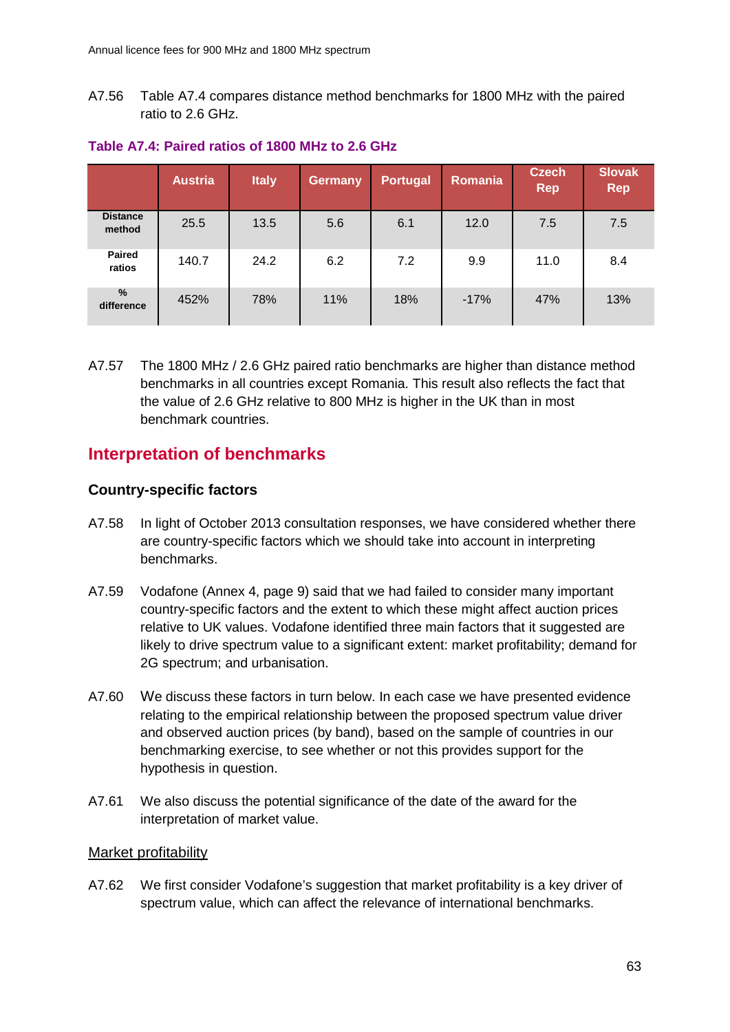A7.56 Table A7.4 compares distance method benchmarks for 1800 MHz with the paired ratio to 2.6 GHz.

**Table A7.4: Paired ratios of 1800 MHz to 2.6 GHz**

| | Austria | Italy | Germany | Portugal | Romania | Czech Rep | Slovak Rep |
|---|---|---|---|---|---|---|---|
| Distance method | 25.5 | 13.5 | 5.6 | 6.1 | 12.0 | 7.5 | 7.5 |
| Paired ratios | 140.7 | 24.2 | 6.2 | 7.2 | 9.9 | 11.0 | 8.4 |
| % difference | 452% | 78% | 11% | 18% | -17% | 47% | 13% |

A7.57 The 1800 MHz / 2.6 GHz paired ratio benchmarks are higher than distance method benchmarks in all countries except Romania. This result also reflects the fact that the value of 2.6 GHz relative to 800 MHz is higher in the UK than in most benchmark countries.

## Interpretation of benchmarks

### Country-specific factors

A7.58 In light of October 2013 consultation responses, we have considered whether there are country-specific factors which we should take into account in interpreting benchmarks.

A7.59 Vodafone (Annex 4, page 9) said that we had failed to consider many important country-specific factors and the extent to which these might affect auction prices relative to UK values. Vodafone identified three main factors that it suggested are likely to drive spectrum value to a significant extent: market profitability; demand for 2G spectrum; and urbanisation.

A7.60 We discuss these factors in turn below. In each case we have presented evidence relating to the empirical relationship between the proposed spectrum value driver and observed auction prices (by band), based on the sample of countries in our benchmarking exercise, to see whether or not this provides support for the hypothesis in question.

A7.61 We also discuss the potential significance of the date of the award for the interpretation of market value.

Market profitability

A7.62 We first consider Vodafone's suggestion that market profitability is a key driver of spectrum value, which can affect the relevance of international benchmarks.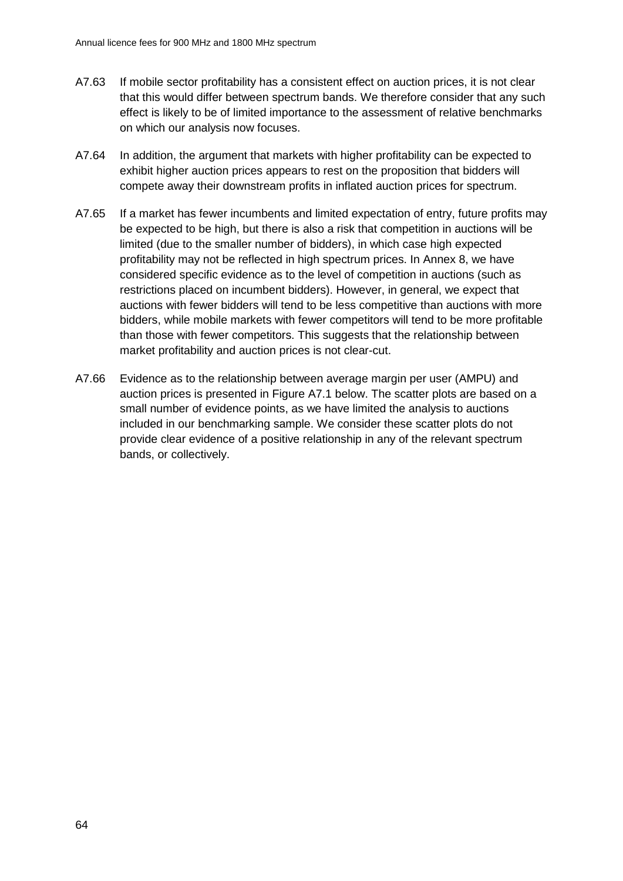A7.63 If mobile sector profitability has a consistent effect on auction prices, it is not clear that this would differ between spectrum bands. We therefore consider that any such effect is likely to be of limited importance to the assessment of relative benchmarks on which our analysis now focuses.

A7.64 In addition, the argument that markets with higher profitability can be expected to exhibit higher auction prices appears to rest on the proposition that bidders will compete away their downstream profits in inflated auction prices for spectrum.

A7.65 If a market has fewer incumbents and limited expectation of entry, future profits may be expected to be high, but there is also a risk that competition in auctions will be limited (due to the smaller number of bidders), in which case high expected profitability may not be reflected in high spectrum prices. In Annex 8, we have considered specific evidence as to the level of competition in auctions (such as restrictions placed on incumbent bidders). However, in general, we expect that auctions with fewer bidders will tend to be less competitive than auctions with more bidders, while mobile markets with fewer competitors will tend to be more profitable than those with fewer competitors. This suggests that the relationship between market profitability and auction prices is not clear-cut.

A7.66 Evidence as to the relationship between average margin per user (AMPU) and auction prices is presented in Figure A7.1 below. The scatter plots are based on a small number of evidence points, as we have limited the analysis to auctions included in our benchmarking sample. We consider these scatter plots do not provide clear evidence of a positive relationship in any of the relevant spectrum bands, or collectively.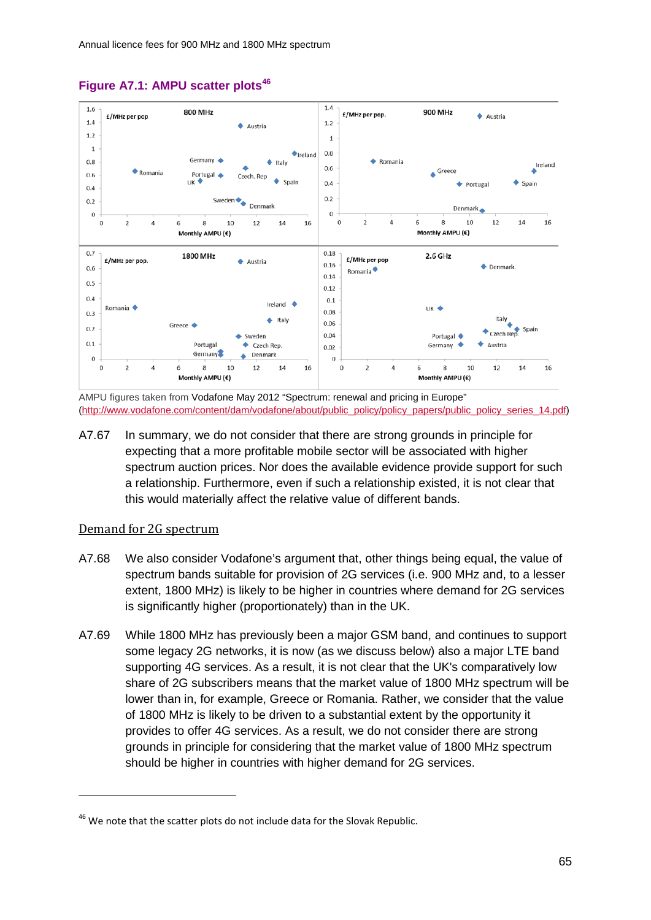**Figure A7.1: AMPU scatter plots[46]**

AMPU figures taken from Vodafone May 2012 "Spectrum: renewal and pricing in Europe" (http://www.vodafone.com/content/dam/vodafone/about/public_policy/policy_papers/public_policy_series_14.pdf)

A7.67 In summary, we do not consider that there are strong grounds in principle for expecting that a more profitable mobile sector will be associated with higher spectrum auction prices. Nor does the available evidence provide support for such a relationship. Furthermore, even if such a relationship existed, it is not clear that this would materially affect the relative value of different bands.

## Demand for 2G spectrum

A7.68 We also consider Vodafone's argument that, other things being equal, the value of spectrum bands suitable for provision of 2G services (i.e. 900 MHz and, to a lesser extent, 1800 MHz) is likely to be higher in countries where demand for 2G services is significantly higher (proportionately) than in the UK.

A7.69 While 1800 MHz has previously been a major GSM band, and continues to support some legacy 2G networks, it is now (as we discuss below) also a major LTE band supporting 4G services. As a result, it is not clear that the UK's comparatively low share of 2G subscribers means that the market value of 1800 MHz spectrum will be lower than in, for example, Greece or Romania. Rather, we consider that the value of 1800 MHz is likely to be driven to a substantial extent by the opportunity it provides to offer 4G services. As a result, we do not consider there are strong grounds in principle for considering that the market value of 1800 MHz spectrum should be higher in countries with higher demand for 2G services.

---

[46] We note that the scatter plots do not include data for the Slovak Republic.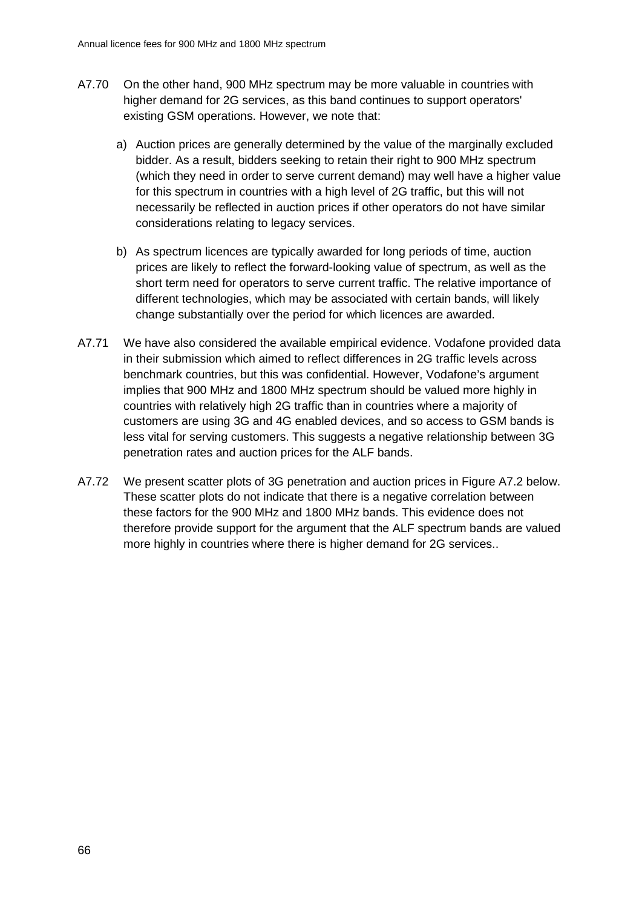A7.70 On the other hand, 900 MHz spectrum may be more valuable in countries with higher demand for 2G services, as this band continues to support operators' existing GSM operations. However, we note that:

a) Auction prices are generally determined by the value of the marginally excluded bidder. As a result, bidders seeking to retain their right to 900 MHz spectrum (which they need in order to serve current demand) may well have a higher value for this spectrum in countries with a high level of 2G traffic, but this will not necessarily be reflected in auction prices if other operators do not have similar considerations relating to legacy services.

b) As spectrum licences are typically awarded for long periods of time, auction prices are likely to reflect the forward-looking value of spectrum, as well as the short term need for operators to serve current traffic. The relative importance of different technologies, which may be associated with certain bands, will likely change substantially over the period for which licences are awarded.

A7.71 We have also considered the available empirical evidence. Vodafone provided data in their submission which aimed to reflect differences in 2G traffic levels across benchmark countries, but this was confidential. However, Vodafone's argument implies that 900 MHz and 1800 MHz spectrum should be valued more highly in countries with relatively high 2G traffic than in countries where a majority of customers are using 3G and 4G enabled devices, and so access to GSM bands is less vital for serving customers. This suggests a negative relationship between 3G penetration rates and auction prices for the ALF bands.

A7.72 We present scatter plots of 3G penetration and auction prices in Figure A7.2 below. These scatter plots do not indicate that there is a negative correlation between these factors for the 900 MHz and 1800 MHz bands. This evidence does not therefore provide support for the argument that the ALF spectrum bands are valued more highly in countries where there is higher demand for 2G services..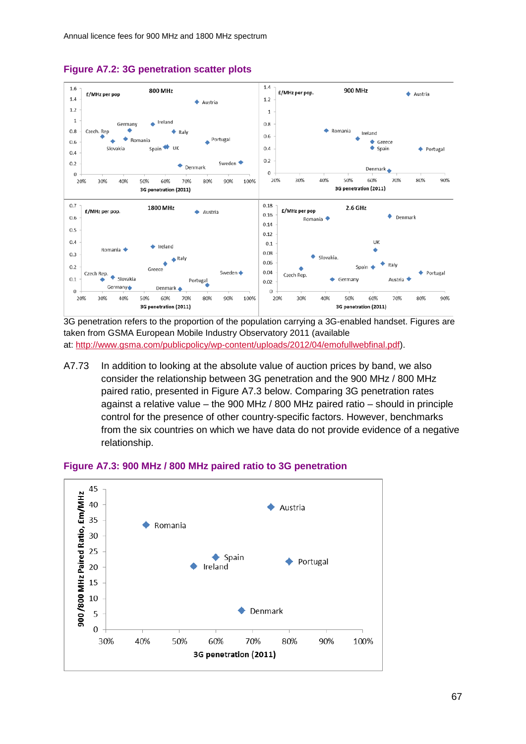### Figure A7.2: 3G penetration scatter plots

3G penetration refers to the proportion of the population carrying a 3G-enabled handset. Figures are taken from GSMA European Mobile Industry Observatory 2011 (available at: http://www.gsma.com/publicpolicy/wp-content/uploads/2012/04/emofullwebfinal.pdf).

A7.73 In addition to looking at the absolute value of auction prices by band, we also consider the relationship between 3G penetration and the 900 MHz / 800 MHz paired ratio, presented in Figure A7.3 below. Comparing 3G penetration rates against a relative value – the 900 MHz / 800 MHz paired ratio – should in principle control for the presence of other country-specific factors. However, benchmarks from the six countries on which we have data do not provide evidence of a negative relationship.

### Figure A7.3: 900 MHz / 800 MHz paired ratio to 3G penetration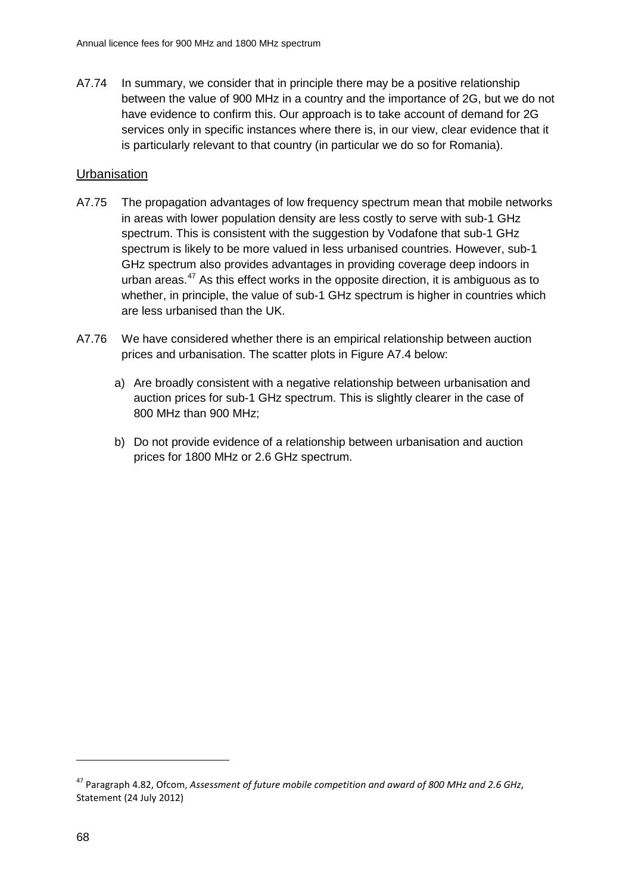A7.74 In summary, we consider that in principle there may be a positive relationship between the value of 900 MHz in a country and the importance of 2G, but we do not have evidence to confirm this. Our approach is to take account of demand for 2G services only in specific instances where there is, in our view, clear evidence that it is particularly relevant to that country (in particular we do so for Romania).

## Urbanisation

A7.75 The propagation advantages of low frequency spectrum mean that mobile networks in areas with lower population density are less costly to serve with sub-1 GHz spectrum. This is consistent with the suggestion by Vodafone that sub-1 GHz spectrum is likely to be more valued in less urbanised countries. However, sub-1 GHz spectrum also provides advantages in providing coverage deep indoors in urban areas.[47] As this effect works in the opposite direction, it is ambiguous as to whether, in principle, the value of sub-1 GHz spectrum is higher in countries which are less urbanised than the UK.

A7.76 We have considered whether there is an empirical relationship between auction prices and urbanisation. The scatter plots in Figure A7.4 below:

a) Are broadly consistent with a negative relationship between urbanisation and auction prices for sub-1 GHz spectrum. This is slightly clearer in the case of 800 MHz than 900 MHz;

b) Do not provide evidence of a relationship between urbanisation and auction prices for 1800 MHz or 2.6 GHz spectrum.

[47] Paragraph 4.82, Ofcom, *Assessment of future mobile competition and award of 800 MHz and 2.6 GHz*, Statement (24 July 2012)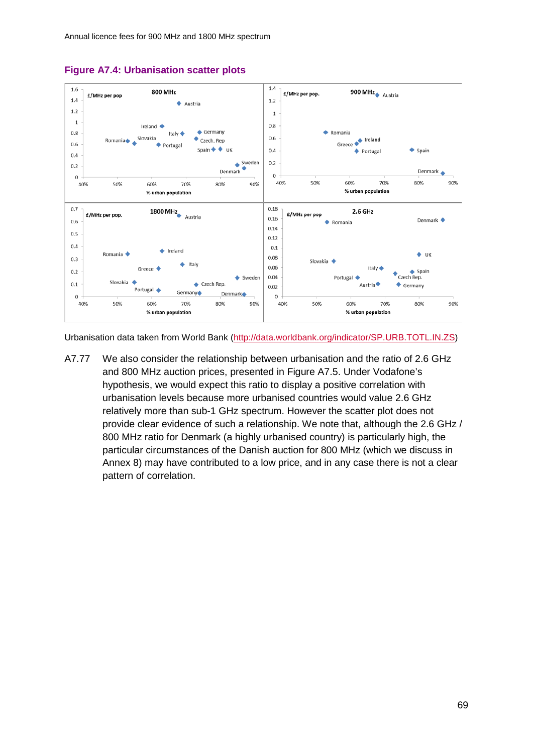**Figure A7.4: Urbanisation scatter plots**

Urbanisation data taken from World Bank (http://data.worldbank.org/indicator/SP.URB.TOTL.IN.ZS)

A7.77 We also consider the relationship between urbanisation and the ratio of 2.6 GHz and 800 MHz auction prices, presented in Figure A7.5. Under Vodafone's hypothesis, we would expect this ratio to display a positive correlation with urbanisation levels because more urbanised countries would value 2.6 GHz relatively more than sub-1 GHz spectrum. However the scatter plot does not provide clear evidence of such a relationship. We note that, although the 2.6 GHz / 800 MHz ratio for Denmark (a highly urbanised country) is particularly high, the particular circumstances of the Danish auction for 800 MHz (which we discuss in Annex 8) may have contributed to a low price, and in any case there is not a clear pattern of correlation.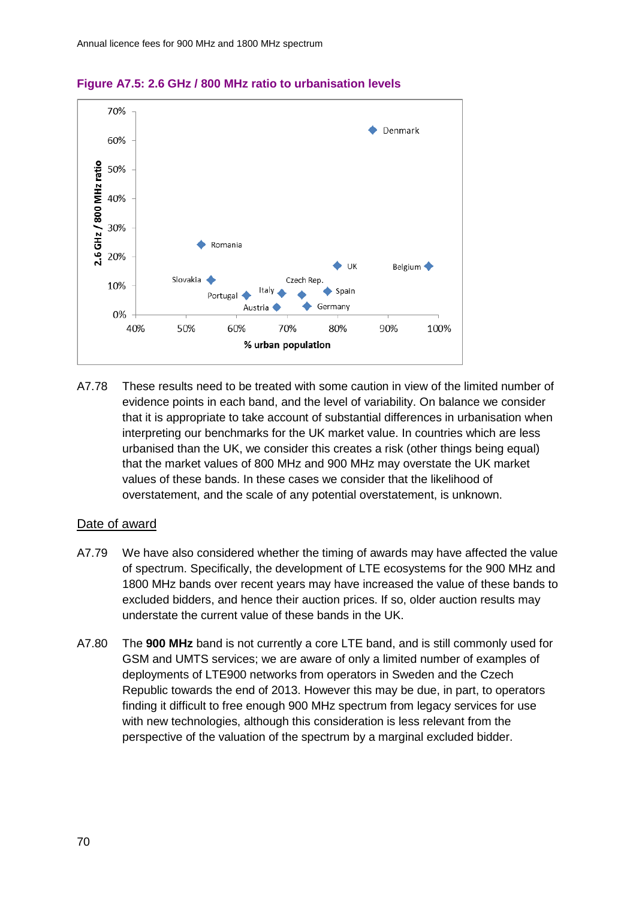**Figure A7.5: 2.6 GHz / 800 MHz ratio to urbanisation levels**

A7.78 These results need to be treated with some caution in view of the limited number of evidence points in each band, and the level of variability. On balance we consider that it is appropriate to take account of substantial differences in urbanisation when interpreting our benchmarks for the UK market value. In countries which are less urbanised than the UK, we consider this creates a risk (other things being equal) that the market values of 800 MHz and 900 MHz may overstate the UK market values of these bands. In these cases we consider that the likelihood of overstatement, and the scale of any potential overstatement, is unknown.

Date of award

A7.79 We have also considered whether the timing of awards may have affected the value of spectrum. Specifically, the development of LTE ecosystems for the 900 MHz and 1800 MHz bands over recent years may have increased the value of these bands to excluded bidders, and hence their auction prices. If so, older auction results may understate the current value of these bands in the UK.

A7.80 The **900 MHz** band is not currently a core LTE band, and is still commonly used for GSM and UMTS services; we are aware of only a limited number of examples of deployments of LTE900 networks from operators in Sweden and the Czech Republic towards the end of 2013. However this may be due, in part, to operators finding it difficult to free enough 900 MHz spectrum from legacy services for use with new technologies, although this consideration is less relevant from the perspective of the valuation of the spectrum by a marginal excluded bidder.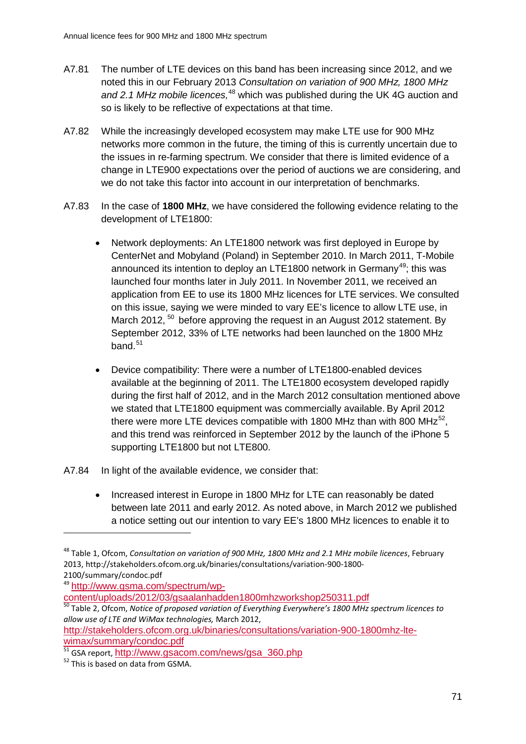A7.81 The number of LTE devices on this band has been increasing since 2012, and we noted this in our February 2013 *Consultation on variation of 900 MHz, 1800 MHz and 2.1 MHz mobile licences,*[48] which was published during the UK 4G auction and so is likely to be reflective of expectations at that time.

A7.82 While the increasingly developed ecosystem may make LTE use for 900 MHz networks more common in the future, the timing of this is currently uncertain due to the issues in re-farming spectrum. We consider that there is limited evidence of a change in LTE900 expectations over the period of auctions we are considering, and we do not take this factor into account in our interpretation of benchmarks.

A7.83 In the case of **1800 MHz**, we have considered the following evidence relating to the development of LTE1800:

- Network deployments: An LTE1800 network was first deployed in Europe by CenterNet and Mobyland (Poland) in September 2010. In March 2011, T-Mobile announced its intention to deploy an LTE1800 network in Germany[49]; this was launched four months later in July 2011. In November 2011, we received an application from EE to use its 1800 MHz licences for LTE services. We consulted on this issue, saying we were minded to vary EE's licence to allow LTE use, in March 2012, [50] before approving the request in an August 2012 statement. By September 2012, 33% of LTE networks had been launched on the 1800 MHz band.[51]

- Device compatibility: There were a number of LTE1800-enabled devices available at the beginning of 2011. The LTE1800 ecosystem developed rapidly during the first half of 2012, and in the March 2012 consultation mentioned above we stated that LTE1800 equipment was commercially available. By April 2012 there were more LTE devices compatible with 1800 MHz than with 800 MHz[52], and this trend was reinforced in September 2012 by the launch of the iPhone 5 supporting LTE1800 but not LTE800.

A7.84 In light of the available evidence, we consider that:

- Increased interest in Europe in 1800 MHz for LTE can reasonably be dated between late 2011 and early 2012. As noted above, in March 2012 we published a notice setting out our intention to vary EE's 1800 MHz licences to enable it to

---

[48] Table 1, Ofcom, *Consultation on variation of 900 MHz, 1800 MHz and 2.1 MHz mobile licences*, February 2013, http://stakeholders.ofcom.org.uk/binaries/consultations/variation-900-1800-2100/summary/condoc.pdf

[49] http://www.gsma.com/spectrum/wp-content/uploads/2012/03/gsaalanhadden1800mhzworkshop250311.pdf

[50] Table 2, Ofcom, *Notice of proposed variation of Everything Everywhere's 1800 MHz spectrum licences to allow use of LTE and WiMax technologies,* March 2012, http://stakeholders.ofcom.org.uk/binaries/consultations/variation-900-1800mhz-lte-wimax/summary/condoc.pdf

[51] GSA report, http://www.gsacom.com/news/gsa_360.php

[52] This is based on data from GSMA.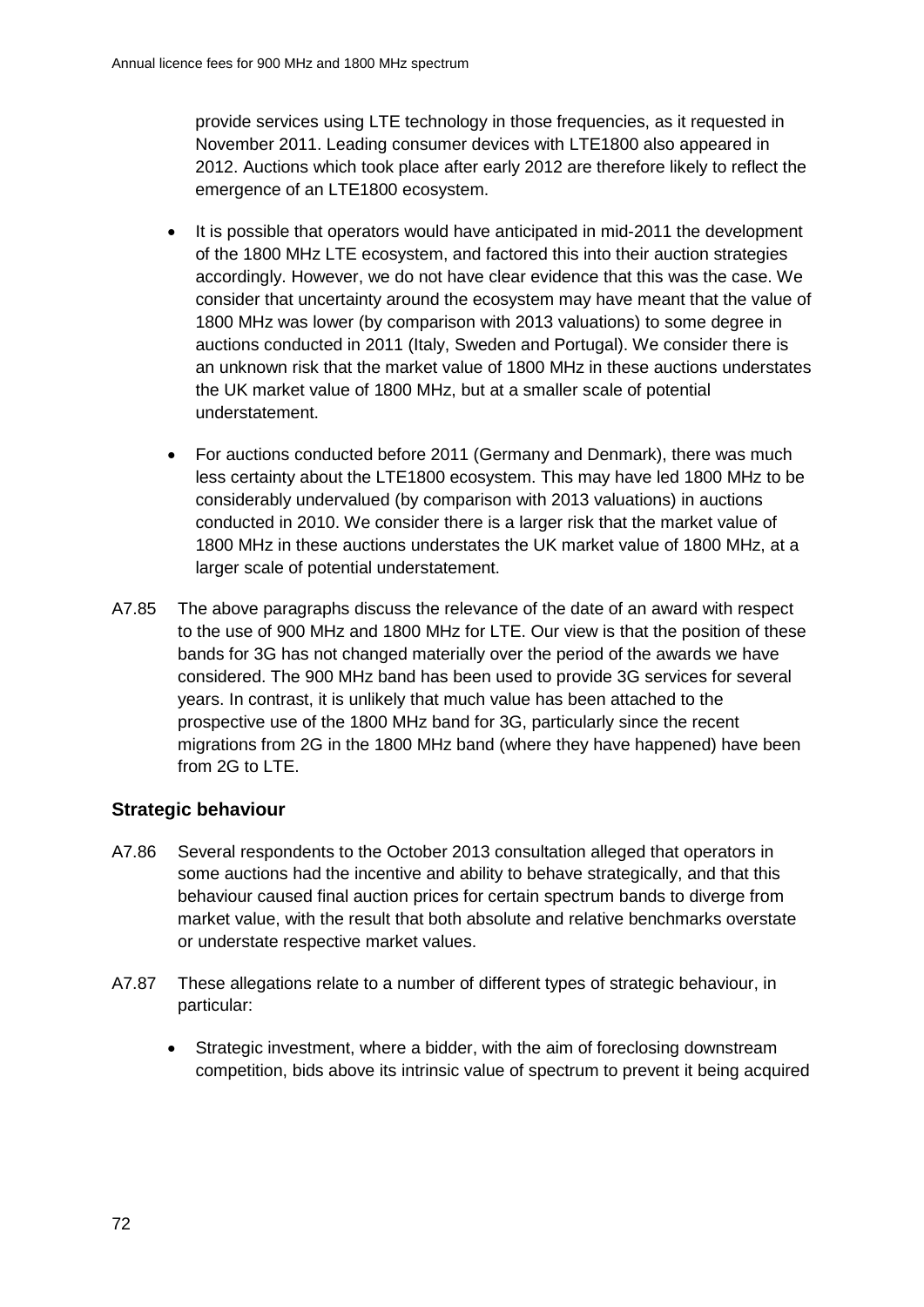provide services using LTE technology in those frequencies, as it requested in November 2011. Leading consumer devices with LTE1800 also appeared in 2012. Auctions which took place after early 2012 are therefore likely to reflect the emergence of an LTE1800 ecosystem.

- It is possible that operators would have anticipated in mid-2011 the development of the 1800 MHz LTE ecosystem, and factored this into their auction strategies accordingly. However, we do not have clear evidence that this was the case. We consider that uncertainty around the ecosystem may have meant that the value of 1800 MHz was lower (by comparison with 2013 valuations) to some degree in auctions conducted in 2011 (Italy, Sweden and Portugal). We consider there is an unknown risk that the market value of 1800 MHz in these auctions understates the UK market value of 1800 MHz, but at a smaller scale of potential understatement.
- For auctions conducted before 2011 (Germany and Denmark), there was much less certainty about the LTE1800 ecosystem. This may have led 1800 MHz to be considerably undervalued (by comparison with 2013 valuations) in auctions conducted in 2010. We consider there is a larger risk that the market value of 1800 MHz in these auctions understates the UK market value of 1800 MHz, at a larger scale of potential understatement.

A7.85 The above paragraphs discuss the relevance of the date of an award with respect to the use of 900 MHz and 1800 MHz for LTE. Our view is that the position of these bands for 3G has not changed materially over the period of the awards we have considered. The 900 MHz band has been used to provide 3G services for several years. In contrast, it is unlikely that much value has been attached to the prospective use of the 1800 MHz band for 3G, particularly since the recent migrations from 2G in the 1800 MHz band (where they have happened) have been from 2G to LTE.

### Strategic behaviour

A7.86 Several respondents to the October 2013 consultation alleged that operators in some auctions had the incentive and ability to behave strategically, and that this behaviour caused final auction prices for certain spectrum bands to diverge from market value, with the result that both absolute and relative benchmarks overstate or understate respective market values.

A7.87 These allegations relate to a number of different types of strategic behaviour, in particular:

- Strategic investment, where a bidder, with the aim of foreclosing downstream competition, bids above its intrinsic value of spectrum to prevent it being acquired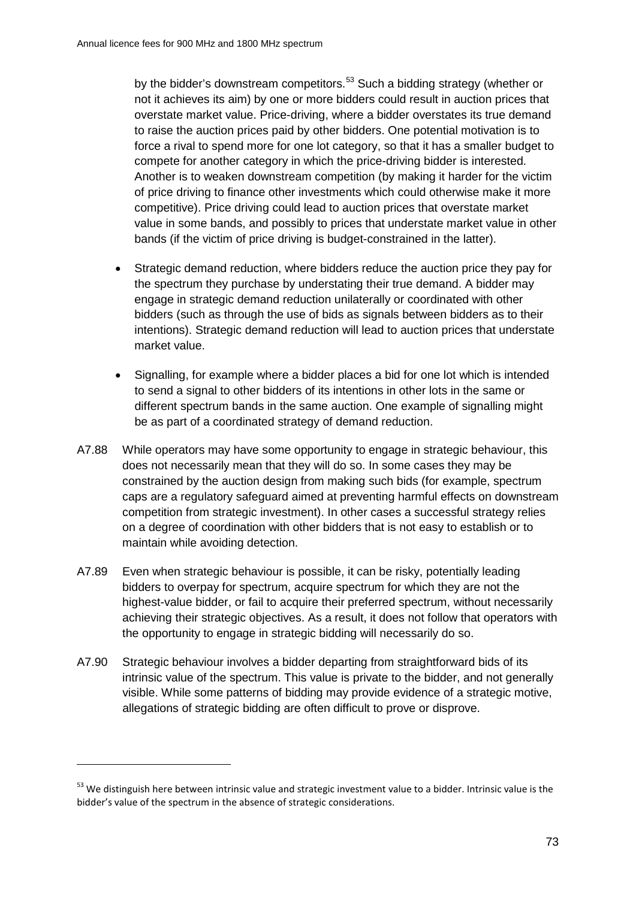by the bidder's downstream competitors.[53] Such a bidding strategy (whether or not it achieves its aim) by one or more bidders could result in auction prices that overstate market value. Price-driving, where a bidder overstates its true demand to raise the auction prices paid by other bidders. One potential motivation is to force a rival to spend more for one lot category, so that it has a smaller budget to compete for another category in which the price-driving bidder is interested. Another is to weaken downstream competition (by making it harder for the victim of price driving to finance other investments which could otherwise make it more competitive). Price driving could lead to auction prices that overstate market value in some bands, and possibly to prices that understate market value in other bands (if the victim of price driving is budget-constrained in the latter).

- Strategic demand reduction, where bidders reduce the auction price they pay for the spectrum they purchase by understating their true demand. A bidder may engage in strategic demand reduction unilaterally or coordinated with other bidders (such as through the use of bids as signals between bidders as to their intentions). Strategic demand reduction will lead to auction prices that understate market value.
- Signalling, for example where a bidder places a bid for one lot which is intended to send a signal to other bidders of its intentions in other lots in the same or different spectrum bands in the same auction. One example of signalling might be as part of a coordinated strategy of demand reduction.

A7.88 While operators may have some opportunity to engage in strategic behaviour, this does not necessarily mean that they will do so. In some cases they may be constrained by the auction design from making such bids (for example, spectrum caps are a regulatory safeguard aimed at preventing harmful effects on downstream competition from strategic investment). In other cases a successful strategy relies on a degree of coordination with other bidders that is not easy to establish or to maintain while avoiding detection.

A7.89 Even when strategic behaviour is possible, it can be risky, potentially leading bidders to overpay for spectrum, acquire spectrum for which they are not the highest-value bidder, or fail to acquire their preferred spectrum, without necessarily achieving their strategic objectives. As a result, it does not follow that operators with the opportunity to engage in strategic bidding will necessarily do so.

A7.90 Strategic behaviour involves a bidder departing from straightforward bids of its intrinsic value of the spectrum. This value is private to the bidder, and not generally visible. While some patterns of bidding may provide evidence of a strategic motive, allegations of strategic bidding are often difficult to prove or disprove.

[53] We distinguish here between intrinsic value and strategic investment value to a bidder. Intrinsic value is the bidder's value of the spectrum in the absence of strategic considerations.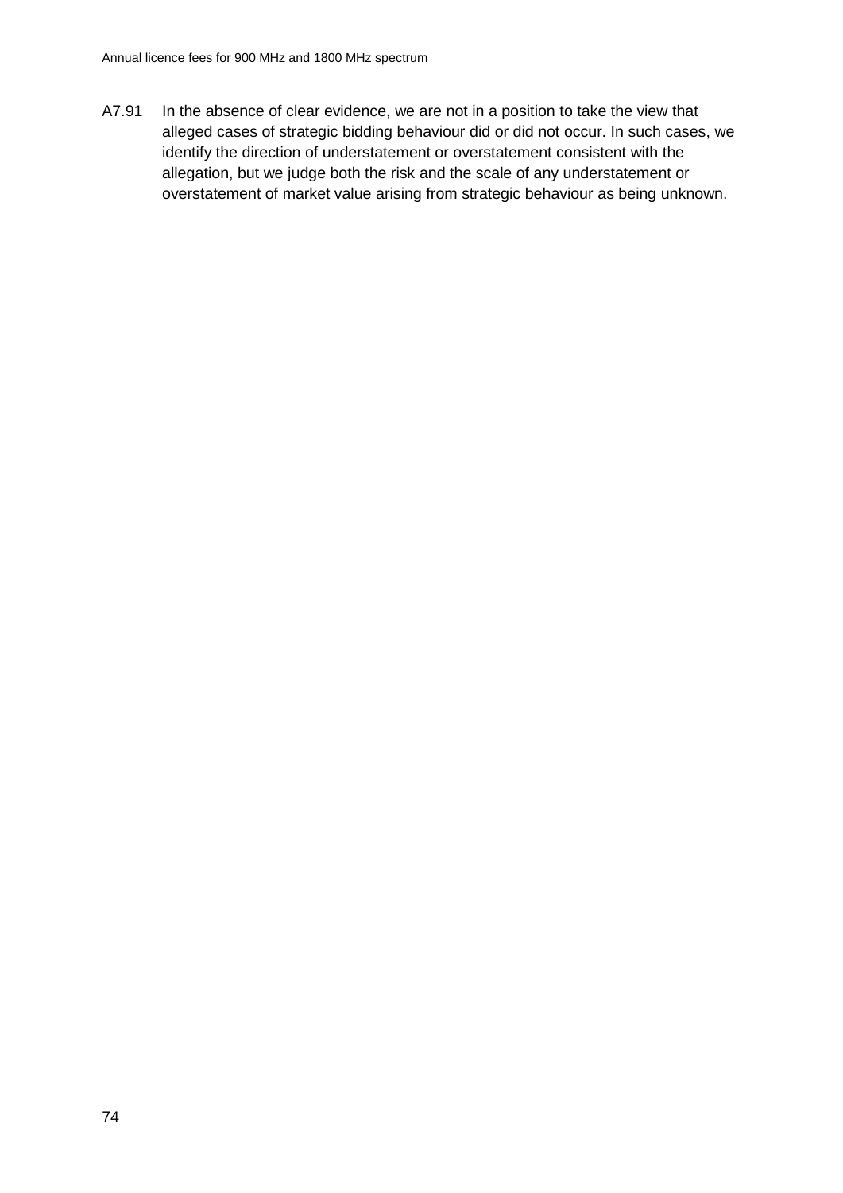A7.91 In the absence of clear evidence, we are not in a position to take the view that alleged cases of strategic bidding behaviour did or did not occur. In such cases, we identify the direction of understatement or overstatement consistent with the allegation, but we judge both the risk and the scale of any understatement or overstatement of market value arising from strategic behaviour as being unknown.